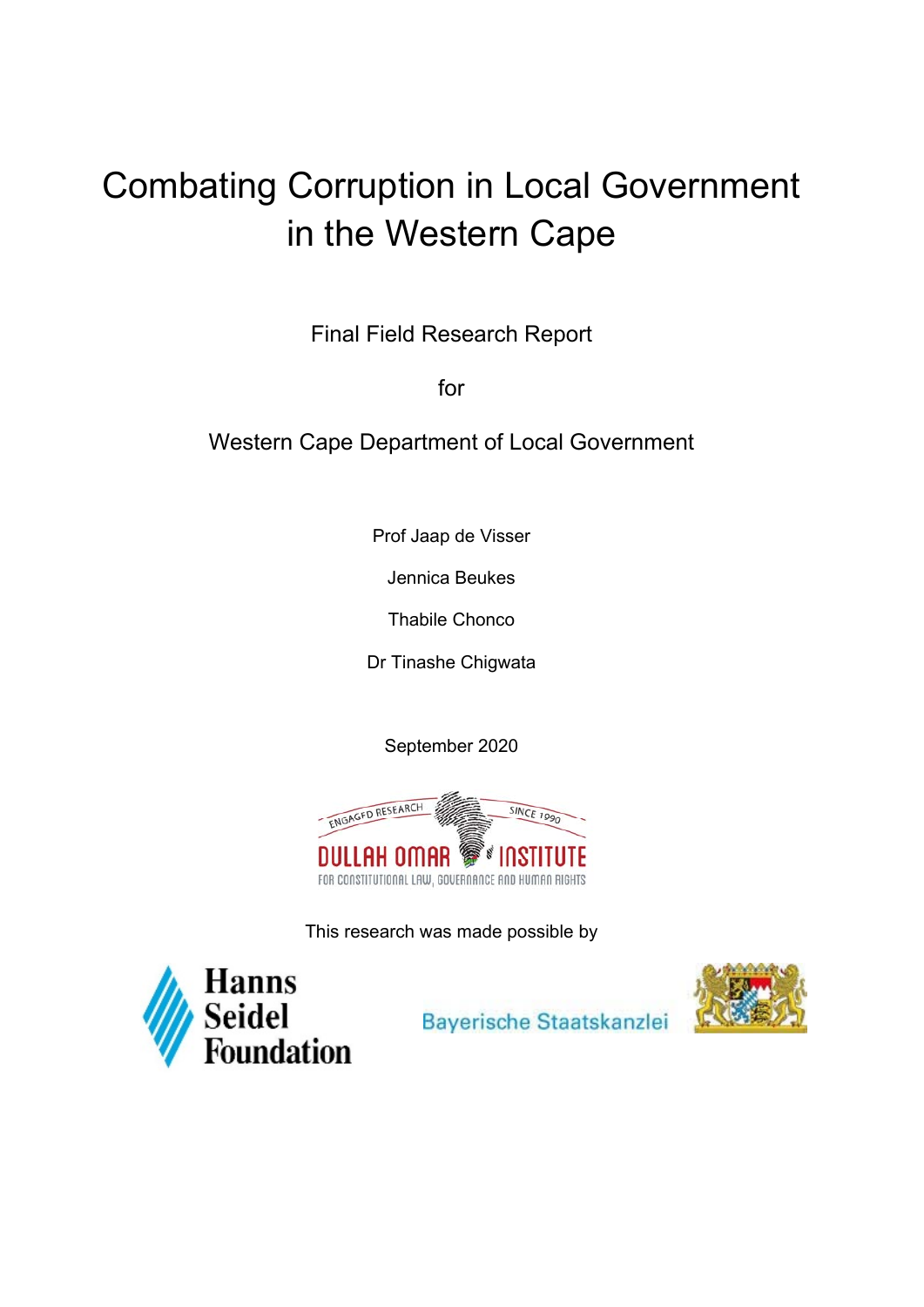# Combating Corruption in Local Government in the Western Cape

Final Field Research Report

for

Western Cape Department of Local Government

Prof Jaap de Visser

Jennica Beukes

Thabile Chonco

Dr Tinashe Chigwata

September 2020

ENGAGED RESEARCH SINCE 1990

DULLAH OMAR INSTITUTE

FOR CONSTITUTIONAL LAW, GOVERNANCE AND HUMAN RIGHTS

This research was made possible by

Hanns Seidel Foundation

Bayerische Staatskanzlei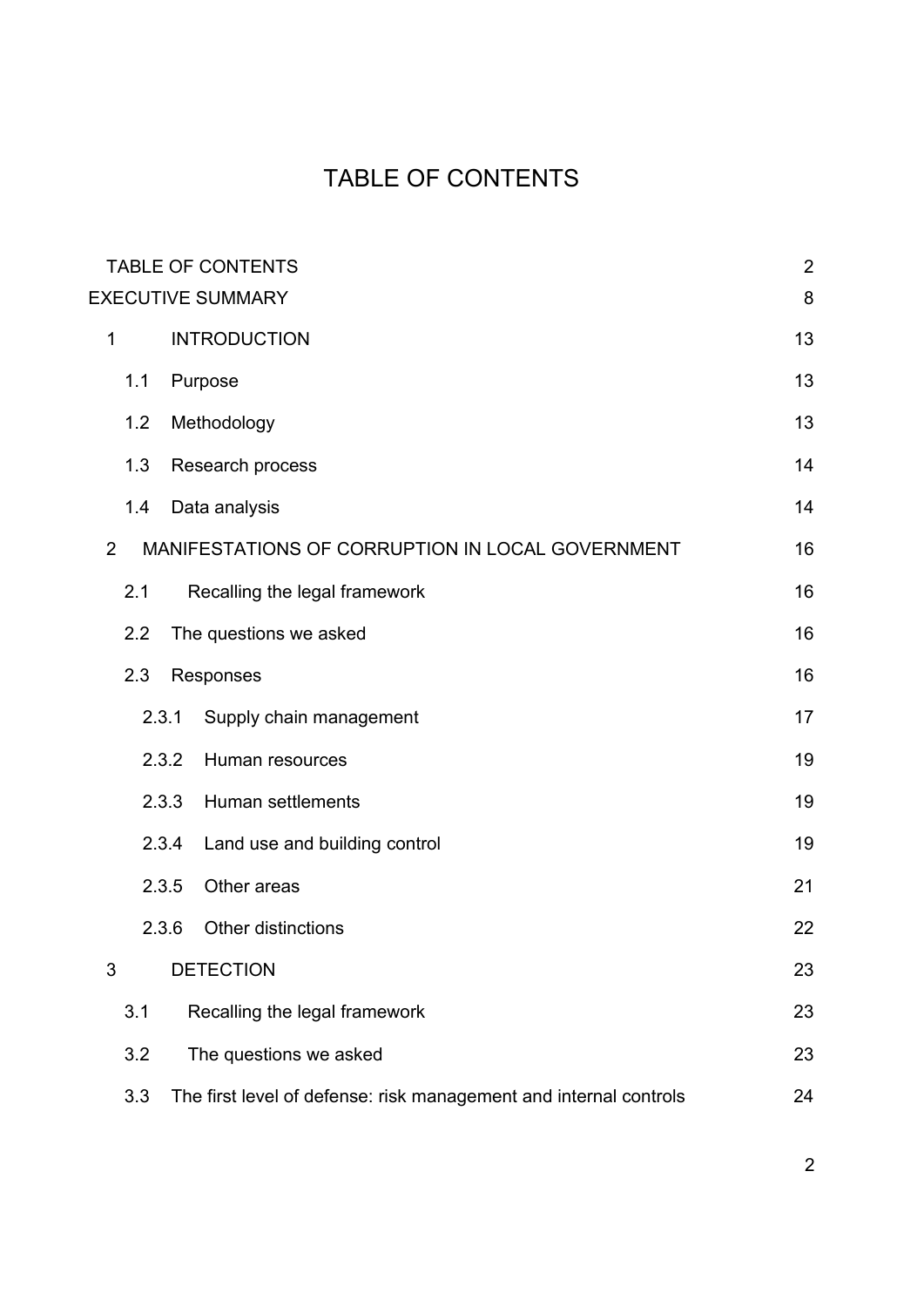# TABLE OF CONTENTS

| | | |
|---|---|---|
| | TABLE OF CONTENTS | 2 |
| | EXECUTIVE SUMMARY | 8 |
| 1 | INTRODUCTION | 13 |
| 1.1 | Purpose | 13 |
| 1.2 | Methodology | 13 |
| 1.3 | Research process | 14 |
| 1.4 | Data analysis | 14 |
| 2 | MANIFESTATIONS OF CORRUPTION IN LOCAL GOVERNMENT | 16 |
| 2.1 | Recalling the legal framework | 16 |
| 2.2 | The questions we asked | 16 |
| 2.3 | Responses | 16 |
| 2.3.1 | Supply chain management | 17 |
| 2.3.2 | Human resources | 19 |
| 2.3.3 | Human settlements | 19 |
| 2.3.4 | Land use and building control | 19 |
| 2.3.5 | Other areas | 21 |
| 2.3.6 | Other distinctions | 22 |
| 3 | DETECTION | 23 |
| 3.1 | Recalling the legal framework | 23 |
| 3.2 | The questions we asked | 23 |
| 3.3 | The first level of defense: risk management and internal controls | 24 |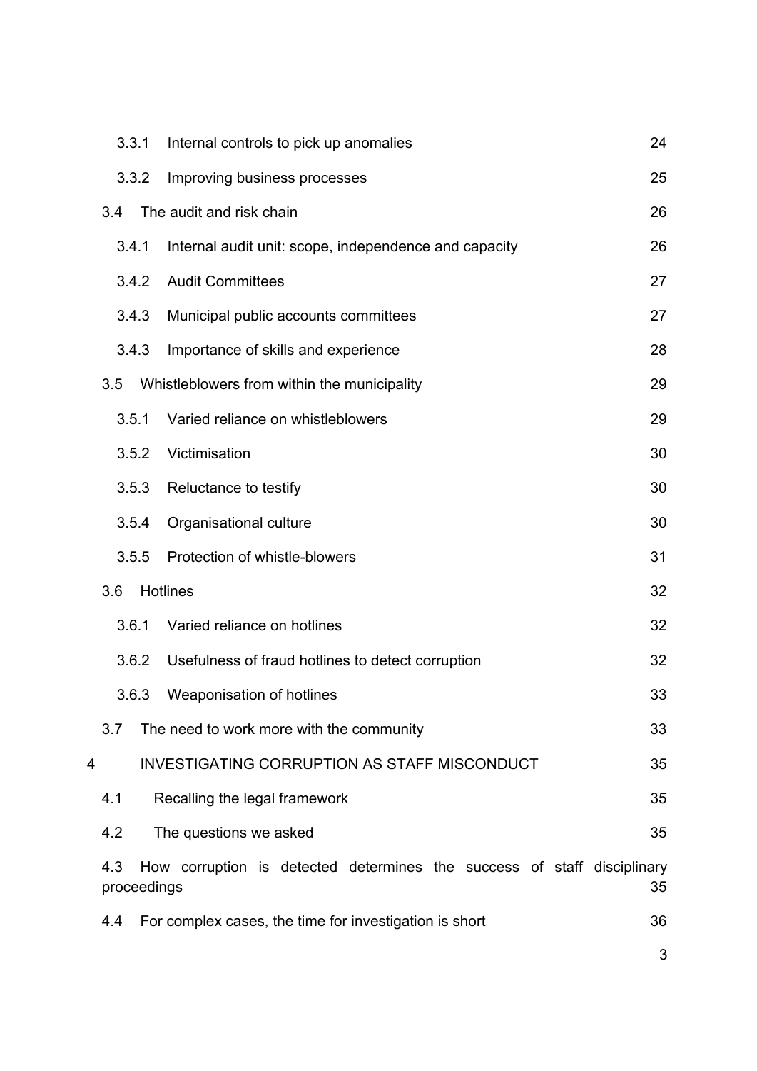| | | |
|---|---|---|
| 3.3.1 | Internal controls to pick up anomalies | 24 |
| 3.3.2 | Improving business processes | 25 |
| 3.4 | The audit and risk chain | 26 |
| 3.4.1 | Internal audit unit: scope, independence and capacity | 26 |
| 3.4.2 | Audit Committees | 27 |
| 3.4.3 | Municipal public accounts committees | 27 |
| 3.4.3 | Importance of skills and experience | 28 |
| 3.5 | Whistleblowers from within the municipality | 29 |
| 3.5.1 | Varied reliance on whistleblowers | 29 |
| 3.5.2 | Victimisation | 30 |
| 3.5.3 | Reluctance to testify | 30 |
| 3.5.4 | Organisational culture | 30 |
| 3.5.5 | Protection of whistle-blowers | 31 |
| 3.6 | Hotlines | 32 |
| 3.6.1 | Varied reliance on hotlines | 32 |
| 3.6.2 | Usefulness of fraud hotlines to detect corruption | 32 |
| 3.6.3 | Weaponisation of hotlines | 33 |
| 3.7 | The need to work more with the community | 33 |
| 4 | INVESTIGATING CORRUPTION AS STAFF MISCONDUCT | 35 |
| 4.1 | Recalling the legal framework | 35 |
| 4.2 | The questions we asked | 35 |
| 4.3 | How corruption is detected determines the success of staff disciplinary proceedings | 35 |
| 4.4 | For complex cases, the time for investigation is short | 36 |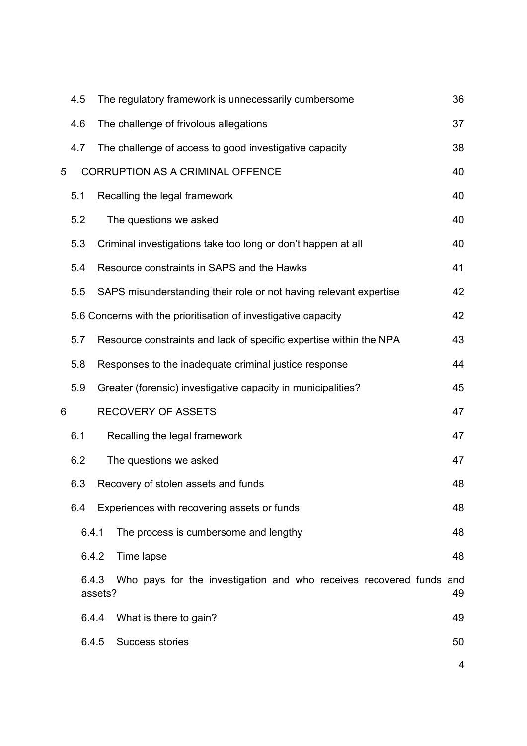4.5 The regulatory framework is unnecessarily cumbersome 36

4.6 The challenge of frivolous allegations 37

4.7 The challenge of access to good investigative capacity 38

5 CORRUPTION AS A CRIMINAL OFFENCE 40

5.1 Recalling the legal framework 40

5.2 The questions we asked 40

5.3 Criminal investigations take too long or don't happen at all 40

5.4 Resource constraints in SAPS and the Hawks 41

5.5 SAPS misunderstanding their role or not having relevant expertise 42

5.6 Concerns with the prioritisation of investigative capacity 42

5.7 Resource constraints and lack of specific expertise within the NPA 43

5.8 Responses to the inadequate criminal justice response 44

5.9 Greater (forensic) investigative capacity in municipalities? 45

6 RECOVERY OF ASSETS 47

6.1 Recalling the legal framework 47

6.2 The questions we asked 47

6.3 Recovery of stolen assets and funds 48

6.4 Experiences with recovering assets or funds 48

6.4.1 The process is cumbersome and lengthy 48

6.4.2 Time lapse 48

6.4.3 Who pays for the investigation and who receives recovered funds and assets? 49

6.4.4 What is there to gain? 49

6.4.5 Success stories 50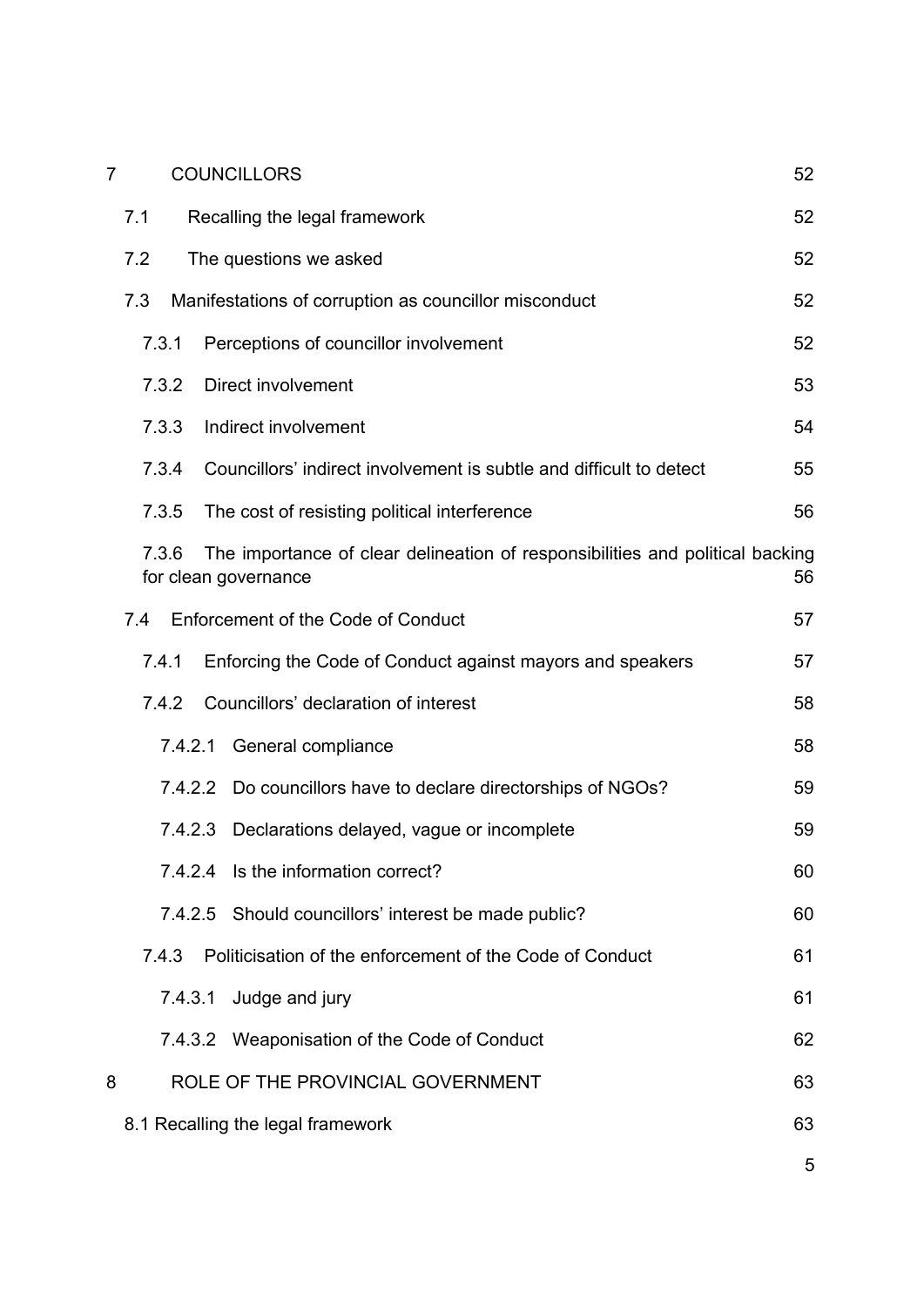7 COUNCILLORS 52

7.1 Recalling the legal framework 52

7.2 The questions we asked 52

7.3 Manifestations of corruption as councillor misconduct 52

7.3.1 Perceptions of councillor involvement 52

7.3.2 Direct involvement 53

7.3.3 Indirect involvement 54

7.3.4 Councillors' indirect involvement is subtle and difficult to detect 55

7.3.5 The cost of resisting political interference 56

7.3.6 The importance of clear delineation of responsibilities and political backing for clean governance 56

7.4 Enforcement of the Code of Conduct 57

7.4.1 Enforcing the Code of Conduct against mayors and speakers 57

7.4.2 Councillors' declaration of interest 58

7.4.2.1 General compliance 58

7.4.2.2 Do councillors have to declare directorships of NGOs? 59

7.4.2.3 Declarations delayed, vague or incomplete 59

7.4.2.4 Is the information correct? 60

7.4.2.5 Should councillors' interest be made public? 60

7.4.3 Politicisation of the enforcement of the Code of Conduct 61

7.4.3.1 Judge and jury 61

7.4.3.2 Weaponisation of the Code of Conduct 62

8 ROLE OF THE PROVINCIAL GOVERNMENT 63

8.1 Recalling the legal framework 63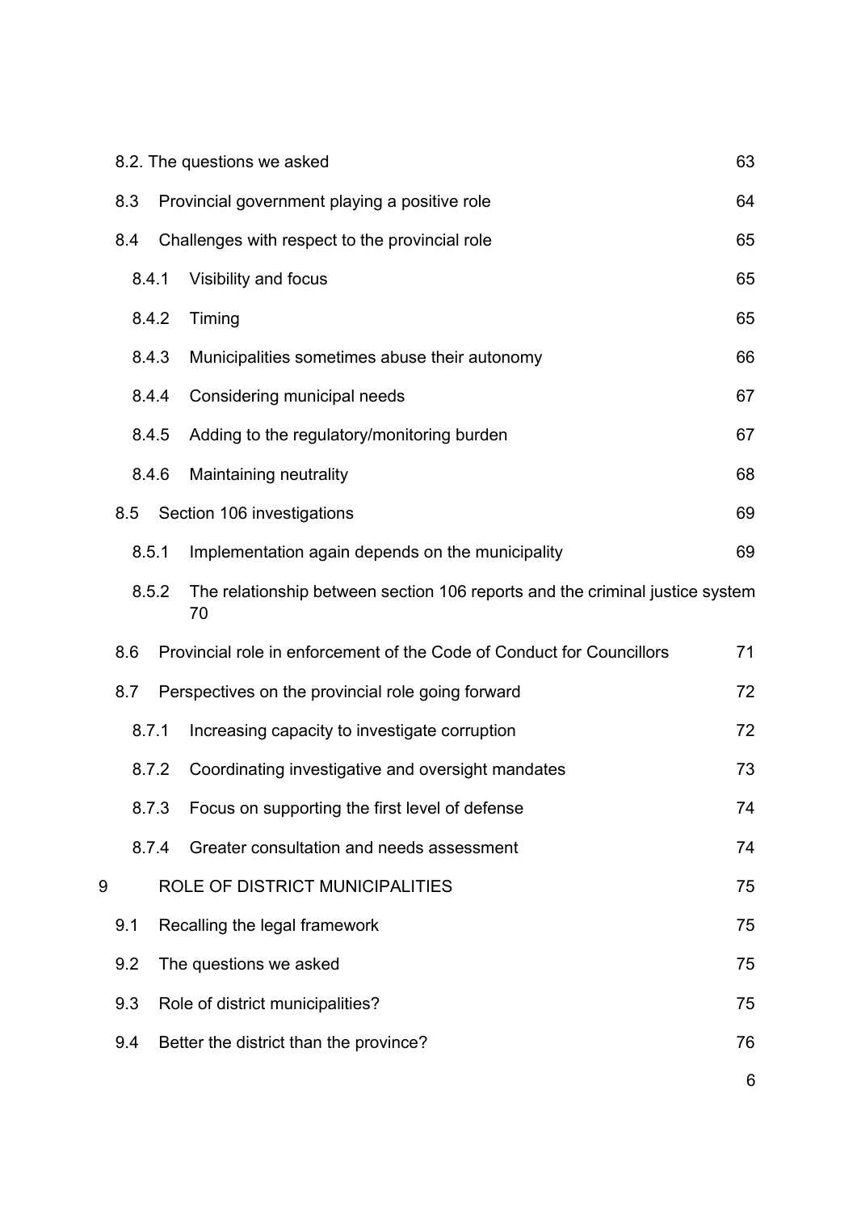8.2. The questions we asked 63

8.3 Provincial government playing a positive role 64

8.4 Challenges with respect to the provincial role 65

8.4.1 Visibility and focus 65

8.4.2 Timing 65

8.4.3 Municipalities sometimes abuse their autonomy 66

8.4.4 Considering municipal needs 67

8.4.5 Adding to the regulatory/monitoring burden 67

8.4.6 Maintaining neutrality 68

8.5 Section 106 investigations 69

8.5.1 Implementation again depends on the municipality 69

8.5.2 The relationship between section 106 reports and the criminal justice system 70

8.6 Provincial role in enforcement of the Code of Conduct for Councillors 71

8.7 Perspectives on the provincial role going forward 72

8.7.1 Increasing capacity to investigate corruption 72

8.7.2 Coordinating investigative and oversight mandates 73

8.7.3 Focus on supporting the first level of defense 74

8.7.4 Greater consultation and needs assessment 74

9 ROLE OF DISTRICT MUNICIPALITIES 75

9.1 Recalling the legal framework 75

9.2 The questions we asked 75

9.3 Role of district municipalities? 75

9.4 Better the district than the province? 76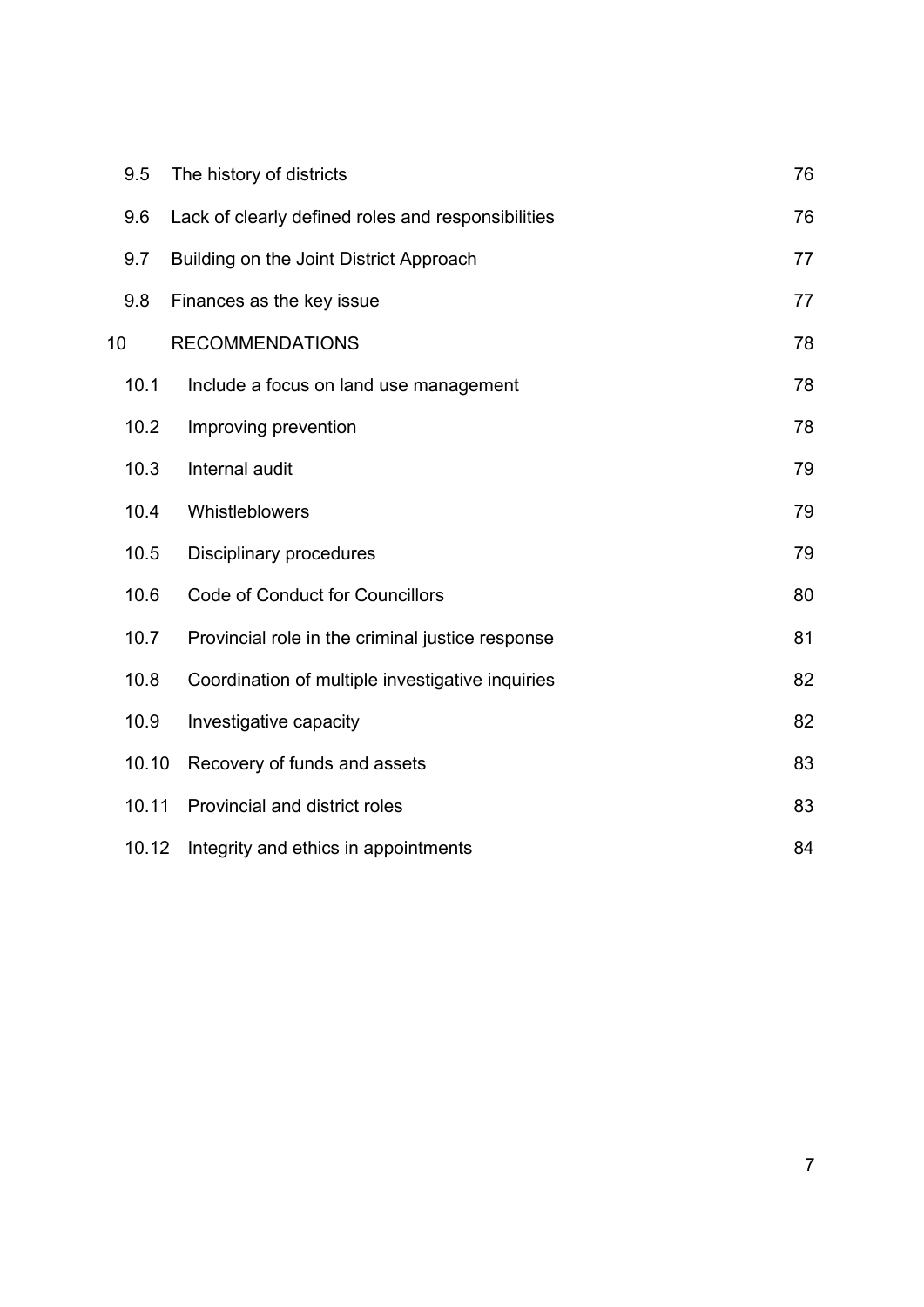| | | |
|---|---|---|
| 9.5 | The history of districts | 76 |
| 9.6 | Lack of clearly defined roles and responsibilities | 76 |
| 9.7 | Building on the Joint District Approach | 77 |
| 9.8 | Finances as the key issue | 77 |
| 10 | RECOMMENDATIONS | 78 |
| 10.1 | Include a focus on land use management | 78 |
| 10.2 | Improving prevention | 78 |
| 10.3 | Internal audit | 79 |
| 10.4 | Whistleblowers | 79 |
| 10.5 | Disciplinary procedures | 79 |
| 10.6 | Code of Conduct for Councillors | 80 |
| 10.7 | Provincial role in the criminal justice response | 81 |
| 10.8 | Coordination of multiple investigative inquiries | 82 |
| 10.9 | Investigative capacity | 82 |
| 10.10 | Recovery of funds and assets | 83 |
| 10.11 | Provincial and district roles | 83 |
| 10.12 | Integrity and ethics in appointments | 84 |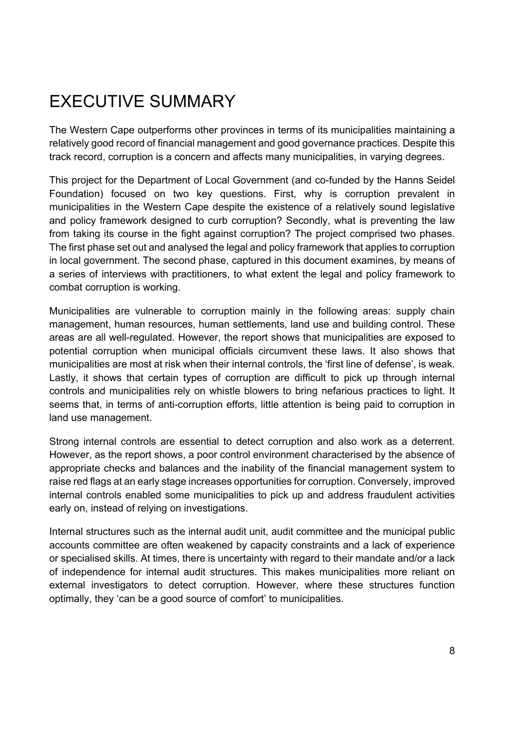# EXECUTIVE SUMMARY

The Western Cape outperforms other provinces in terms of its municipalities maintaining a relatively good record of financial management and good governance practices. Despite this track record, corruption is a concern and affects many municipalities, in varying degrees.

This project for the Department of Local Government (and co-funded by the Hanns Seidel Foundation) focused on two key questions. First, why is corruption prevalent in municipalities in the Western Cape despite the existence of a relatively sound legislative and policy framework designed to curb corruption? Secondly, what is preventing the law from taking its course in the fight against corruption? The project comprised two phases. The first phase set out and analysed the legal and policy framework that applies to corruption in local government. The second phase, captured in this document examines, by means of a series of interviews with practitioners, to what extent the legal and policy framework to combat corruption is working.

Municipalities are vulnerable to corruption mainly in the following areas: supply chain management, human resources, human settlements, land use and building control. These areas are all well-regulated. However, the report shows that municipalities are exposed to potential corruption when municipal officials circumvent these laws. It also shows that municipalities are most at risk when their internal controls, the 'first line of defense', is weak. Lastly, it shows that certain types of corruption are difficult to pick up through internal controls and municipalities rely on whistle blowers to bring nefarious practices to light. It seems that, in terms of anti-corruption efforts, little attention is being paid to corruption in land use management.

Strong internal controls are essential to detect corruption and also work as a deterrent. However, as the report shows, a poor control environment characterised by the absence of appropriate checks and balances and the inability of the financial management system to raise red flags at an early stage increases opportunities for corruption. Conversely, improved internal controls enabled some municipalities to pick up and address fraudulent activities early on, instead of relying on investigations.

Internal structures such as the internal audit unit, audit committee and the municipal public accounts committee are often weakened by capacity constraints and a lack of experience or specialised skills. At times, there is uncertainty with regard to their mandate and/or a lack of independence for internal audit structures. This makes municipalities more reliant on external investigators to detect corruption. However, where these structures function optimally, they 'can be a good source of comfort' to municipalities.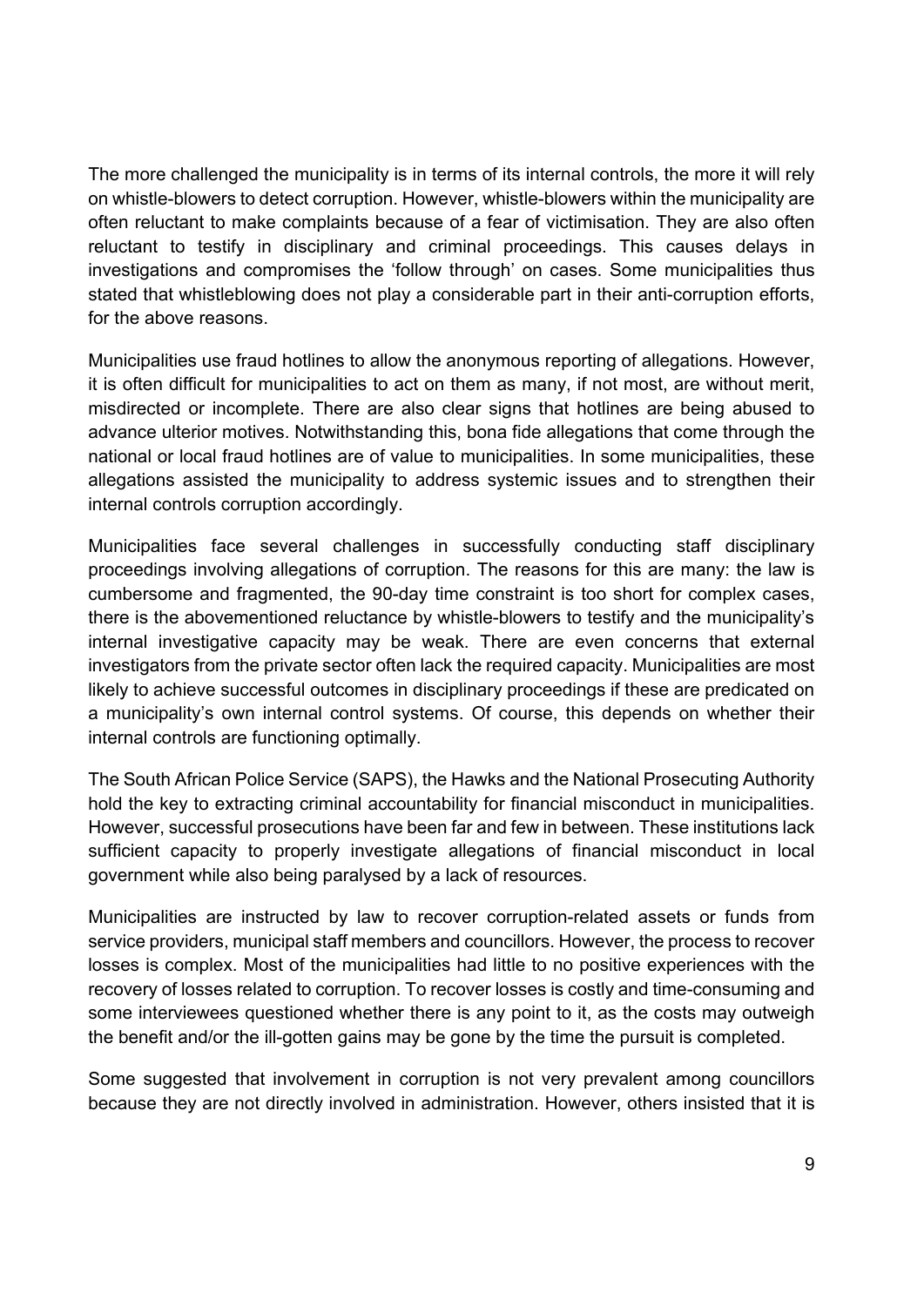The more challenged the municipality is in terms of its internal controls, the more it will rely on whistle-blowers to detect corruption. However, whistle-blowers within the municipality are often reluctant to make complaints because of a fear of victimisation. They are also often reluctant to testify in disciplinary and criminal proceedings. This causes delays in investigations and compromises the 'follow through' on cases. Some municipalities thus stated that whistleblowing does not play a considerable part in their anti-corruption efforts, for the above reasons.

Municipalities use fraud hotlines to allow the anonymous reporting of allegations. However, it is often difficult for municipalities to act on them as many, if not most, are without merit, misdirected or incomplete. There are also clear signs that hotlines are being abused to advance ulterior motives. Notwithstanding this, bona fide allegations that come through the national or local fraud hotlines are of value to municipalities. In some municipalities, these allegations assisted the municipality to address systemic issues and to strengthen their internal controls corruption accordingly.

Municipalities face several challenges in successfully conducting staff disciplinary proceedings involving allegations of corruption. The reasons for this are many: the law is cumbersome and fragmented, the 90-day time constraint is too short for complex cases, there is the abovementioned reluctance by whistle-blowers to testify and the municipality's internal investigative capacity may be weak. There are even concerns that external investigators from the private sector often lack the required capacity. Municipalities are most likely to achieve successful outcomes in disciplinary proceedings if these are predicated on a municipality's own internal control systems. Of course, this depends on whether their internal controls are functioning optimally.

The South African Police Service (SAPS), the Hawks and the National Prosecuting Authority hold the key to extracting criminal accountability for financial misconduct in municipalities. However, successful prosecutions have been far and few in between. These institutions lack sufficient capacity to properly investigate allegations of financial misconduct in local government while also being paralysed by a lack of resources.

Municipalities are instructed by law to recover corruption-related assets or funds from service providers, municipal staff members and councillors. However, the process to recover losses is complex. Most of the municipalities had little to no positive experiences with the recovery of losses related to corruption. To recover losses is costly and time-consuming and some interviewees questioned whether there is any point to it, as the costs may outweigh the benefit and/or the ill-gotten gains may be gone by the time the pursuit is completed.

Some suggested that involvement in corruption is not very prevalent among councillors because they are not directly involved in administration. However, others insisted that it is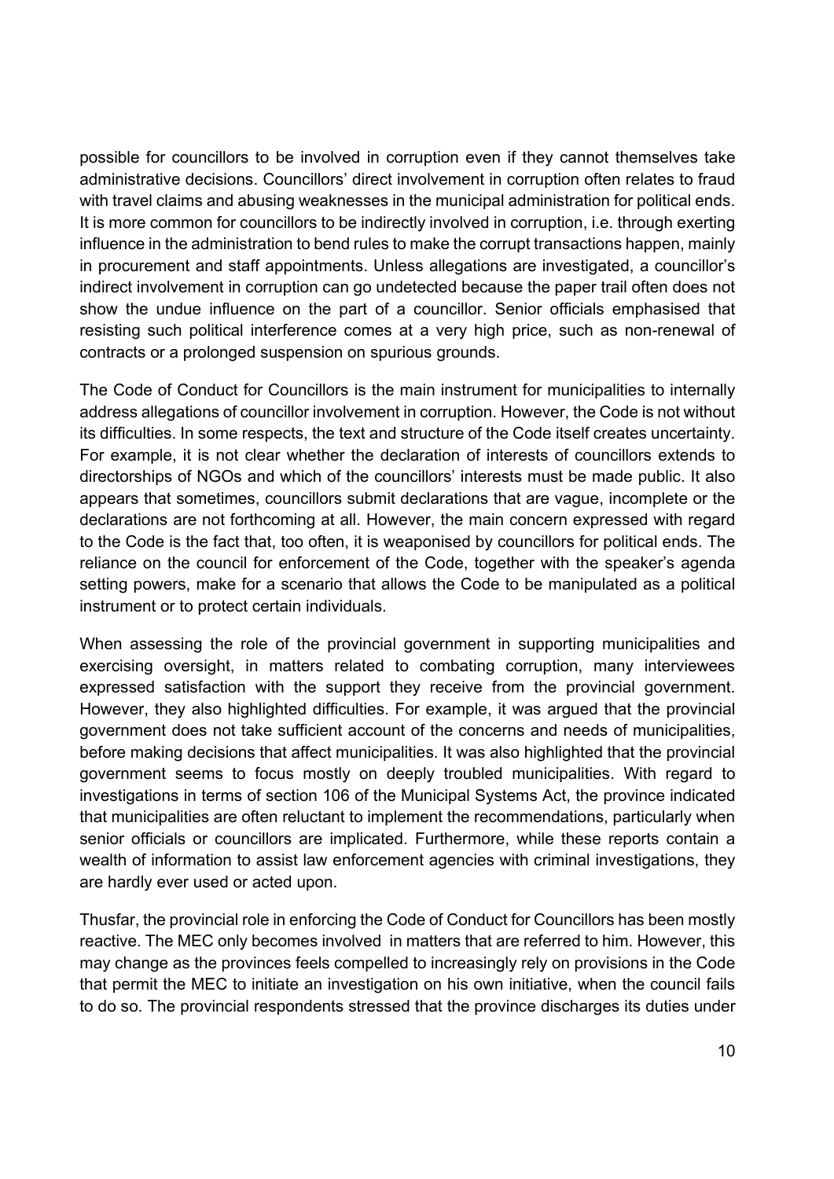possible for councillors to be involved in corruption even if they cannot themselves take administrative decisions. Councillors' direct involvement in corruption often relates to fraud with travel claims and abusing weaknesses in the municipal administration for political ends. It is more common for councillors to be indirectly involved in corruption, i.e. through exerting influence in the administration to bend rules to make the corrupt transactions happen, mainly in procurement and staff appointments. Unless allegations are investigated, a councillor's indirect involvement in corruption can go undetected because the paper trail often does not show the undue influence on the part of a councillor. Senior officials emphasised that resisting such political interference comes at a very high price, such as non-renewal of contracts or a prolonged suspension on spurious grounds.

The Code of Conduct for Councillors is the main instrument for municipalities to internally address allegations of councillor involvement in corruption. However, the Code is not without its difficulties. In some respects, the text and structure of the Code itself creates uncertainty. For example, it is not clear whether the declaration of interests of councillors extends to directorships of NGOs and which of the councillors' interests must be made public. It also appears that sometimes, councillors submit declarations that are vague, incomplete or the declarations are not forthcoming at all. However, the main concern expressed with regard to the Code is the fact that, too often, it is weaponised by councillors for political ends. The reliance on the council for enforcement of the Code, together with the speaker's agenda setting powers, make for a scenario that allows the Code to be manipulated as a political instrument or to protect certain individuals.

When assessing the role of the provincial government in supporting municipalities and exercising oversight, in matters related to combating corruption, many interviewees expressed satisfaction with the support they receive from the provincial government. However, they also highlighted difficulties. For example, it was argued that the provincial government does not take sufficient account of the concerns and needs of municipalities, before making decisions that affect municipalities. It was also highlighted that the provincial government seems to focus mostly on deeply troubled municipalities. With regard to investigations in terms of section 106 of the Municipal Systems Act, the province indicated that municipalities are often reluctant to implement the recommendations, particularly when senior officials or councillors are implicated. Furthermore, while these reports contain a wealth of information to assist law enforcement agencies with criminal investigations, they are hardly ever used or acted upon.

Thusfar, the provincial role in enforcing the Code of Conduct for Councillors has been mostly reactive. The MEC only becomes involved in matters that are referred to him. However, this may change as the provinces feels compelled to increasingly rely on provisions in the Code that permit the MEC to initiate an investigation on his own initiative, when the council fails to do so. The provincial respondents stressed that the province discharges its duties under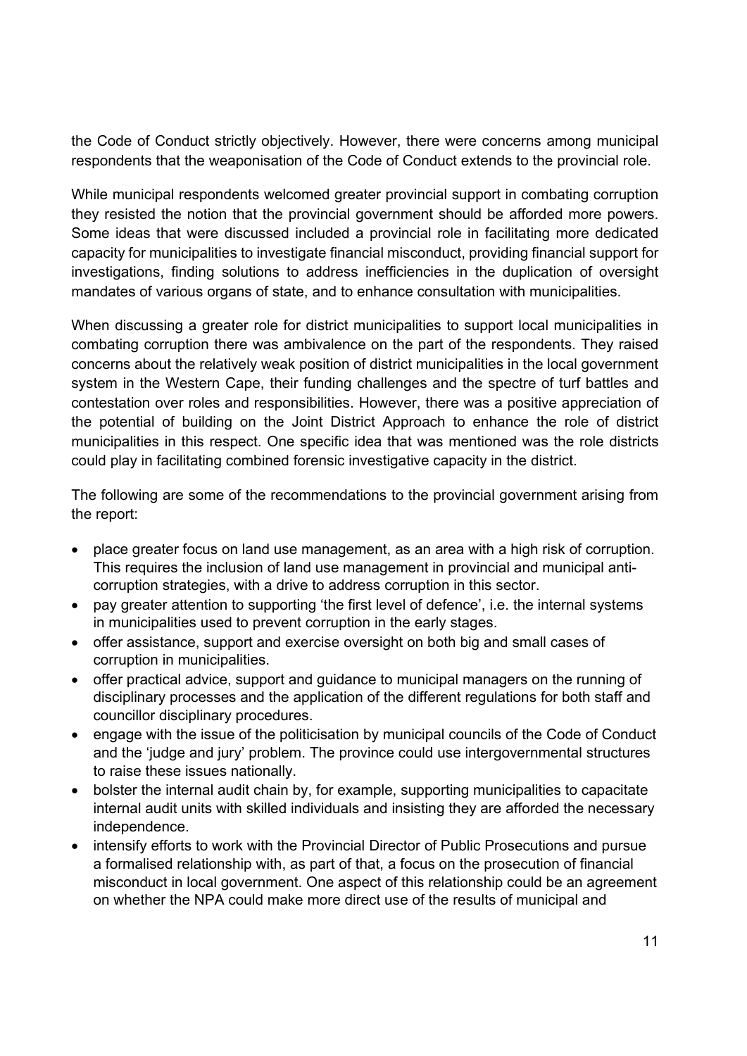the Code of Conduct strictly objectively. However, there were concerns among municipal respondents that the weaponisation of the Code of Conduct extends to the provincial role.

While municipal respondents welcomed greater provincial support in combating corruption they resisted the notion that the provincial government should be afforded more powers. Some ideas that were discussed included a provincial role in facilitating more dedicated capacity for municipalities to investigate financial misconduct, providing financial support for investigations, finding solutions to address inefficiencies in the duplication of oversight mandates of various organs of state, and to enhance consultation with municipalities.

When discussing a greater role for district municipalities to support local municipalities in combating corruption there was ambivalence on the part of the respondents. They raised concerns about the relatively weak position of district municipalities in the local government system in the Western Cape, their funding challenges and the spectre of turf battles and contestation over roles and responsibilities. However, there was a positive appreciation of the potential of building on the Joint District Approach to enhance the role of district municipalities in this respect. One specific idea that was mentioned was the role districts could play in facilitating combined forensic investigative capacity in the district.

The following are some of the recommendations to the provincial government arising from the report:

- place greater focus on land use management, as an area with a high risk of corruption. This requires the inclusion of land use management in provincial and municipal anti-corruption strategies, with a drive to address corruption in this sector.
- pay greater attention to supporting 'the first level of defence', i.e. the internal systems in municipalities used to prevent corruption in the early stages.
- offer assistance, support and exercise oversight on both big and small cases of corruption in municipalities.
- offer practical advice, support and guidance to municipal managers on the running of disciplinary processes and the application of the different regulations for both staff and councillor disciplinary procedures.
- engage with the issue of the politicisation by municipal councils of the Code of Conduct and the 'judge and jury' problem. The province could use intergovernmental structures to raise these issues nationally.
- bolster the internal audit chain by, for example, supporting municipalities to capacitate internal audit units with skilled individuals and insisting they are afforded the necessary independence.
- intensify efforts to work with the Provincial Director of Public Prosecutions and pursue a formalised relationship with, as part of that, a focus on the prosecution of financial misconduct in local government. One aspect of this relationship could be an agreement on whether the NPA could make more direct use of the results of municipal and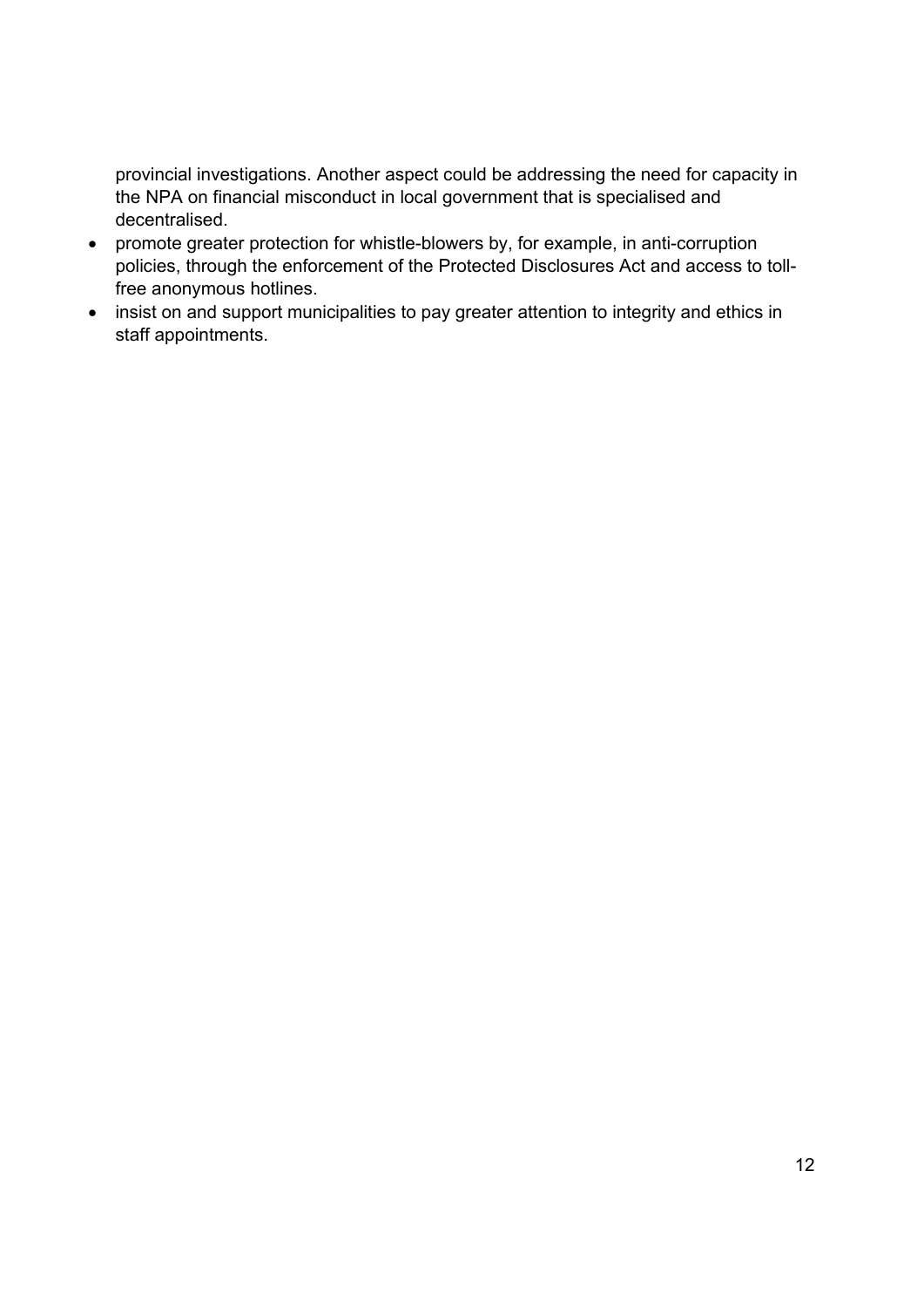provincial investigations. Another aspect could be addressing the need for capacity in the NPA on financial misconduct in local government that is specialised and decentralised.

- promote greater protection for whistle-blowers by, for example, in anti-corruption policies, through the enforcement of the Protected Disclosures Act and access to toll-free anonymous hotlines.
- insist on and support municipalities to pay greater attention to integrity and ethics in staff appointments.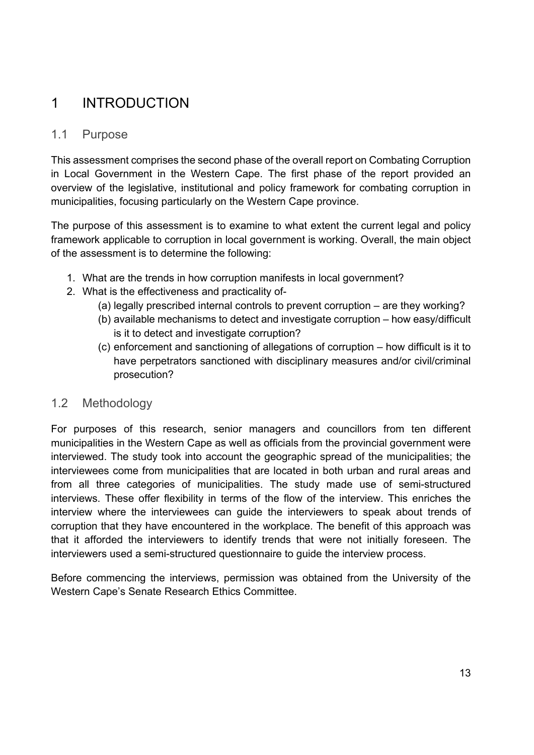# 1 INTRODUCTION

## 1.1 Purpose

This assessment comprises the second phase of the overall report on Combating Corruption in Local Government in the Western Cape. The first phase of the report provided an overview of the legislative, institutional and policy framework for combating corruption in municipalities, focusing particularly on the Western Cape province.

The purpose of this assessment is to examine to what extent the current legal and policy framework applicable to corruption in local government is working. Overall, the main object of the assessment is to determine the following:

1. What are the trends in how corruption manifests in local government?
2. What is the effectiveness and practicality of-
   - (a) legally prescribed internal controls to prevent corruption – are they working?
   - (b) available mechanisms to detect and investigate corruption – how easy/difficult is it to detect and investigate corruption?
   - (c) enforcement and sanctioning of allegations of corruption – how difficult is it to have perpetrators sanctioned with disciplinary measures and/or civil/criminal prosecution?

## 1.2 Methodology

For purposes of this research, senior managers and councillors from ten different municipalities in the Western Cape as well as officials from the provincial government were interviewed. The study took into account the geographic spread of the municipalities; the interviewees come from municipalities that are located in both urban and rural areas and from all three categories of municipalities. The study made use of semi-structured interviews. These offer flexibility in terms of the flow of the interview. This enriches the interview where the interviewees can guide the interviewers to speak about trends of corruption that they have encountered in the workplace. The benefit of this approach was that it afforded the interviewers to identify trends that were not initially foreseen. The interviewers used a semi-structured questionnaire to guide the interview process.

Before commencing the interviews, permission was obtained from the University of the Western Cape's Senate Research Ethics Committee.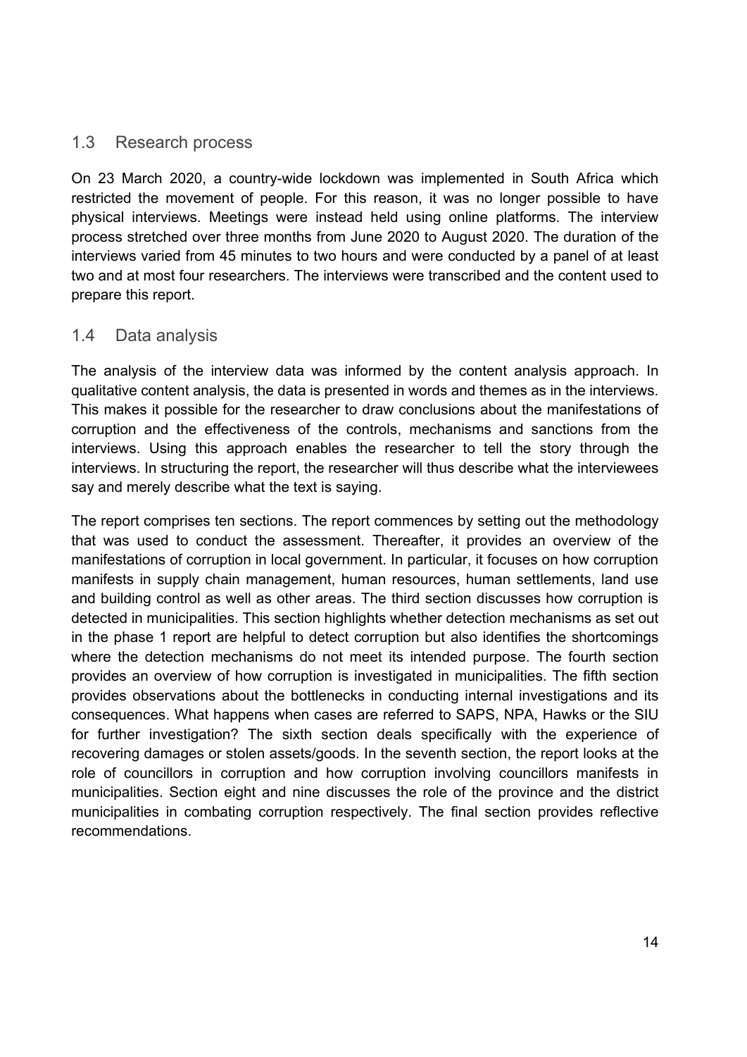## 1.3 Research process

On 23 March 2020, a country-wide lockdown was implemented in South Africa which restricted the movement of people. For this reason, it was no longer possible to have physical interviews. Meetings were instead held using online platforms. The interview process stretched over three months from June 2020 to August 2020. The duration of the interviews varied from 45 minutes to two hours and were conducted by a panel of at least two and at most four researchers. The interviews were transcribed and the content used to prepare this report.

## 1.4 Data analysis

The analysis of the interview data was informed by the content analysis approach. In qualitative content analysis, the data is presented in words and themes as in the interviews. This makes it possible for the researcher to draw conclusions about the manifestations of corruption and the effectiveness of the controls, mechanisms and sanctions from the interviews. Using this approach enables the researcher to tell the story through the interviews. In structuring the report, the researcher will thus describe what the interviewees say and merely describe what the text is saying.

The report comprises ten sections. The report commences by setting out the methodology that was used to conduct the assessment. Thereafter, it provides an overview of the manifestations of corruption in local government. In particular, it focuses on how corruption manifests in supply chain management, human resources, human settlements, land use and building control as well as other areas. The third section discusses how corruption is detected in municipalities. This section highlights whether detection mechanisms as set out in the phase 1 report are helpful to detect corruption but also identifies the shortcomings where the detection mechanisms do not meet its intended purpose. The fourth section provides an overview of how corruption is investigated in municipalities. The fifth section provides observations about the bottlenecks in conducting internal investigations and its consequences. What happens when cases are referred to SAPS, NPA, Hawks or the SIU for further investigation? The sixth section deals specifically with the experience of recovering damages or stolen assets/goods. In the seventh section, the report looks at the role of councillors in corruption and how corruption involving councillors manifests in municipalities. Section eight and nine discusses the role of the province and the district municipalities in combating corruption respectively. The final section provides reflective recommendations.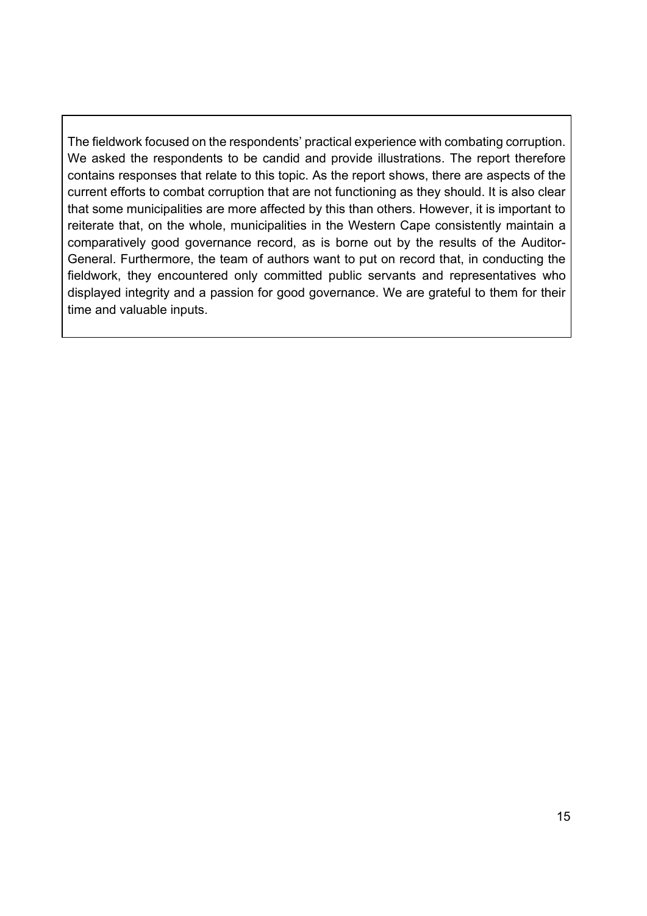The fieldwork focused on the respondents' practical experience with combating corruption. We asked the respondents to be candid and provide illustrations. The report therefore contains responses that relate to this topic. As the report shows, there are aspects of the current efforts to combat corruption that are not functioning as they should. It is also clear that some municipalities are more affected by this than others. However, it is important to reiterate that, on the whole, municipalities in the Western Cape consistently maintain a comparatively good governance record, as is borne out by the results of the Auditor-General. Furthermore, the team of authors want to put on record that, in conducting the fieldwork, they encountered only committed public servants and representatives who displayed integrity and a passion for good governance. We are grateful to them for their time and valuable inputs.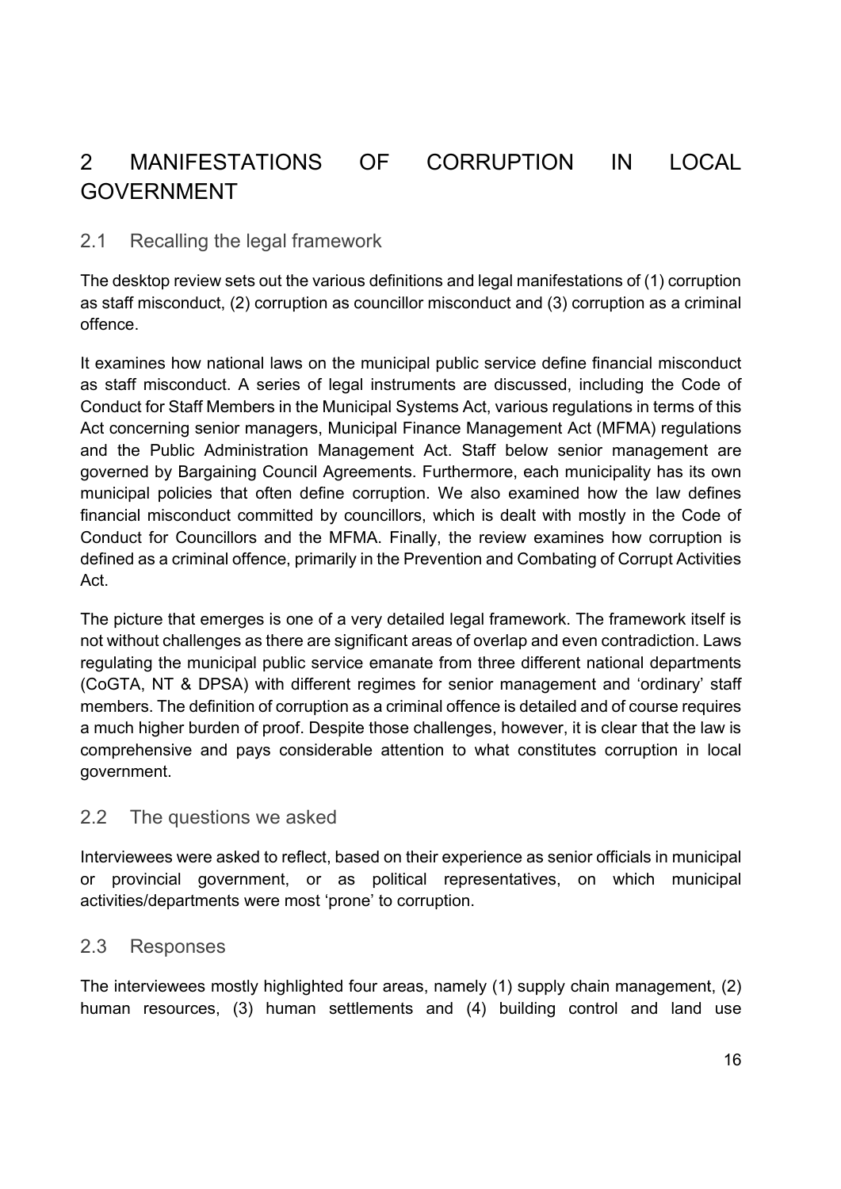# 2 MANIFESTATIONS OF CORRUPTION IN LOCAL GOVERNMENT

## 2.1 Recalling the legal framework

The desktop review sets out the various definitions and legal manifestations of (1) corruption as staff misconduct, (2) corruption as councillor misconduct and (3) corruption as a criminal offence.

It examines how national laws on the municipal public service define financial misconduct as staff misconduct. A series of legal instruments are discussed, including the Code of Conduct for Staff Members in the Municipal Systems Act, various regulations in terms of this Act concerning senior managers, Municipal Finance Management Act (MFMA) regulations and the Public Administration Management Act. Staff below senior management are governed by Bargaining Council Agreements. Furthermore, each municipality has its own municipal policies that often define corruption. We also examined how the law defines financial misconduct committed by councillors, which is dealt with mostly in the Code of Conduct for Councillors and the MFMA. Finally, the review examines how corruption is defined as a criminal offence, primarily in the Prevention and Combating of Corrupt Activities Act.

The picture that emerges is one of a very detailed legal framework. The framework itself is not without challenges as there are significant areas of overlap and even contradiction. Laws regulating the municipal public service emanate from three different national departments (CoGTA, NT & DPSA) with different regimes for senior management and 'ordinary' staff members. The definition of corruption as a criminal offence is detailed and of course requires a much higher burden of proof. Despite those challenges, however, it is clear that the law is comprehensive and pays considerable attention to what constitutes corruption in local government.

## 2.2 The questions we asked

Interviewees were asked to reflect, based on their experience as senior officials in municipal or provincial government, or as political representatives, on which municipal activities/departments were most 'prone' to corruption.

## 2.3 Responses

The interviewees mostly highlighted four areas, namely (1) supply chain management, (2) human resources, (3) human settlements and (4) building control and land use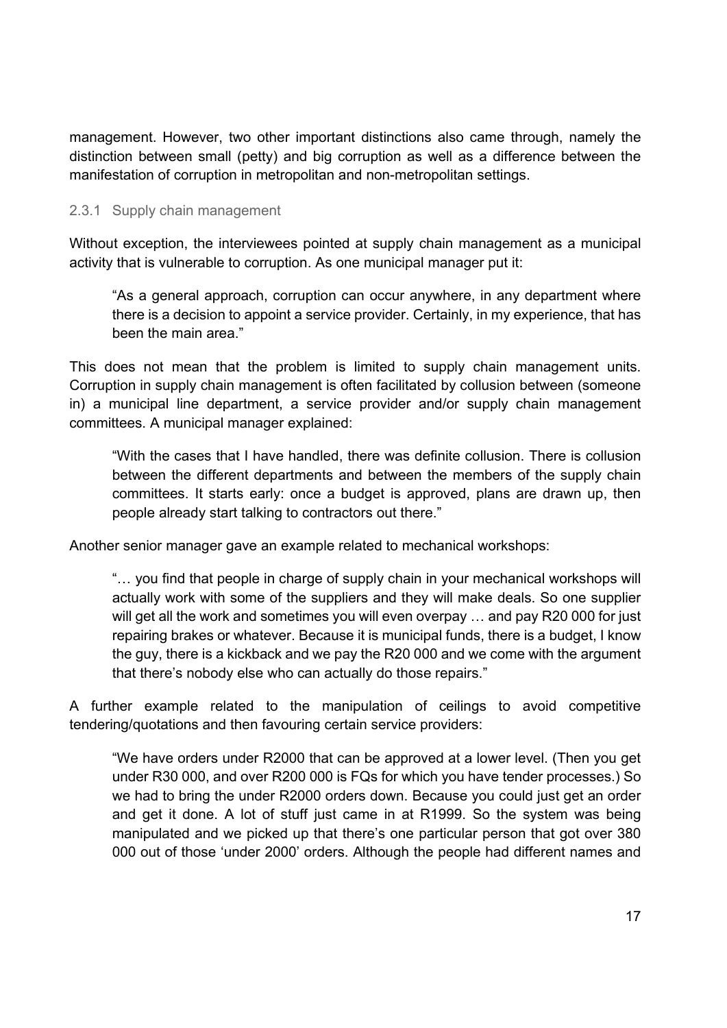management. However, two other important distinctions also came through, namely the distinction between small (petty) and big corruption as well as a difference between the manifestation of corruption in metropolitan and non-metropolitan settings.

### 2.3.1 Supply chain management

Without exception, the interviewees pointed at supply chain management as a municipal activity that is vulnerable to corruption. As one municipal manager put it:

> "As a general approach, corruption can occur anywhere, in any department where there is a decision to appoint a service provider. Certainly, in my experience, that has been the main area."

This does not mean that the problem is limited to supply chain management units. Corruption in supply chain management is often facilitated by collusion between (someone in) a municipal line department, a service provider and/or supply chain management committees. A municipal manager explained:

> "With the cases that I have handled, there was definite collusion. There is collusion between the different departments and between the members of the supply chain committees. It starts early: once a budget is approved, plans are drawn up, then people already start talking to contractors out there."

Another senior manager gave an example related to mechanical workshops:

> "… you find that people in charge of supply chain in your mechanical workshops will actually work with some of the suppliers and they will make deals. So one supplier will get all the work and sometimes you will even overpay … and pay R20 000 for just repairing brakes or whatever. Because it is municipal funds, there is a budget, I know the guy, there is a kickback and we pay the R20 000 and we come with the argument that there's nobody else who can actually do those repairs."

A further example related to the manipulation of ceilings to avoid competitive tendering/quotations and then favouring certain service providers:

> "We have orders under R2000 that can be approved at a lower level. (Then you get under R30 000, and over R200 000 is FQs for which you have tender processes.) So we had to bring the under R2000 orders down. Because you could just get an order and get it done. A lot of stuff just came in at R1999. So the system was being manipulated and we picked up that there's one particular person that got over 380 000 out of those 'under 2000' orders. Although the people had different names and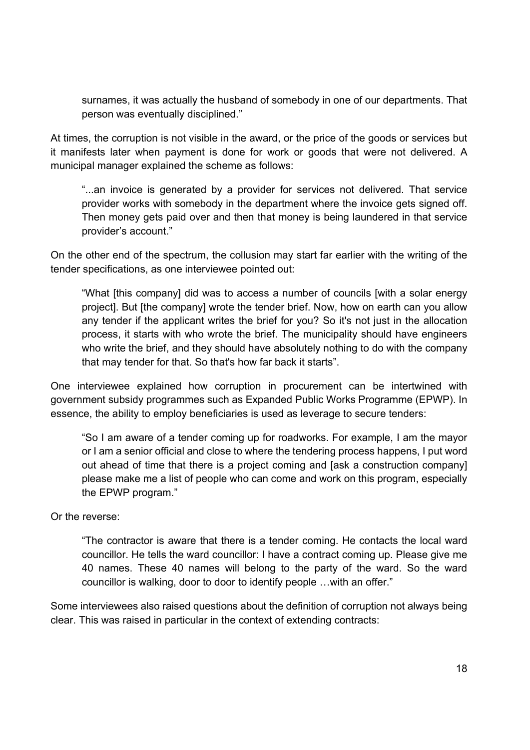> surnames, it was actually the husband of somebody in one of our departments. That person was eventually disciplined."

At times, the corruption is not visible in the award, or the price of the goods or services but it manifests later when payment is done for work or goods that were not delivered. A municipal manager explained the scheme as follows:

> "...an invoice is generated by a provider for services not delivered. That service provider works with somebody in the department where the invoice gets signed off. Then money gets paid over and then that money is being laundered in that service provider's account."

On the other end of the spectrum, the collusion may start far earlier with the writing of the tender specifications, as one interviewee pointed out:

> "What [this company] did was to access a number of councils [with a solar energy project]. But [the company] wrote the tender brief. Now, how on earth can you allow any tender if the applicant writes the brief for you? So it's not just in the allocation process, it starts with who wrote the brief. The municipality should have engineers who write the brief, and they should have absolutely nothing to do with the company that may tender for that. So that's how far back it starts".

One interviewee explained how corruption in procurement can be intertwined with government subsidy programmes such as Expanded Public Works Programme (EPWP). In essence, the ability to employ beneficiaries is used as leverage to secure tenders:

> "So I am aware of a tender coming up for roadworks. For example, I am the mayor or I am a senior official and close to where the tendering process happens, I put word out ahead of time that there is a project coming and [ask a construction company] please make me a list of people who can come and work on this program, especially the EPWP program."

Or the reverse:

> "The contractor is aware that there is a tender coming. He contacts the local ward councillor. He tells the ward councillor: I have a contract coming up. Please give me 40 names. These 40 names will belong to the party of the ward. So the ward councillor is walking, door to door to identify people …with an offer."

Some interviewees also raised questions about the definition of corruption not always being clear. This was raised in particular in the context of extending contracts: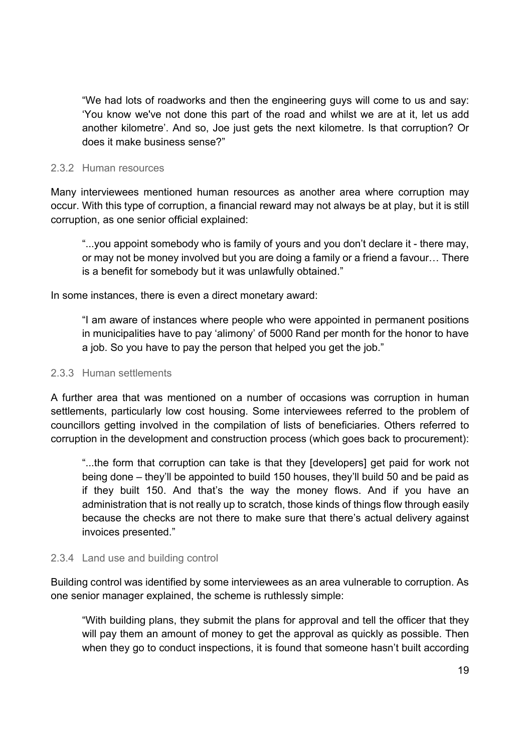> "We had lots of roadworks and then the engineering guys will come to us and say: 'You know we've not done this part of the road and whilst we are at it, let us add another kilometre'. And so, Joe just gets the next kilometre. Is that corruption? Or does it make business sense?"

#### 2.3.2 Human resources

Many interviewees mentioned human resources as another area where corruption may occur. With this type of corruption, a financial reward may not always be at play, but it is still corruption, as one senior official explained:

> "...you appoint somebody who is family of yours and you don't declare it - there may, or may not be money involved but you are doing a family or a friend a favour… There is a benefit for somebody but it was unlawfully obtained."

In some instances, there is even a direct monetary award:

> "I am aware of instances where people who were appointed in permanent positions in municipalities have to pay 'alimony' of 5000 Rand per month for the honor to have a job. So you have to pay the person that helped you get the job."

#### 2.3.3 Human settlements

A further area that was mentioned on a number of occasions was corruption in human settlements, particularly low cost housing. Some interviewees referred to the problem of councillors getting involved in the compilation of lists of beneficiaries. Others referred to corruption in the development and construction process (which goes back to procurement):

> "...the form that corruption can take is that they [developers] get paid for work not being done – they'll be appointed to build 150 houses, they'll build 50 and be paid as if they built 150. And that's the way the money flows. And if you have an administration that is not really up to scratch, those kinds of things flow through easily because the checks are not there to make sure that there's actual delivery against invoices presented."

#### 2.3.4 Land use and building control

Building control was identified by some interviewees as an area vulnerable to corruption. As one senior manager explained, the scheme is ruthlessly simple:

> "With building plans, they submit the plans for approval and tell the officer that they will pay them an amount of money to get the approval as quickly as possible. Then when they go to conduct inspections, it is found that someone hasn't built according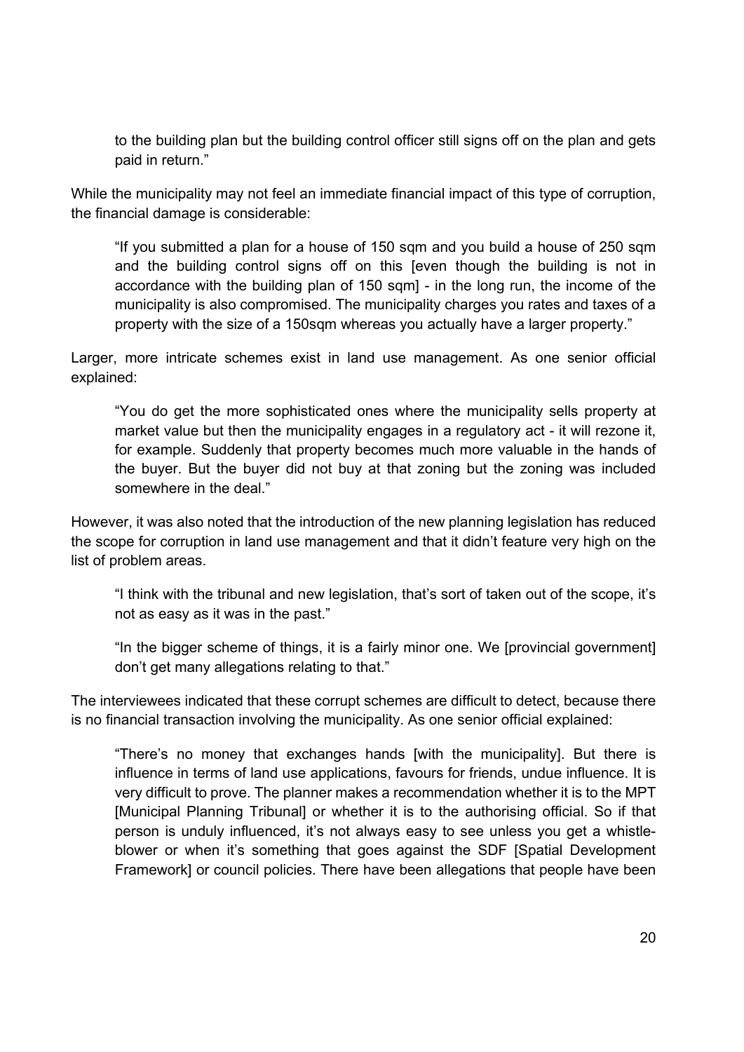> to the building plan but the building control officer still signs off on the plan and gets paid in return."

While the municipality may not feel an immediate financial impact of this type of corruption, the financial damage is considerable:

> "If you submitted a plan for a house of 150 sqm and you build a house of 250 sqm and the building control signs off on this [even though the building is not in accordance with the building plan of 150 sqm] - in the long run, the income of the municipality is also compromised. The municipality charges you rates and taxes of a property with the size of a 150sqm whereas you actually have a larger property."

Larger, more intricate schemes exist in land use management. As one senior official explained:

> "You do get the more sophisticated ones where the municipality sells property at market value but then the municipality engages in a regulatory act - it will rezone it, for example. Suddenly that property becomes much more valuable in the hands of the buyer. But the buyer did not buy at that zoning but the zoning was included somewhere in the deal."

However, it was also noted that the introduction of the new planning legislation has reduced the scope for corruption in land use management and that it didn't feature very high on the list of problem areas.

> "I think with the tribunal and new legislation, that's sort of taken out of the scope, it's not as easy as it was in the past."

> "In the bigger scheme of things, it is a fairly minor one. We [provincial government] don't get many allegations relating to that."

The interviewees indicated that these corrupt schemes are difficult to detect, because there is no financial transaction involving the municipality. As one senior official explained:

> "There's no money that exchanges hands [with the municipality]. But there is influence in terms of land use applications, favours for friends, undue influence. It is very difficult to prove. The planner makes a recommendation whether it is to the MPT [Municipal Planning Tribunal] or whether it is to the authorising official. So if that person is unduly influenced, it's not always easy to see unless you get a whistle-blower or when it's something that goes against the SDF [Spatial Development Framework] or council policies. There have been allegations that people have been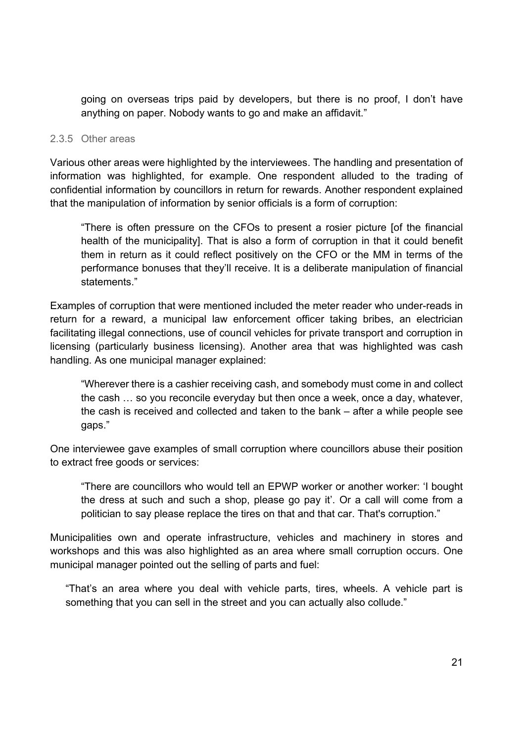> going on overseas trips paid by developers, but there is no proof, I don't have anything on paper. Nobody wants to go and make an affidavit."

#### 2.3.5 Other areas

Various other areas were highlighted by the interviewees. The handling and presentation of information was highlighted, for example. One respondent alluded to the trading of confidential information by councillors in return for rewards. Another respondent explained that the manipulation of information by senior officials is a form of corruption:

> "There is often pressure on the CFOs to present a rosier picture [of the financial health of the municipality]. That is also a form of corruption in that it could benefit them in return as it could reflect positively on the CFO or the MM in terms of the performance bonuses that they'll receive. It is a deliberate manipulation of financial statements."

Examples of corruption that were mentioned included the meter reader who under-reads in return for a reward, a municipal law enforcement officer taking bribes, an electrician facilitating illegal connections, use of council vehicles for private transport and corruption in licensing (particularly business licensing). Another area that was highlighted was cash handling. As one municipal manager explained:

> "Wherever there is a cashier receiving cash, and somebody must come in and collect the cash … so you reconcile everyday but then once a week, once a day, whatever, the cash is received and collected and taken to the bank – after a while people see gaps."

One interviewee gave examples of small corruption where councillors abuse their position to extract free goods or services:

> "There are councillors who would tell an EPWP worker or another worker: 'I bought the dress at such and such a shop, please go pay it'. Or a call will come from a politician to say please replace the tires on that and that car. That's corruption."

Municipalities own and operate infrastructure, vehicles and machinery in stores and workshops and this was also highlighted as an area where small corruption occurs. One municipal manager pointed out the selling of parts and fuel:

> "That's an area where you deal with vehicle parts, tires, wheels. A vehicle part is something that you can sell in the street and you can actually also collude."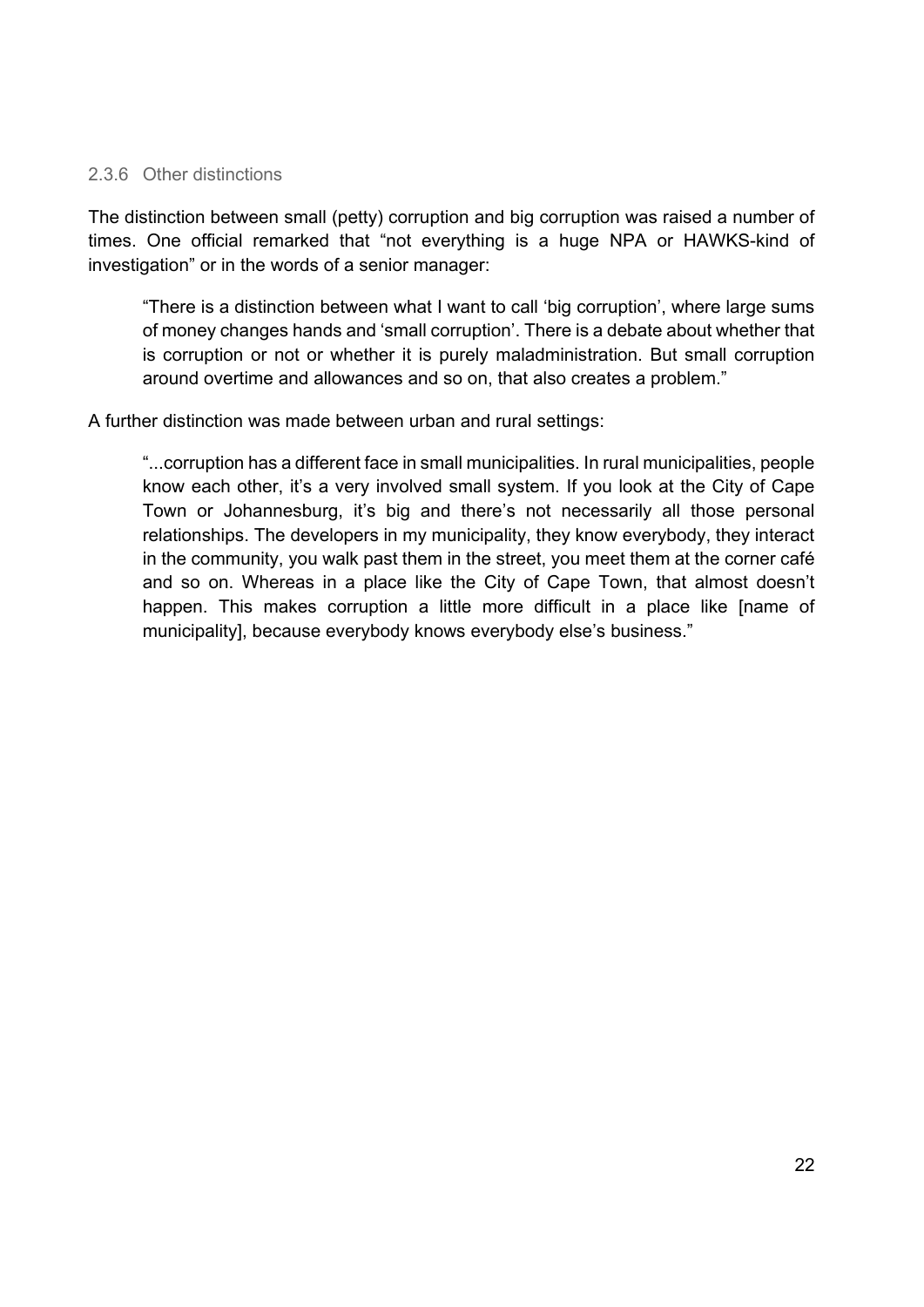### 2.3.6 Other distinctions

The distinction between small (petty) corruption and big corruption was raised a number of times. One official remarked that "not everything is a huge NPA or HAWKS-kind of investigation" or in the words of a senior manager:

> "There is a distinction between what I want to call 'big corruption', where large sums of money changes hands and 'small corruption'. There is a debate about whether that is corruption or not or whether it is purely maladministration. But small corruption around overtime and allowances and so on, that also creates a problem."

A further distinction was made between urban and rural settings:

> "...corruption has a different face in small municipalities. In rural municipalities, people know each other, it's a very involved small system. If you look at the City of Cape Town or Johannesburg, it's big and there's not necessarily all those personal relationships. The developers in my municipality, they know everybody, they interact in the community, you walk past them in the street, you meet them at the corner café and so on. Whereas in a place like the City of Cape Town, that almost doesn't happen. This makes corruption a little more difficult in a place like [name of municipality], because everybody knows everybody else's business."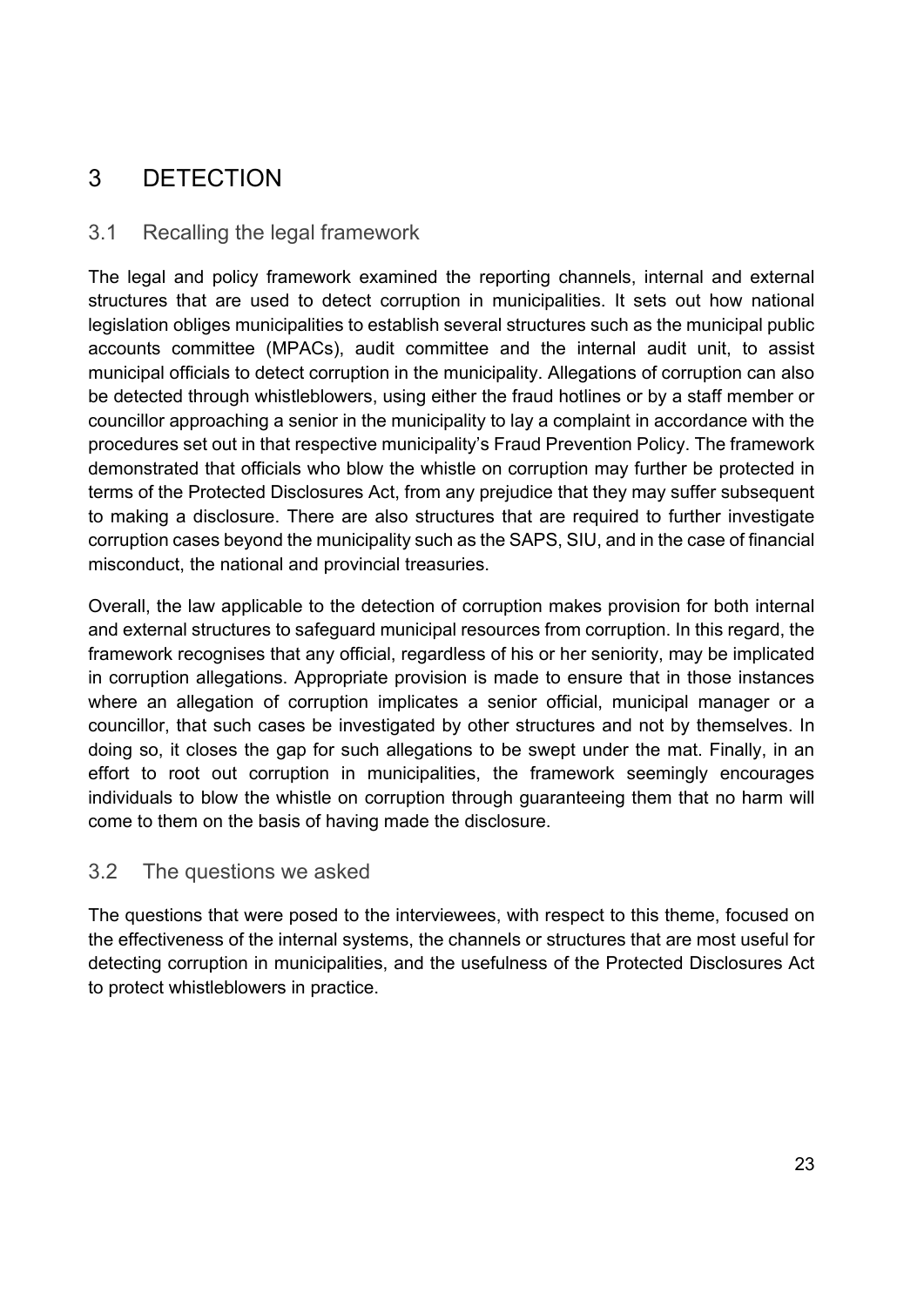# 3 DETECTION

## 3.1 Recalling the legal framework

The legal and policy framework examined the reporting channels, internal and external structures that are used to detect corruption in municipalities. It sets out how national legislation obliges municipalities to establish several structures such as the municipal public accounts committee (MPACs), audit committee and the internal audit unit, to assist municipal officials to detect corruption in the municipality. Allegations of corruption can also be detected through whistleblowers, using either the fraud hotlines or by a staff member or councillor approaching a senior in the municipality to lay a complaint in accordance with the procedures set out in that respective municipality's Fraud Prevention Policy. The framework demonstrated that officials who blow the whistle on corruption may further be protected in terms of the Protected Disclosures Act, from any prejudice that they may suffer subsequent to making a disclosure. There are also structures that are required to further investigate corruption cases beyond the municipality such as the SAPS, SIU, and in the case of financial misconduct, the national and provincial treasuries.

Overall, the law applicable to the detection of corruption makes provision for both internal and external structures to safeguard municipal resources from corruption. In this regard, the framework recognises that any official, regardless of his or her seniority, may be implicated in corruption allegations. Appropriate provision is made to ensure that in those instances where an allegation of corruption implicates a senior official, municipal manager or a councillor, that such cases be investigated by other structures and not by themselves. In doing so, it closes the gap for such allegations to be swept under the mat. Finally, in an effort to root out corruption in municipalities, the framework seemingly encourages individuals to blow the whistle on corruption through guaranteeing them that no harm will come to them on the basis of having made the disclosure.

## 3.2 The questions we asked

The questions that were posed to the interviewees, with respect to this theme, focused on the effectiveness of the internal systems, the channels or structures that are most useful for detecting corruption in municipalities, and the usefulness of the Protected Disclosures Act to protect whistleblowers in practice.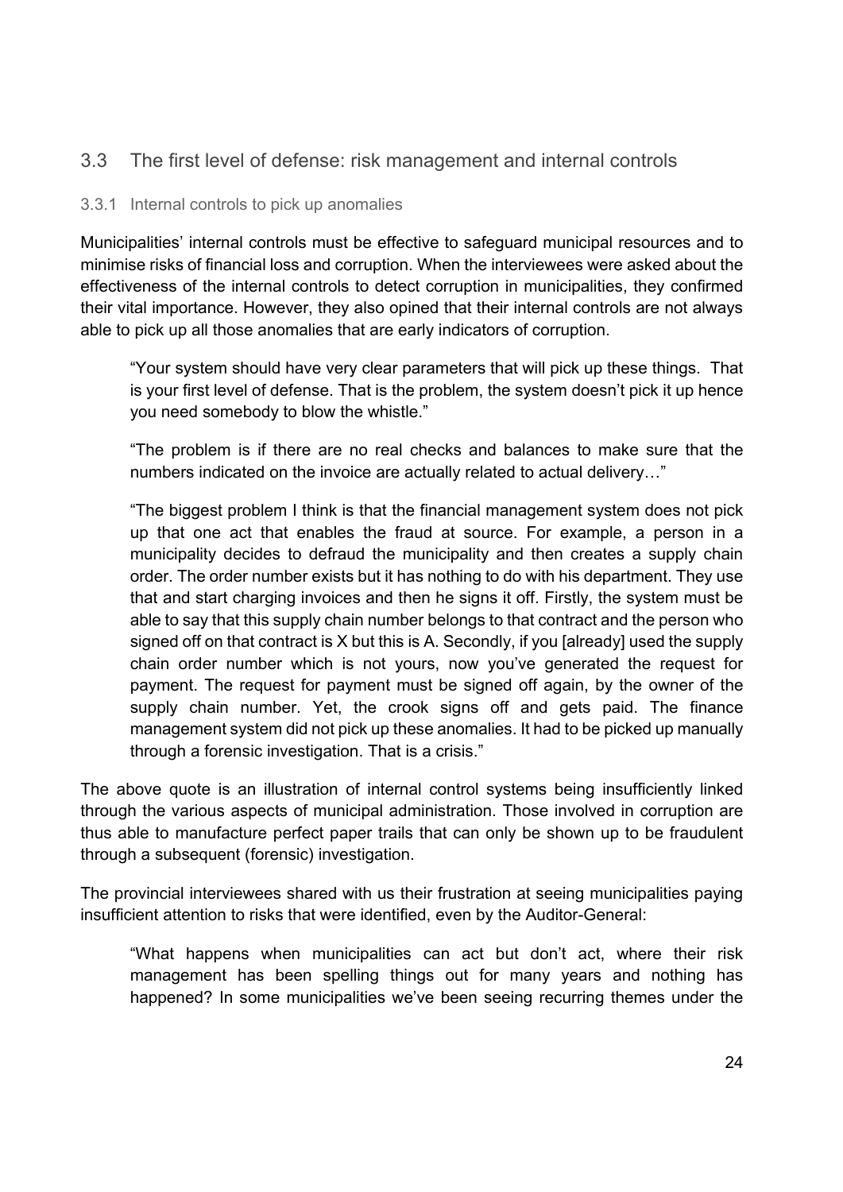## 3.3 The first level of defense: risk management and internal controls

### 3.3.1 Internal controls to pick up anomalies

Municipalities' internal controls must be effective to safeguard municipal resources and to minimise risks of financial loss and corruption. When the interviewees were asked about the effectiveness of the internal controls to detect corruption in municipalities, they confirmed their vital importance. However, they also opined that their internal controls are not always able to pick up all those anomalies that are early indicators of corruption.

> "Your system should have very clear parameters that will pick up these things. That is your first level of defense. That is the problem, the system doesn't pick it up hence you need somebody to blow the whistle."
>
> "The problem is if there are no real checks and balances to make sure that the numbers indicated on the invoice are actually related to actual delivery…"
>
> "The biggest problem I think is that the financial management system does not pick up that one act that enables the fraud at source. For example, a person in a municipality decides to defraud the municipality and then creates a supply chain order. The order number exists but it has nothing to do with his department. They use that and start charging invoices and then he signs it off. Firstly, the system must be able to say that this supply chain number belongs to that contract and the person who signed off on that contract is X but this is A. Secondly, if you [already] used the supply chain order number which is not yours, now you've generated the request for payment. The request for payment must be signed off again, by the owner of the supply chain number. Yet, the crook signs off and gets paid. The finance management system did not pick up these anomalies. It had to be picked up manually through a forensic investigation. That is a crisis."

The above quote is an illustration of internal control systems being insufficiently linked through the various aspects of municipal administration. Those involved in corruption are thus able to manufacture perfect paper trails that can only be shown up to be fraudulent through a subsequent (forensic) investigation.

The provincial interviewees shared with us their frustration at seeing municipalities paying insufficient attention to risks that were identified, even by the Auditor-General:

> "What happens when municipalities can act but don't act, where their risk management has been spelling things out for many years and nothing has happened? In some municipalities we've been seeing recurring themes under the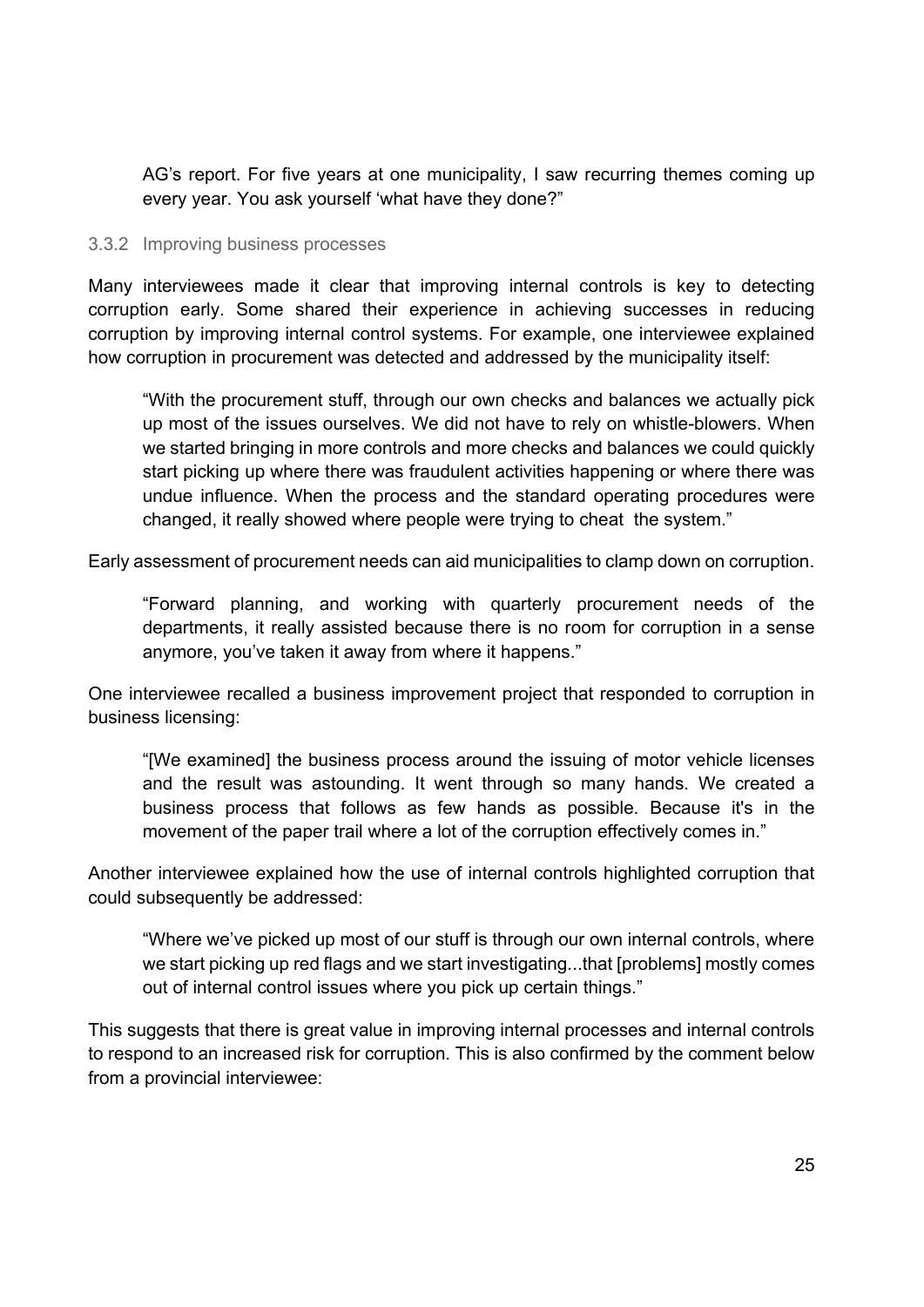AG's report. For five years at one municipality, I saw recurring themes coming up every year. You ask yourself 'what have they done?"

### 3.3.2 Improving business processes

Many interviewees made it clear that improving internal controls is key to detecting corruption early. Some shared their experience in achieving successes in reducing corruption by improving internal control systems. For example, one interviewee explained how corruption in procurement was detected and addressed by the municipality itself:

> "With the procurement stuff, through our own checks and balances we actually pick up most of the issues ourselves. We did not have to rely on whistle-blowers. When we started bringing in more controls and more checks and balances we could quickly start picking up where there was fraudulent activities happening or where there was undue influence. When the process and the standard operating procedures were changed, it really showed where people were trying to cheat the system."

Early assessment of procurement needs can aid municipalities to clamp down on corruption.

> "Forward planning, and working with quarterly procurement needs of the departments, it really assisted because there is no room for corruption in a sense anymore, you've taken it away from where it happens."

One interviewee recalled a business improvement project that responded to corruption in business licensing:

> "[We examined] the business process around the issuing of motor vehicle licenses and the result was astounding. It went through so many hands. We created a business process that follows as few hands as possible. Because it's in the movement of the paper trail where a lot of the corruption effectively comes in."

Another interviewee explained how the use of internal controls highlighted corruption that could subsequently be addressed:

> "Where we've picked up most of our stuff is through our own internal controls, where we start picking up red flags and we start investigating...that [problems] mostly comes out of internal control issues where you pick up certain things."

This suggests that there is great value in improving internal processes and internal controls to respond to an increased risk for corruption. This is also confirmed by the comment below from a provincial interviewee: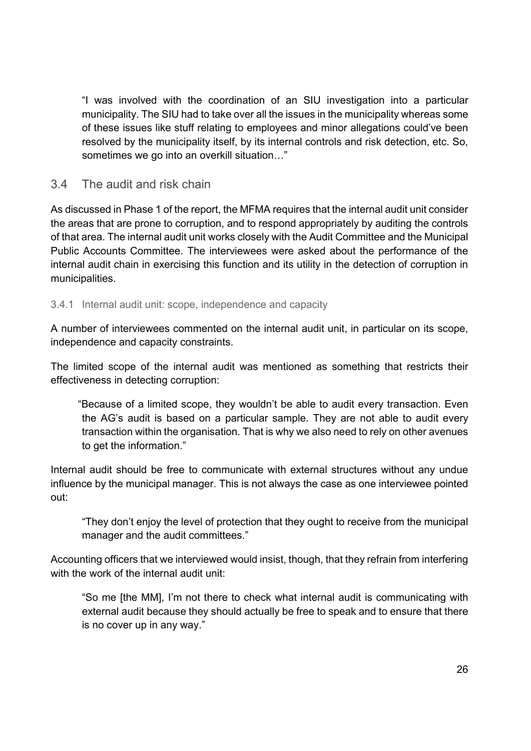> "I was involved with the coordination of an SIU investigation into a particular municipality. The SIU had to take over all the issues in the municipality whereas some of these issues like stuff relating to employees and minor allegations could've been resolved by the municipality itself, by its internal controls and risk detection, etc. So, sometimes we go into an overkill situation…"

## 3.4 The audit and risk chain

As discussed in Phase 1 of the report, the MFMA requires that the internal audit unit consider the areas that are prone to corruption, and to respond appropriately by auditing the controls of that area. The internal audit unit works closely with the Audit Committee and the Municipal Public Accounts Committee. The interviewees were asked about the performance of the internal audit chain in exercising this function and its utility in the detection of corruption in municipalities.

### 3.4.1 Internal audit unit: scope, independence and capacity

A number of interviewees commented on the internal audit unit, in particular on its scope, independence and capacity constraints.

The limited scope of the internal audit was mentioned as something that restricts their effectiveness in detecting corruption:

> "Because of a limited scope, they wouldn't be able to audit every transaction. Even the AG's audit is based on a particular sample. They are not able to audit every transaction within the organisation. That is why we also need to rely on other avenues to get the information."

Internal audit should be free to communicate with external structures without any undue influence by the municipal manager. This is not always the case as one interviewee pointed out:

> "They don't enjoy the level of protection that they ought to receive from the municipal manager and the audit committees."

Accounting officers that we interviewed would insist, though, that they refrain from interfering with the work of the internal audit unit:

> "So me [the MM], I'm not there to check what internal audit is communicating with external audit because they should actually be free to speak and to ensure that there is no cover up in any way."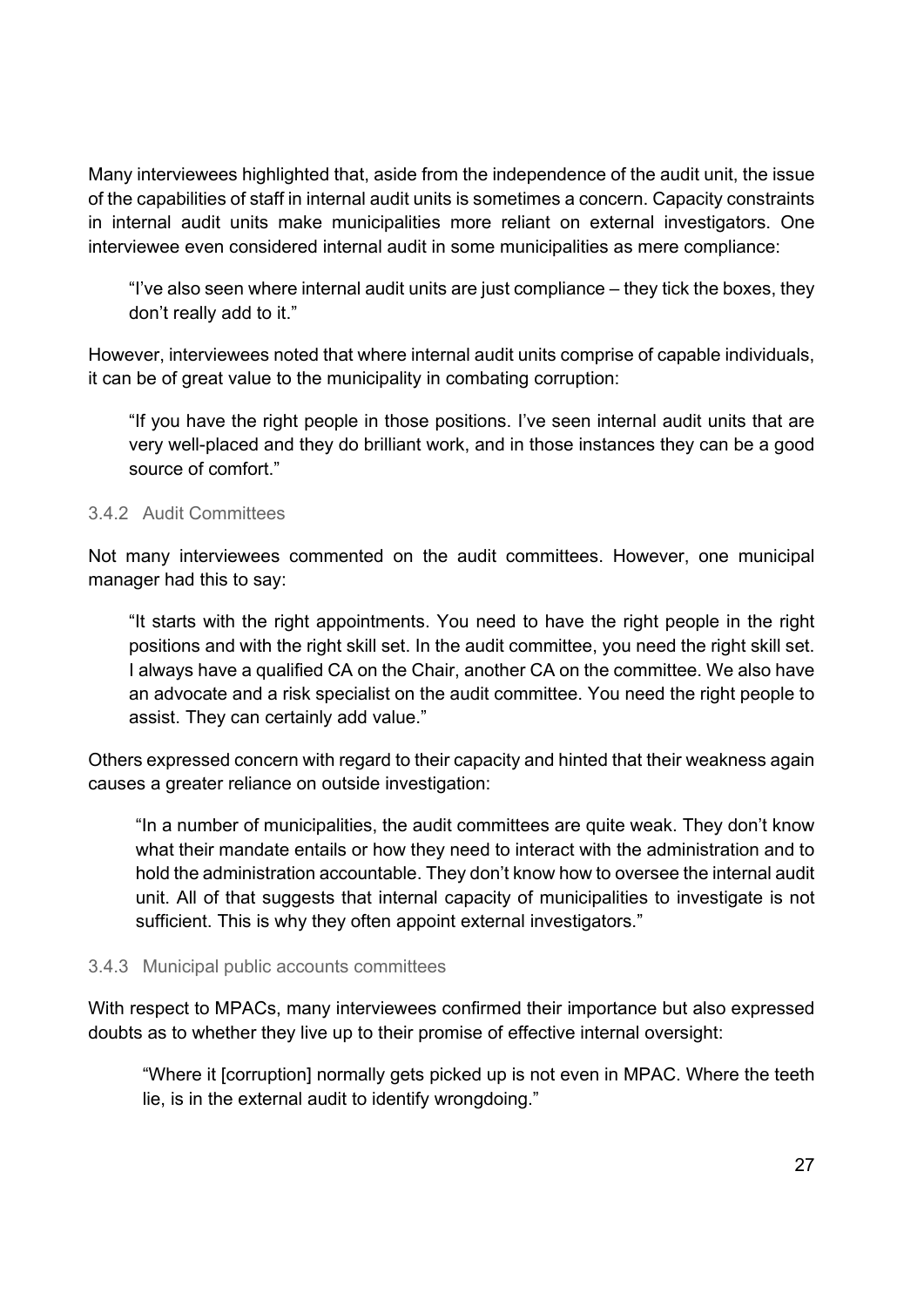Many interviewees highlighted that, aside from the independence of the audit unit, the issue of the capabilities of staff in internal audit units is sometimes a concern. Capacity constraints in internal audit units make municipalities more reliant on external investigators. One interviewee even considered internal audit in some municipalities as mere compliance:

> "I've also seen where internal audit units are just compliance – they tick the boxes, they don't really add to it."

However, interviewees noted that where internal audit units comprise of capable individuals, it can be of great value to the municipality in combating corruption:

> "If you have the right people in those positions. I've seen internal audit units that are very well-placed and they do brilliant work, and in those instances they can be a good source of comfort."

### 3.4.2 Audit Committees

Not many interviewees commented on the audit committees. However, one municipal manager had this to say:

> "It starts with the right appointments. You need to have the right people in the right positions and with the right skill set. In the audit committee, you need the right skill set. I always have a qualified CA on the Chair, another CA on the committee. We also have an advocate and a risk specialist on the audit committee. You need the right people to assist. They can certainly add value."

Others expressed concern with regard to their capacity and hinted that their weakness again causes a greater reliance on outside investigation:

> "In a number of municipalities, the audit committees are quite weak. They don't know what their mandate entails or how they need to interact with the administration and to hold the administration accountable. They don't know how to oversee the internal audit unit. All of that suggests that internal capacity of municipalities to investigate is not sufficient. This is why they often appoint external investigators."

### 3.4.3 Municipal public accounts committees

With respect to MPACs, many interviewees confirmed their importance but also expressed doubts as to whether they live up to their promise of effective internal oversight:

> "Where it [corruption] normally gets picked up is not even in MPAC. Where the teeth lie, is in the external audit to identify wrongdoing."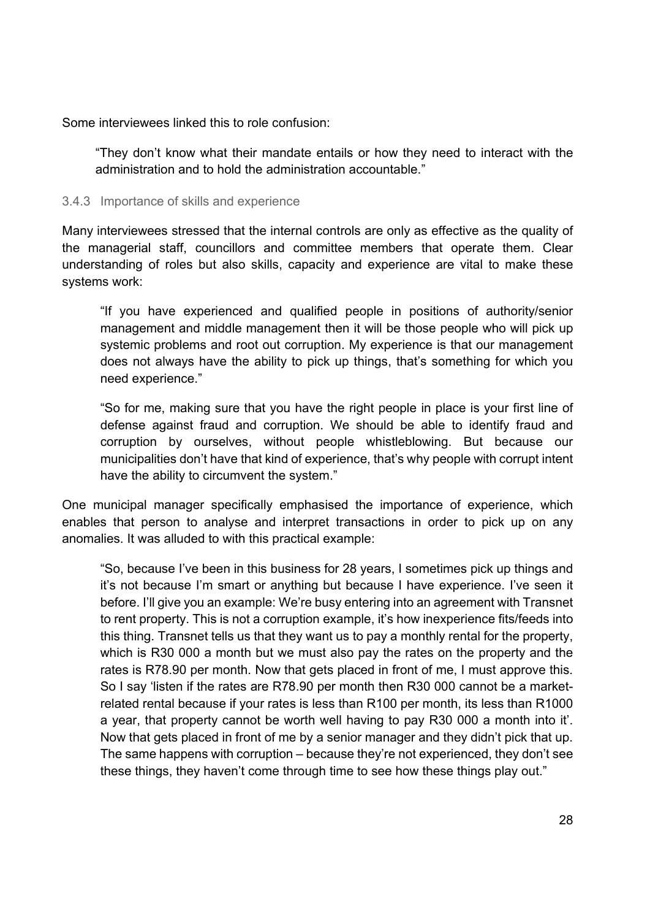Some interviewees linked this to role confusion:

> "They don't know what their mandate entails or how they need to interact with the administration and to hold the administration accountable."

### 3.4.3 Importance of skills and experience

Many interviewees stressed that the internal controls are only as effective as the quality of the managerial staff, councillors and committee members that operate them. Clear understanding of roles but also skills, capacity and experience are vital to make these systems work:

> "If you have experienced and qualified people in positions of authority/senior management and middle management then it will be those people who will pick up systemic problems and root out corruption. My experience is that our management does not always have the ability to pick up things, that's something for which you need experience."

> "So for me, making sure that you have the right people in place is your first line of defense against fraud and corruption. We should be able to identify fraud and corruption by ourselves, without people whistleblowing. But because our municipalities don't have that kind of experience, that's why people with corrupt intent have the ability to circumvent the system."

One municipal manager specifically emphasised the importance of experience, which enables that person to analyse and interpret transactions in order to pick up on any anomalies. It was alluded to with this practical example:

> "So, because I've been in this business for 28 years, I sometimes pick up things and it's not because I'm smart or anything but because I have experience. I've seen it before. I'll give you an example: We're busy entering into an agreement with Transnet to rent property. This is not a corruption example, it's how inexperience fits/feeds into this thing. Transnet tells us that they want us to pay a monthly rental for the property, which is R30 000 a month but we must also pay the rates on the property and the rates is R78.90 per month. Now that gets placed in front of me, I must approve this. So I say 'listen if the rates are R78.90 per month then R30 000 cannot be a market-related rental because if your rates is less than R100 per month, its less than R1000 a year, that property cannot be worth well having to pay R30 000 a month into it'. Now that gets placed in front of me by a senior manager and they didn't pick that up. The same happens with corruption – because they're not experienced, they don't see these things, they haven't come through time to see how these things play out."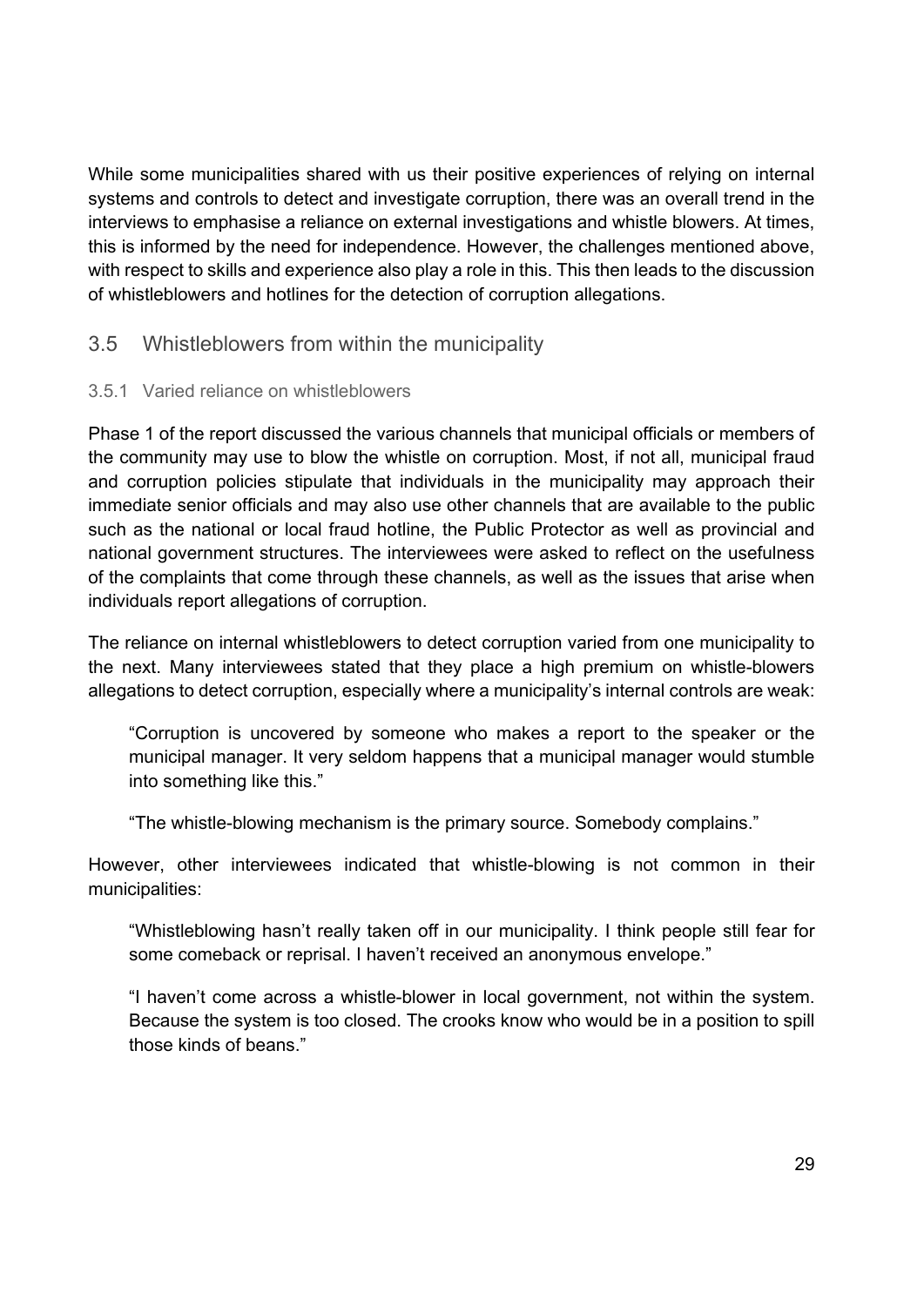While some municipalities shared with us their positive experiences of relying on internal systems and controls to detect and investigate corruption, there was an overall trend in the interviews to emphasise a reliance on external investigations and whistle blowers. At times, this is informed by the need for independence. However, the challenges mentioned above, with respect to skills and experience also play a role in this. This then leads to the discussion of whistleblowers and hotlines for the detection of corruption allegations.

## 3.5 Whistleblowers from within the municipality

### 3.5.1 Varied reliance on whistleblowers

Phase 1 of the report discussed the various channels that municipal officials or members of the community may use to blow the whistle on corruption. Most, if not all, municipal fraud and corruption policies stipulate that individuals in the municipality may approach their immediate senior officials and may also use other channels that are available to the public such as the national or local fraud hotline, the Public Protector as well as provincial and national government structures. The interviewees were asked to reflect on the usefulness of the complaints that come through these channels, as well as the issues that arise when individuals report allegations of corruption.

The reliance on internal whistleblowers to detect corruption varied from one municipality to the next. Many interviewees stated that they place a high premium on whistle-blowers allegations to detect corruption, especially where a municipality's internal controls are weak:

> "Corruption is uncovered by someone who makes a report to the speaker or the municipal manager. It very seldom happens that a municipal manager would stumble into something like this."

> "The whistle-blowing mechanism is the primary source. Somebody complains."

However, other interviewees indicated that whistle-blowing is not common in their municipalities:

> "Whistleblowing hasn't really taken off in our municipality. I think people still fear for some comeback or reprisal. I haven't received an anonymous envelope."

> "I haven't come across a whistle-blower in local government, not within the system. Because the system is too closed. The crooks know who would be in a position to spill those kinds of beans."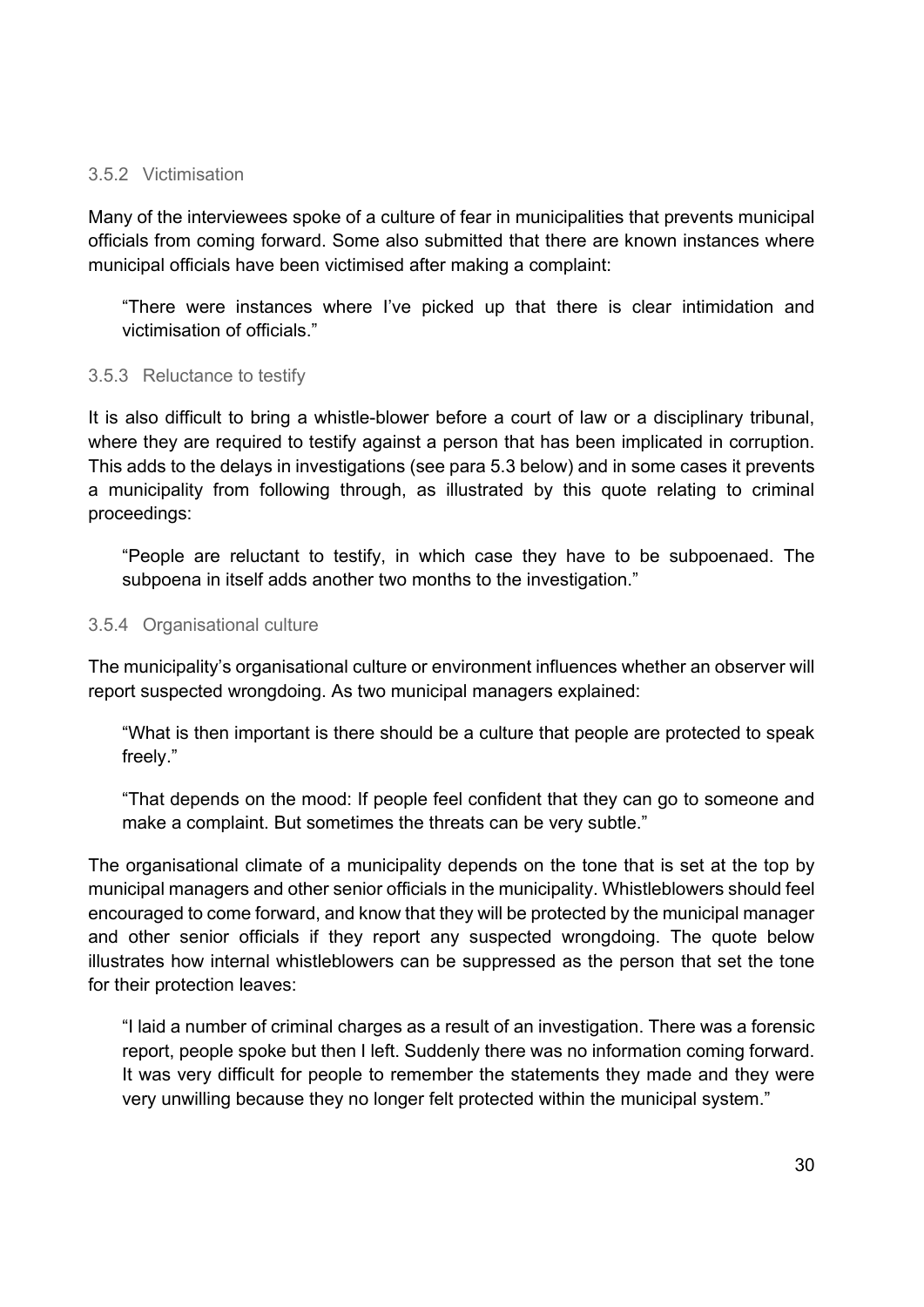### 3.5.2 Victimisation

Many of the interviewees spoke of a culture of fear in municipalities that prevents municipal officials from coming forward. Some also submitted that there are known instances where municipal officials have been victimised after making a complaint:

> "There were instances where I've picked up that there is clear intimidation and victimisation of officials."

### 3.5.3 Reluctance to testify

It is also difficult to bring a whistle-blower before a court of law or a disciplinary tribunal, where they are required to testify against a person that has been implicated in corruption. This adds to the delays in investigations (see para 5.3 below) and in some cases it prevents a municipality from following through, as illustrated by this quote relating to criminal proceedings:

> "People are reluctant to testify, in which case they have to be subpoenaed. The subpoena in itself adds another two months to the investigation."

### 3.5.4 Organisational culture

The municipality's organisational culture or environment influences whether an observer will report suspected wrongdoing. As two municipal managers explained:

> "What is then important is there should be a culture that people are protected to speak freely."

> "That depends on the mood: If people feel confident that they can go to someone and make a complaint. But sometimes the threats can be very subtle."

The organisational climate of a municipality depends on the tone that is set at the top by municipal managers and other senior officials in the municipality. Whistleblowers should feel encouraged to come forward, and know that they will be protected by the municipal manager and other senior officials if they report any suspected wrongdoing. The quote below illustrates how internal whistleblowers can be suppressed as the person that set the tone for their protection leaves:

> "I laid a number of criminal charges as a result of an investigation. There was a forensic report, people spoke but then I left. Suddenly there was no information coming forward. It was very difficult for people to remember the statements they made and they were very unwilling because they no longer felt protected within the municipal system."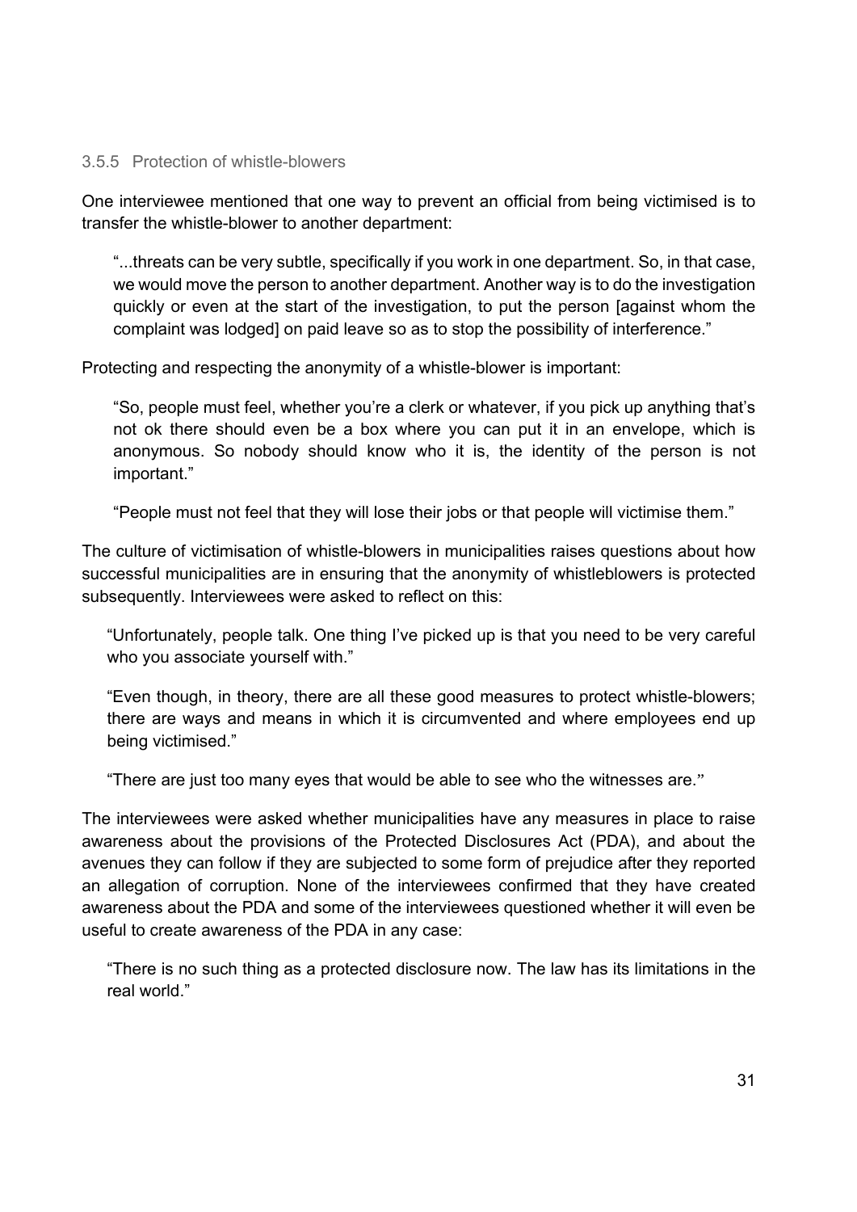### 3.5.5 Protection of whistle-blowers

One interviewee mentioned that one way to prevent an official from being victimised is to transfer the whistle-blower to another department:

> "...threats can be very subtle, specifically if you work in one department. So, in that case, we would move the person to another department. Another way is to do the investigation quickly or even at the start of the investigation, to put the person [against whom the complaint was lodged] on paid leave so as to stop the possibility of interference."

Protecting and respecting the anonymity of a whistle-blower is important:

> "So, people must feel, whether you're a clerk or whatever, if you pick up anything that's not ok there should even be a box where you can put it in an envelope, which is anonymous. So nobody should know who it is, the identity of the person is not important."

> "People must not feel that they will lose their jobs or that people will victimise them."

The culture of victimisation of whistle-blowers in municipalities raises questions about how successful municipalities are in ensuring that the anonymity of whistleblowers is protected subsequently. Interviewees were asked to reflect on this:

> "Unfortunately, people talk. One thing I've picked up is that you need to be very careful who you associate yourself with."

> "Even though, in theory, there are all these good measures to protect whistle-blowers; there are ways and means in which it is circumvented and where employees end up being victimised."

> "There are just too many eyes that would be able to see who the witnesses are."

The interviewees were asked whether municipalities have any measures in place to raise awareness about the provisions of the Protected Disclosures Act (PDA), and about the avenues they can follow if they are subjected to some form of prejudice after they reported an allegation of corruption. None of the interviewees confirmed that they have created awareness about the PDA and some of the interviewees questioned whether it will even be useful to create awareness of the PDA in any case:

> "There is no such thing as a protected disclosure now. The law has its limitations in the real world."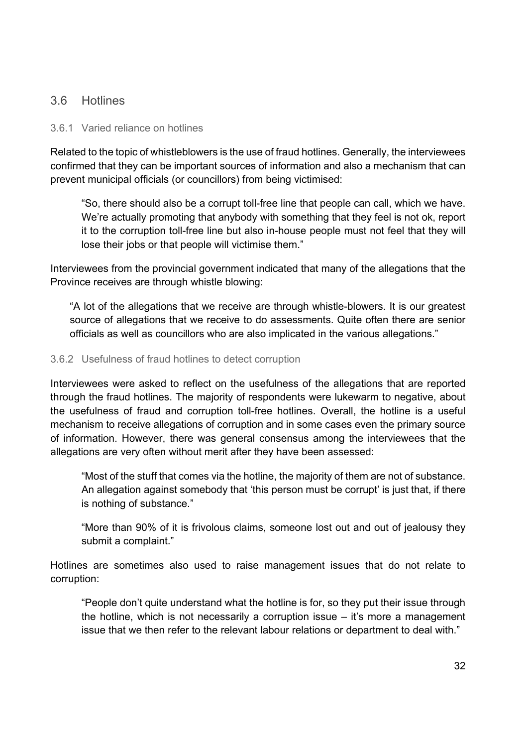## 3.6 Hotlines

### 3.6.1 Varied reliance on hotlines

Related to the topic of whistleblowers is the use of fraud hotlines. Generally, the interviewees confirmed that they can be important sources of information and also a mechanism that can prevent municipal officials (or councillors) from being victimised:

> "So, there should also be a corrupt toll-free line that people can call, which we have. We're actually promoting that anybody with something that they feel is not ok, report it to the corruption toll-free line but also in-house people must not feel that they will lose their jobs or that people will victimise them."

Interviewees from the provincial government indicated that many of the allegations that the Province receives are through whistle blowing:

> "A lot of the allegations that we receive are through whistle-blowers. It is our greatest source of allegations that we receive to do assessments. Quite often there are senior officials as well as councillors who are also implicated in the various allegations."

### 3.6.2 Usefulness of fraud hotlines to detect corruption

Interviewees were asked to reflect on the usefulness of the allegations that are reported through the fraud hotlines. The majority of respondents were lukewarm to negative, about the usefulness of fraud and corruption toll-free hotlines. Overall, the hotline is a useful mechanism to receive allegations of corruption and in some cases even the primary source of information. However, there was general consensus among the interviewees that the allegations are very often without merit after they have been assessed:

> "Most of the stuff that comes via the hotline, the majority of them are not of substance. An allegation against somebody that 'this person must be corrupt' is just that, if there is nothing of substance."

> "More than 90% of it is frivolous claims, someone lost out and out of jealousy they submit a complaint."

Hotlines are sometimes also used to raise management issues that do not relate to corruption:

> "People don't quite understand what the hotline is for, so they put their issue through the hotline, which is not necessarily a corruption issue – it's more a management issue that we then refer to the relevant labour relations or department to deal with."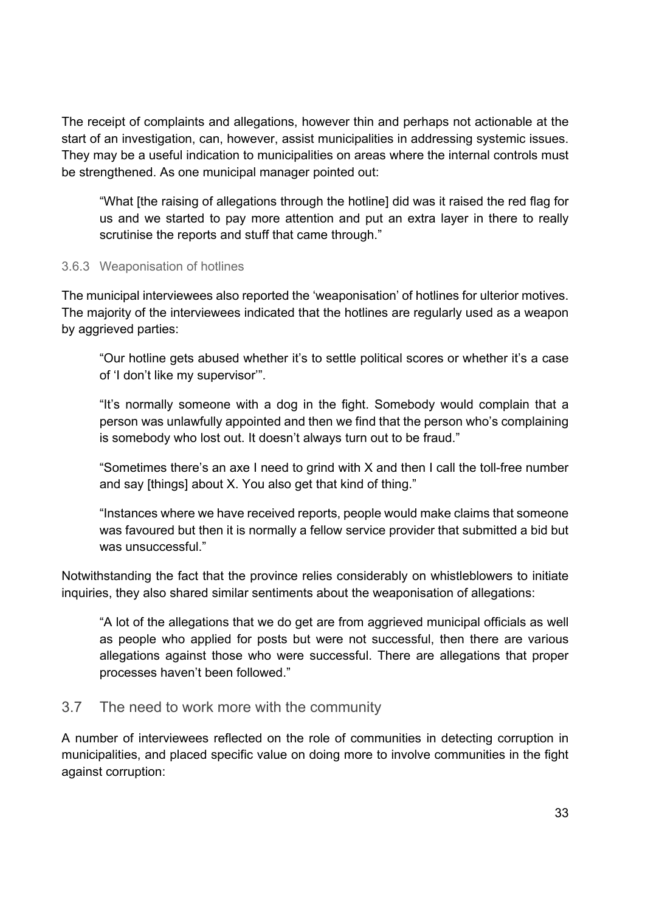The receipt of complaints and allegations, however thin and perhaps not actionable at the start of an investigation, can, however, assist municipalities in addressing systemic issues. They may be a useful indication to municipalities on areas where the internal controls must be strengthened. As one municipal manager pointed out:

> "What [the raising of allegations through the hotline] did was it raised the red flag for us and we started to pay more attention and put an extra layer in there to really scrutinise the reports and stuff that came through."

#### 3.6.3 Weaponisation of hotlines

The municipal interviewees also reported the 'weaponisation' of hotlines for ulterior motives. The majority of the interviewees indicated that the hotlines are regularly used as a weapon by aggrieved parties:

> "Our hotline gets abused whether it's to settle political scores or whether it's a case of 'I don't like my supervisor'".
>
> "It's normally someone with a dog in the fight. Somebody would complain that a person was unlawfully appointed and then we find that the person who's complaining is somebody who lost out. It doesn't always turn out to be fraud."
>
> "Sometimes there's an axe I need to grind with X and then I call the toll-free number and say [things] about X. You also get that kind of thing."
>
> "Instances where we have received reports, people would make claims that someone was favoured but then it is normally a fellow service provider that submitted a bid but was unsuccessful."

Notwithstanding the fact that the province relies considerably on whistleblowers to initiate inquiries, they also shared similar sentiments about the weaponisation of allegations:

> "A lot of the allegations that we do get are from aggrieved municipal officials as well as people who applied for posts but were not successful, then there are various allegations against those who were successful. There are allegations that proper processes haven't been followed."

### 3.7 The need to work more with the community

A number of interviewees reflected on the role of communities in detecting corruption in municipalities, and placed specific value on doing more to involve communities in the fight against corruption: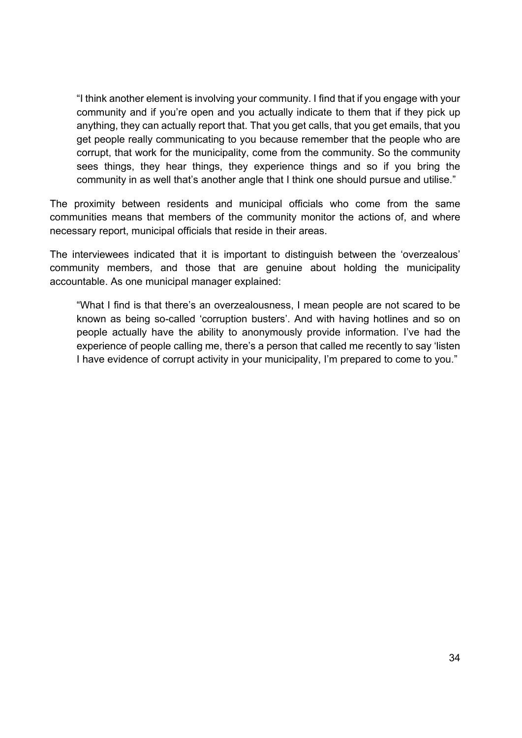> "I think another element is involving your community. I find that if you engage with your community and if you're open and you actually indicate to them that if they pick up anything, they can actually report that. That you get calls, that you get emails, that you get people really communicating to you because remember that the people who are corrupt, that work for the municipality, come from the community. So the community sees things, they hear things, they experience things and so if you bring the community in as well that's another angle that I think one should pursue and utilise."

The proximity between residents and municipal officials who come from the same communities means that members of the community monitor the actions of, and where necessary report, municipal officials that reside in their areas.

The interviewees indicated that it is important to distinguish between the 'overzealous' community members, and those that are genuine about holding the municipality accountable. As one municipal manager explained:

> "What I find is that there's an overzealousness, I mean people are not scared to be known as being so-called 'corruption busters'. And with having hotlines and so on people actually have the ability to anonymously provide information. I've had the experience of people calling me, there's a person that called me recently to say 'listen I have evidence of corrupt activity in your municipality, I'm prepared to come to you."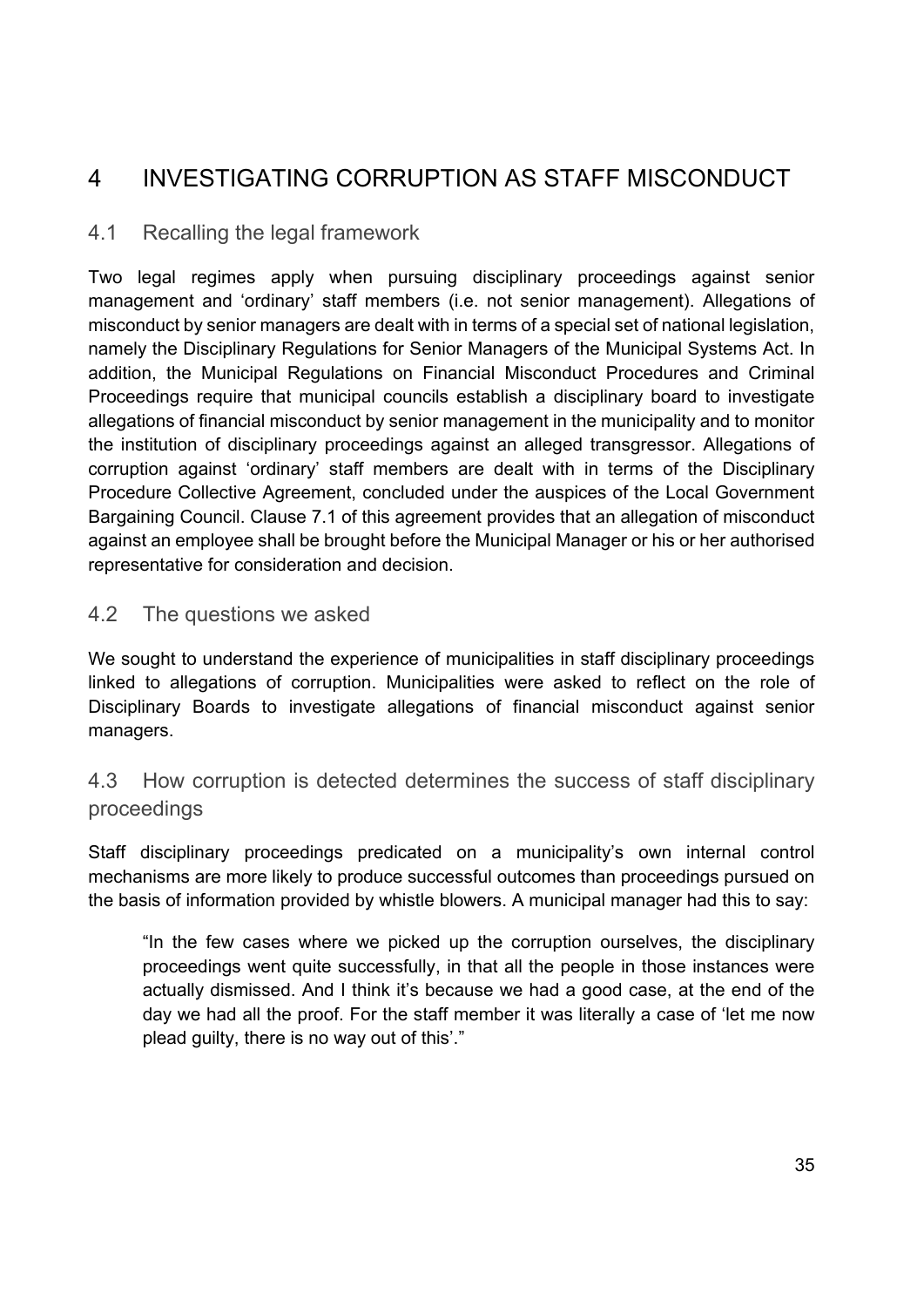# 4 INVESTIGATING CORRUPTION AS STAFF MISCONDUCT

## 4.1 Recalling the legal framework

Two legal regimes apply when pursuing disciplinary proceedings against senior management and 'ordinary' staff members (i.e. not senior management). Allegations of misconduct by senior managers are dealt with in terms of a special set of national legislation, namely the Disciplinary Regulations for Senior Managers of the Municipal Systems Act. In addition, the Municipal Regulations on Financial Misconduct Procedures and Criminal Proceedings require that municipal councils establish a disciplinary board to investigate allegations of financial misconduct by senior management in the municipality and to monitor the institution of disciplinary proceedings against an alleged transgressor. Allegations of corruption against 'ordinary' staff members are dealt with in terms of the Disciplinary Procedure Collective Agreement, concluded under the auspices of the Local Government Bargaining Council. Clause 7.1 of this agreement provides that an allegation of misconduct against an employee shall be brought before the Municipal Manager or his or her authorised representative for consideration and decision.

## 4.2 The questions we asked

We sought to understand the experience of municipalities in staff disciplinary proceedings linked to allegations of corruption. Municipalities were asked to reflect on the role of Disciplinary Boards to investigate allegations of financial misconduct against senior managers.

## 4.3 How corruption is detected determines the success of staff disciplinary proceedings

Staff disciplinary proceedings predicated on a municipality's own internal control mechanisms are more likely to produce successful outcomes than proceedings pursued on the basis of information provided by whistle blowers. A municipal manager had this to say:

> "In the few cases where we picked up the corruption ourselves, the disciplinary proceedings went quite successfully, in that all the people in those instances were actually dismissed. And I think it's because we had a good case, at the end of the day we had all the proof. For the staff member it was literally a case of 'let me now plead guilty, there is no way out of this'."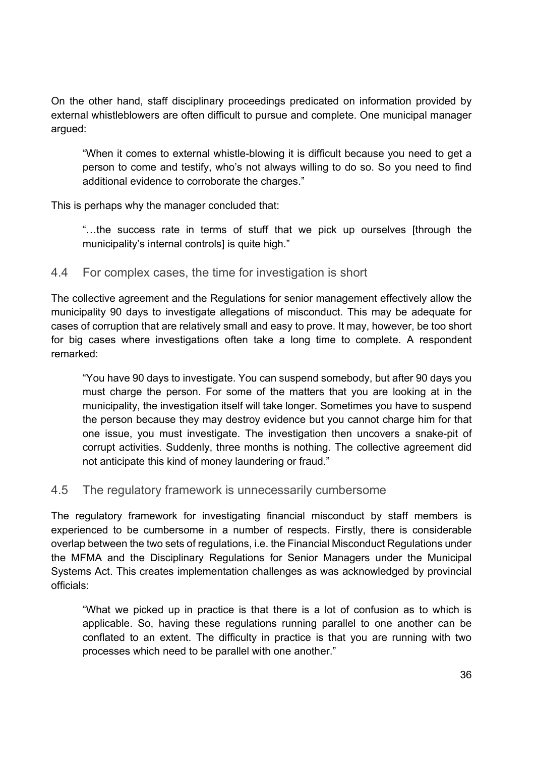On the other hand, staff disciplinary proceedings predicated on information provided by external whistleblowers are often difficult to pursue and complete. One municipal manager argued:

> "When it comes to external whistle-blowing it is difficult because you need to get a person to come and testify, who's not always willing to do so. So you need to find additional evidence to corroborate the charges."

This is perhaps why the manager concluded that:

> "…the success rate in terms of stuff that we pick up ourselves [through the municipality's internal controls] is quite high."

## 4.4 For complex cases, the time for investigation is short

The collective agreement and the Regulations for senior management effectively allow the municipality 90 days to investigate allegations of misconduct. This may be adequate for cases of corruption that are relatively small and easy to prove. It may, however, be too short for big cases where investigations often take a long time to complete. A respondent remarked:

> "You have 90 days to investigate. You can suspend somebody, but after 90 days you must charge the person. For some of the matters that you are looking at in the municipality, the investigation itself will take longer. Sometimes you have to suspend the person because they may destroy evidence but you cannot charge him for that one issue, you must investigate. The investigation then uncovers a snake-pit of corrupt activities. Suddenly, three months is nothing. The collective agreement did not anticipate this kind of money laundering or fraud."

## 4.5 The regulatory framework is unnecessarily cumbersome

The regulatory framework for investigating financial misconduct by staff members is experienced to be cumbersome in a number of respects. Firstly, there is considerable overlap between the two sets of regulations, i.e. the Financial Misconduct Regulations under the MFMA and the Disciplinary Regulations for Senior Managers under the Municipal Systems Act. This creates implementation challenges as was acknowledged by provincial officials:

> "What we picked up in practice is that there is a lot of confusion as to which is applicable. So, having these regulations running parallel to one another can be conflated to an extent. The difficulty in practice is that you are running with two processes which need to be parallel with one another."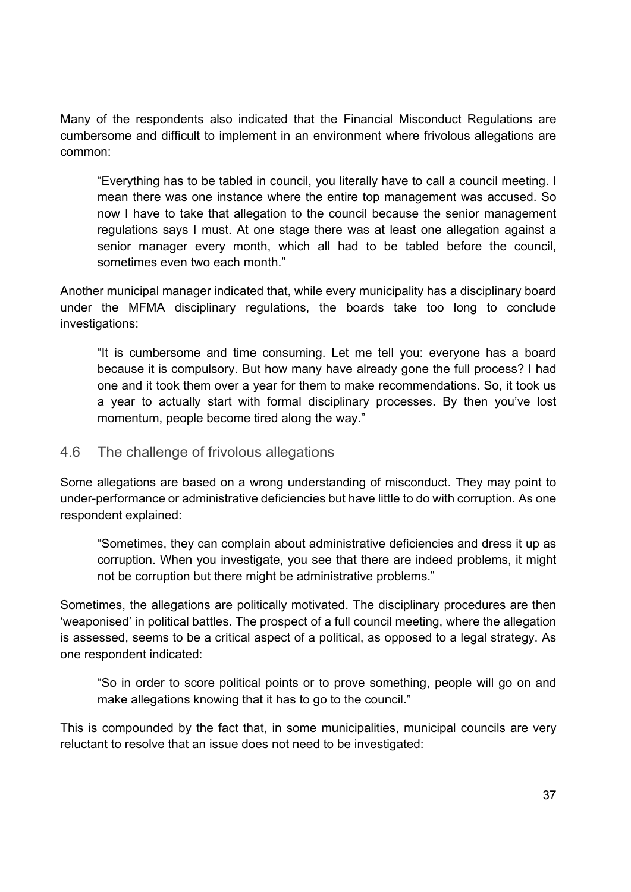Many of the respondents also indicated that the Financial Misconduct Regulations are cumbersome and difficult to implement in an environment where frivolous allegations are common:

> "Everything has to be tabled in council, you literally have to call a council meeting. I mean there was one instance where the entire top management was accused. So now I have to take that allegation to the council because the senior management regulations says I must. At one stage there was at least one allegation against a senior manager every month, which all had to be tabled before the council, sometimes even two each month."

Another municipal manager indicated that, while every municipality has a disciplinary board under the MFMA disciplinary regulations, the boards take too long to conclude investigations:

> "It is cumbersome and time consuming. Let me tell you: everyone has a board because it is compulsory. But how many have already gone the full process? I had one and it took them over a year for them to make recommendations. So, it took us a year to actually start with formal disciplinary processes. By then you've lost momentum, people become tired along the way."

## 4.6 The challenge of frivolous allegations

Some allegations are based on a wrong understanding of misconduct. They may point to under-performance or administrative deficiencies but have little to do with corruption. As one respondent explained:

> "Sometimes, they can complain about administrative deficiencies and dress it up as corruption. When you investigate, you see that there are indeed problems, it might not be corruption but there might be administrative problems."

Sometimes, the allegations are politically motivated. The disciplinary procedures are then 'weaponised' in political battles. The prospect of a full council meeting, where the allegation is assessed, seems to be a critical aspect of a political, as opposed to a legal strategy. As one respondent indicated:

> "So in order to score political points or to prove something, people will go on and make allegations knowing that it has to go to the council."

This is compounded by the fact that, in some municipalities, municipal councils are very reluctant to resolve that an issue does not need to be investigated: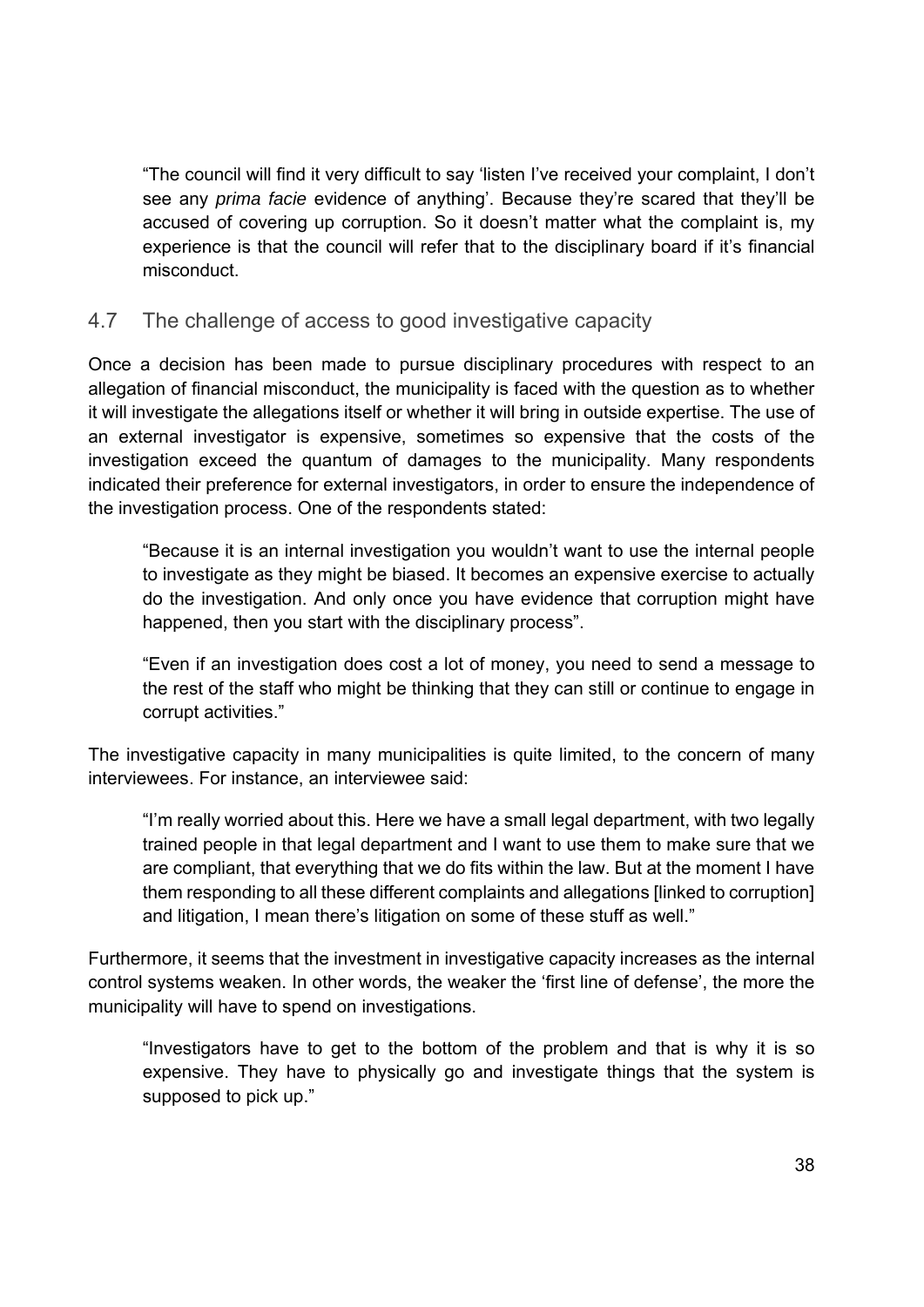"The council will find it very difficult to say 'listen I've received your complaint, I don't see any *prima facie* evidence of anything'. Because they're scared that they'll be accused of covering up corruption. So it doesn't matter what the complaint is, my experience is that the council will refer that to the disciplinary board if it's financial misconduct.

## 4.7 The challenge of access to good investigative capacity

Once a decision has been made to pursue disciplinary procedures with respect to an allegation of financial misconduct, the municipality is faced with the question as to whether it will investigate the allegations itself or whether it will bring in outside expertise. The use of an external investigator is expensive, sometimes so expensive that the costs of the investigation exceed the quantum of damages to the municipality. Many respondents indicated their preference for external investigators, in order to ensure the independence of the investigation process. One of the respondents stated:

"Because it is an internal investigation you wouldn't want to use the internal people to investigate as they might be biased. It becomes an expensive exercise to actually do the investigation. And only once you have evidence that corruption might have happened, then you start with the disciplinary process".

"Even if an investigation does cost a lot of money, you need to send a message to the rest of the staff who might be thinking that they can still or continue to engage in corrupt activities."

The investigative capacity in many municipalities is quite limited, to the concern of many interviewees. For instance, an interviewee said:

"I'm really worried about this. Here we have a small legal department, with two legally trained people in that legal department and I want to use them to make sure that we are compliant, that everything that we do fits within the law. But at the moment I have them responding to all these different complaints and allegations [linked to corruption] and litigation, I mean there's litigation on some of these stuff as well."

Furthermore, it seems that the investment in investigative capacity increases as the internal control systems weaken. In other words, the weaker the 'first line of defense', the more the municipality will have to spend on investigations.

"Investigators have to get to the bottom of the problem and that is why it is so expensive. They have to physically go and investigate things that the system is supposed to pick up."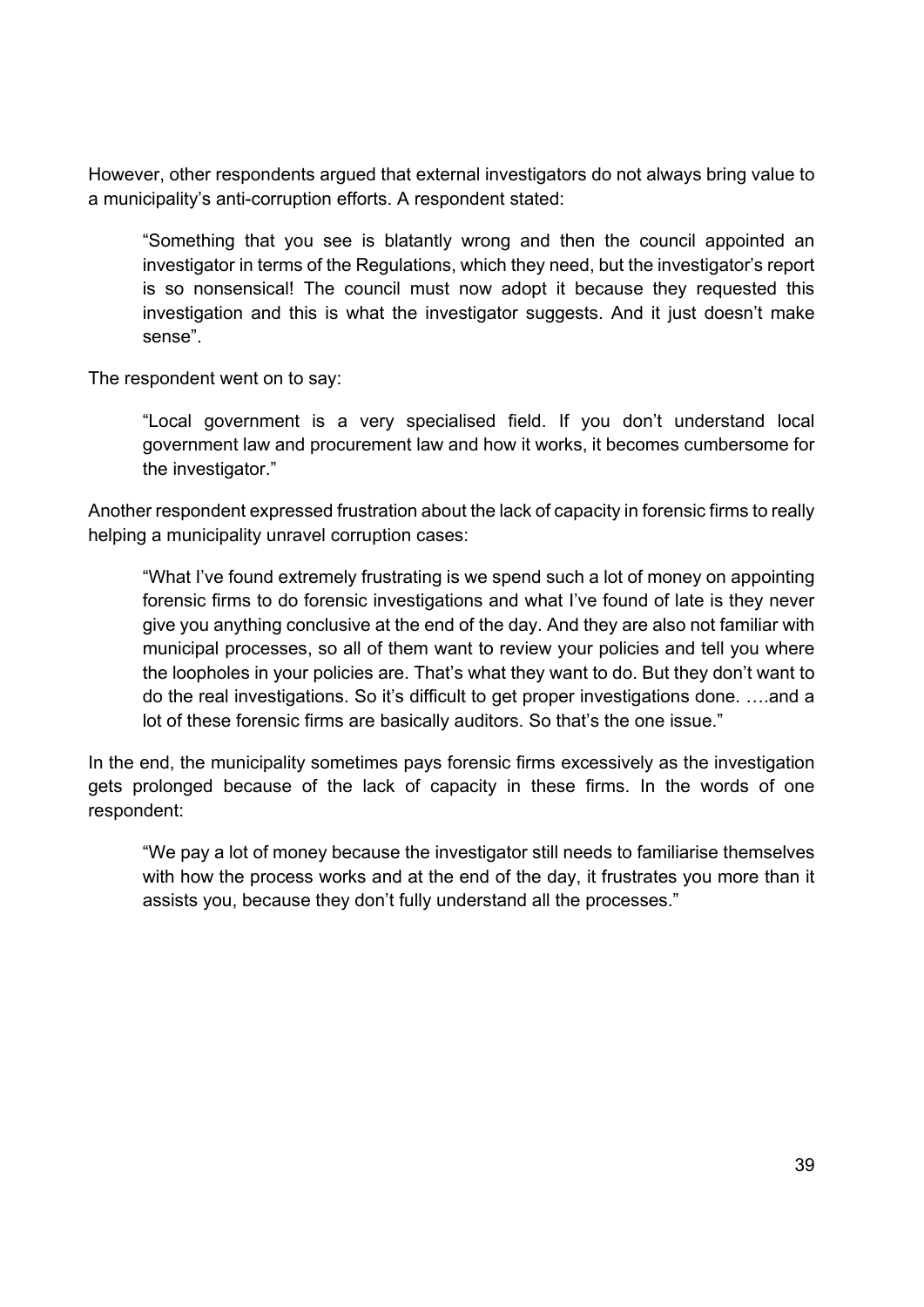However, other respondents argued that external investigators do not always bring value to a municipality's anti-corruption efforts. A respondent stated:

> "Something that you see is blatantly wrong and then the council appointed an investigator in terms of the Regulations, which they need, but the investigator's report is so nonsensical! The council must now adopt it because they requested this investigation and this is what the investigator suggests. And it just doesn't make sense".

The respondent went on to say:

> "Local government is a very specialised field. If you don't understand local government law and procurement law and how it works, it becomes cumbersome for the investigator."

Another respondent expressed frustration about the lack of capacity in forensic firms to really helping a municipality unravel corruption cases:

> "What I've found extremely frustrating is we spend such a lot of money on appointing forensic firms to do forensic investigations and what I've found of late is they never give you anything conclusive at the end of the day. And they are also not familiar with municipal processes, so all of them want to review your policies and tell you where the loopholes in your policies are. That's what they want to do. But they don't want to do the real investigations. So it's difficult to get proper investigations done. ….and a lot of these forensic firms are basically auditors. So that's the one issue."

In the end, the municipality sometimes pays forensic firms excessively as the investigation gets prolonged because of the lack of capacity in these firms. In the words of one respondent:

> "We pay a lot of money because the investigator still needs to familiarise themselves with how the process works and at the end of the day, it frustrates you more than it assists you, because they don't fully understand all the processes."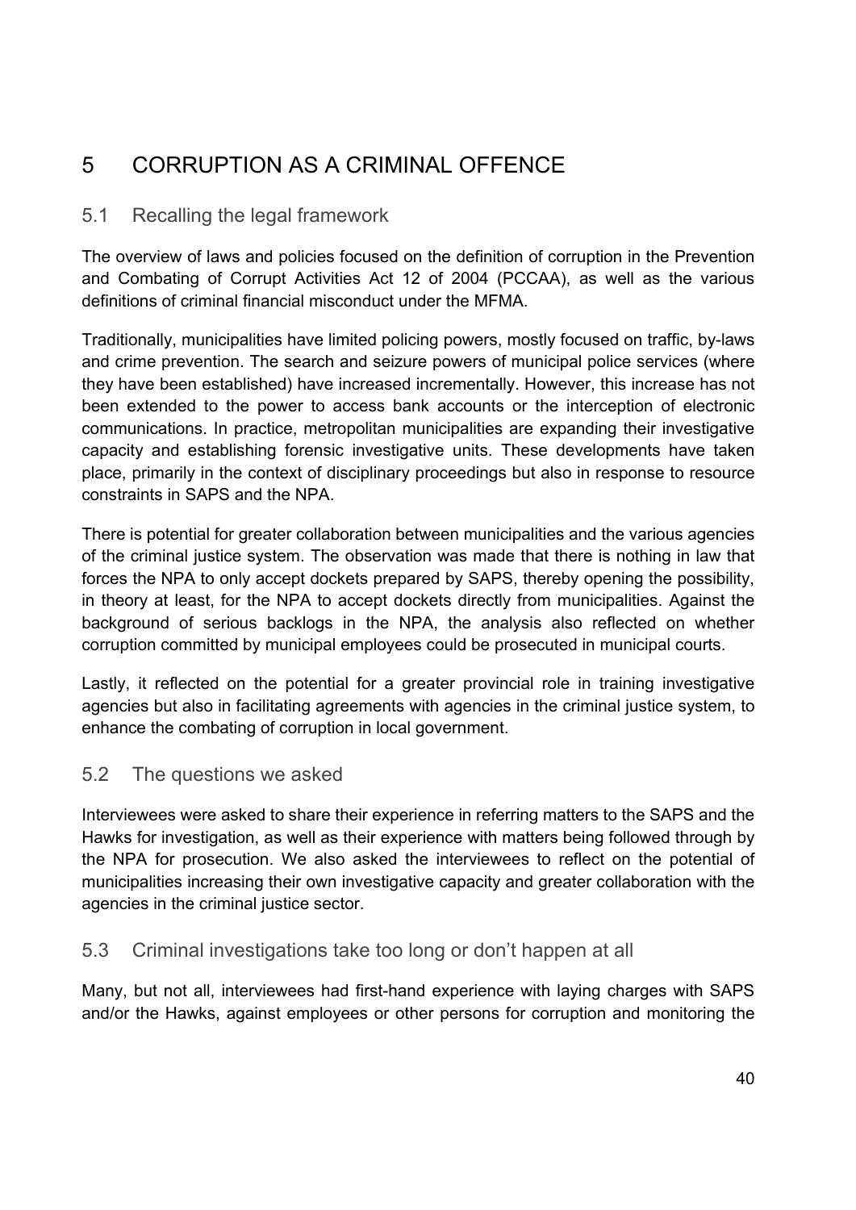# 5 CORRUPTION AS A CRIMINAL OFFENCE

## 5.1 Recalling the legal framework

The overview of laws and policies focused on the definition of corruption in the Prevention and Combating of Corrupt Activities Act 12 of 2004 (PCCAA), as well as the various definitions of criminal financial misconduct under the MFMA.

Traditionally, municipalities have limited policing powers, mostly focused on traffic, by-laws and crime prevention. The search and seizure powers of municipal police services (where they have been established) have increased incrementally. However, this increase has not been extended to the power to access bank accounts or the interception of electronic communications. In practice, metropolitan municipalities are expanding their investigative capacity and establishing forensic investigative units. These developments have taken place, primarily in the context of disciplinary proceedings but also in response to resource constraints in SAPS and the NPA.

There is potential for greater collaboration between municipalities and the various agencies of the criminal justice system. The observation was made that there is nothing in law that forces the NPA to only accept dockets prepared by SAPS, thereby opening the possibility, in theory at least, for the NPA to accept dockets directly from municipalities. Against the background of serious backlogs in the NPA, the analysis also reflected on whether corruption committed by municipal employees could be prosecuted in municipal courts.

Lastly, it reflected on the potential for a greater provincial role in training investigative agencies but also in facilitating agreements with agencies in the criminal justice system, to enhance the combating of corruption in local government.

## 5.2 The questions we asked

Interviewees were asked to share their experience in referring matters to the SAPS and the Hawks for investigation, as well as their experience with matters being followed through by the NPA for prosecution. We also asked the interviewees to reflect on the potential of municipalities increasing their own investigative capacity and greater collaboration with the agencies in the criminal justice sector.

## 5.3 Criminal investigations take too long or don't happen at all

Many, but not all, interviewees had first-hand experience with laying charges with SAPS and/or the Hawks, against employees or other persons for corruption and monitoring the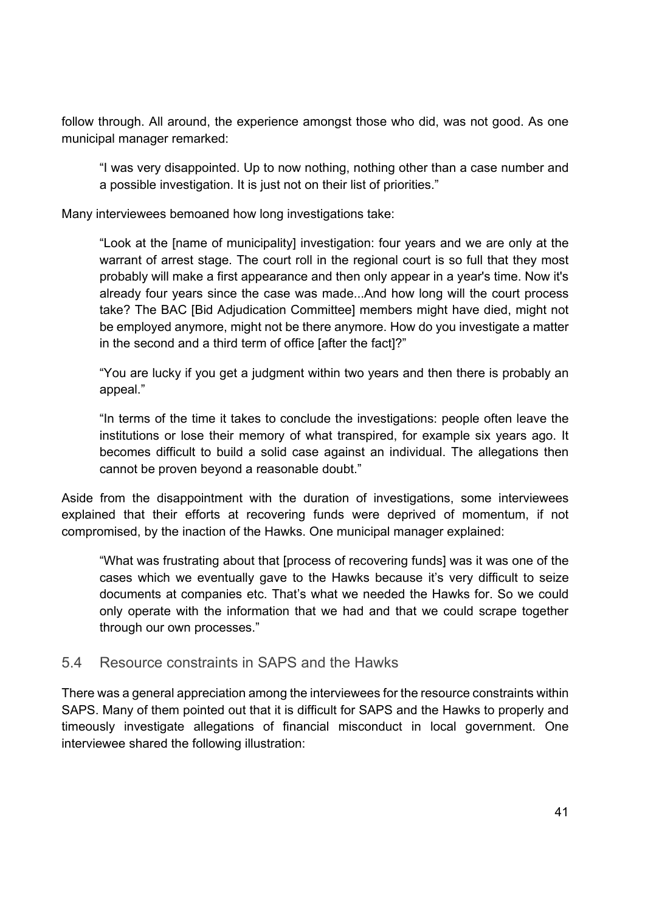follow through. All around, the experience amongst those who did, was not good. As one municipal manager remarked:

> "I was very disappointed. Up to now nothing, nothing other than a case number and a possible investigation. It is just not on their list of priorities."

Many interviewees bemoaned how long investigations take:

> "Look at the [name of municipality] investigation: four years and we are only at the warrant of arrest stage. The court roll in the regional court is so full that they most probably will make a first appearance and then only appear in a year's time. Now it's already four years since the case was made...And how long will the court process take? The BAC [Bid Adjudication Committee] members might have died, might not be employed anymore, might not be there anymore. How do you investigate a matter in the second and a third term of office [after the fact]?"

> "You are lucky if you get a judgment within two years and then there is probably an appeal."

> "In terms of the time it takes to conclude the investigations: people often leave the institutions or lose their memory of what transpired, for example six years ago. It becomes difficult to build a solid case against an individual. The allegations then cannot be proven beyond a reasonable doubt."

Aside from the disappointment with the duration of investigations, some interviewees explained that their efforts at recovering funds were deprived of momentum, if not compromised, by the inaction of the Hawks. One municipal manager explained:

> "What was frustrating about that [process of recovering funds] was it was one of the cases which we eventually gave to the Hawks because it's very difficult to seize documents at companies etc. That's what we needed the Hawks for. So we could only operate with the information that we had and that we could scrape together through our own processes."

## 5.4 Resource constraints in SAPS and the Hawks

There was a general appreciation among the interviewees for the resource constraints within SAPS. Many of them pointed out that it is difficult for SAPS and the Hawks to properly and timeously investigate allegations of financial misconduct in local government. One interviewee shared the following illustration: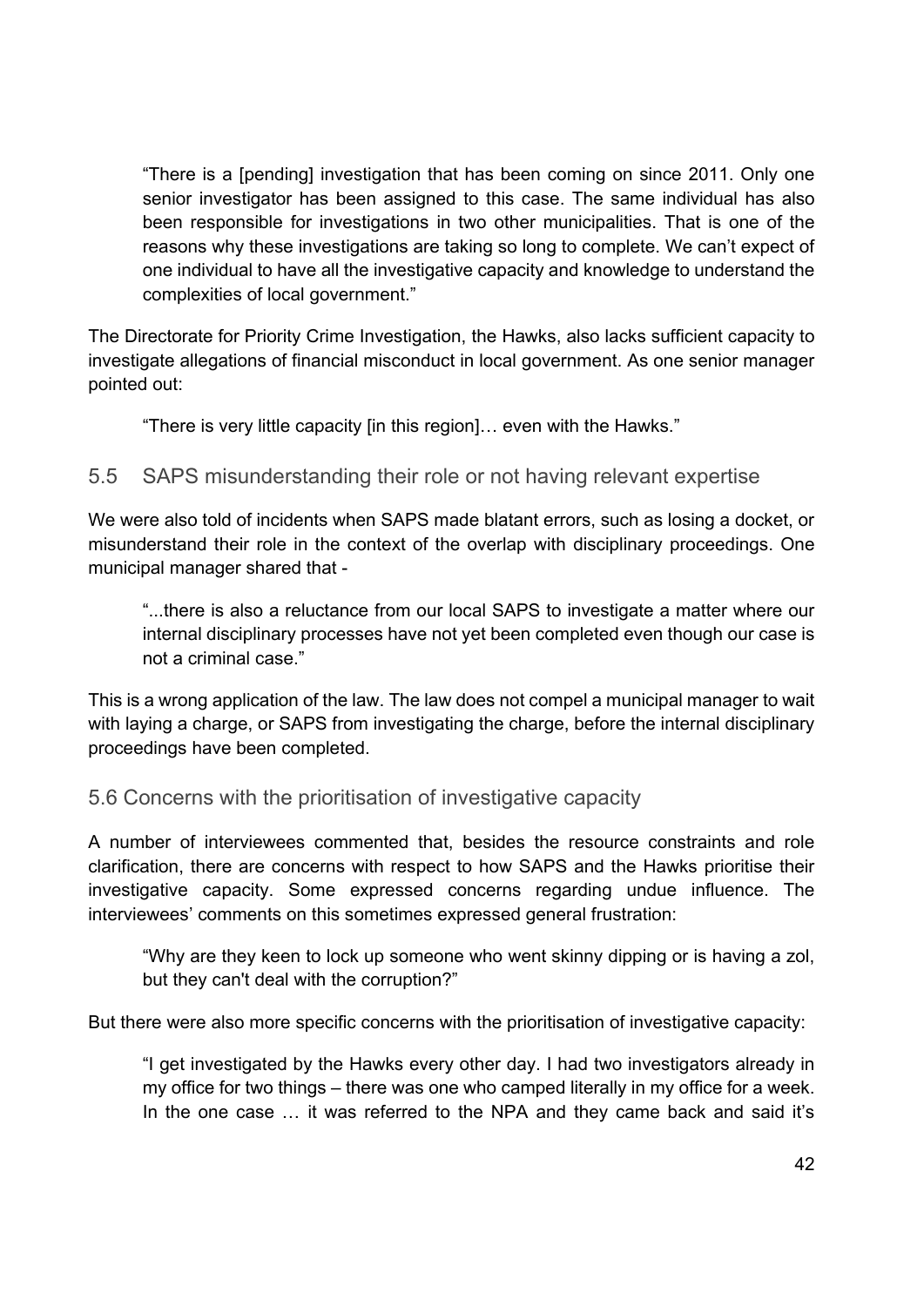> "There is a [pending] investigation that has been coming on since 2011. Only one senior investigator has been assigned to this case. The same individual has also been responsible for investigations in two other municipalities. That is one of the reasons why these investigations are taking so long to complete. We can't expect of one individual to have all the investigative capacity and knowledge to understand the complexities of local government."

The Directorate for Priority Crime Investigation, the Hawks, also lacks sufficient capacity to investigate allegations of financial misconduct in local government. As one senior manager pointed out:

> "There is very little capacity [in this region]… even with the Hawks."

## 5.5 SAPS misunderstanding their role or not having relevant expertise

We were also told of incidents when SAPS made blatant errors, such as losing a docket, or misunderstand their role in the context of the overlap with disciplinary proceedings. One municipal manager shared that -

> "...there is also a reluctance from our local SAPS to investigate a matter where our internal disciplinary processes have not yet been completed even though our case is not a criminal case."

This is a wrong application of the law. The law does not compel a municipal manager to wait with laying a charge, or SAPS from investigating the charge, before the internal disciplinary proceedings have been completed.

## 5.6 Concerns with the prioritisation of investigative capacity

A number of interviewees commented that, besides the resource constraints and role clarification, there are concerns with respect to how SAPS and the Hawks prioritise their investigative capacity. Some expressed concerns regarding undue influence. The interviewees' comments on this sometimes expressed general frustration:

> "Why are they keen to lock up someone who went skinny dipping or is having a zol, but they can't deal with the corruption?"

But there were also more specific concerns with the prioritisation of investigative capacity:

> "I get investigated by the Hawks every other day. I had two investigators already in my office for two things – there was one who camped literally in my office for a week. In the one case … it was referred to the NPA and they came back and said it's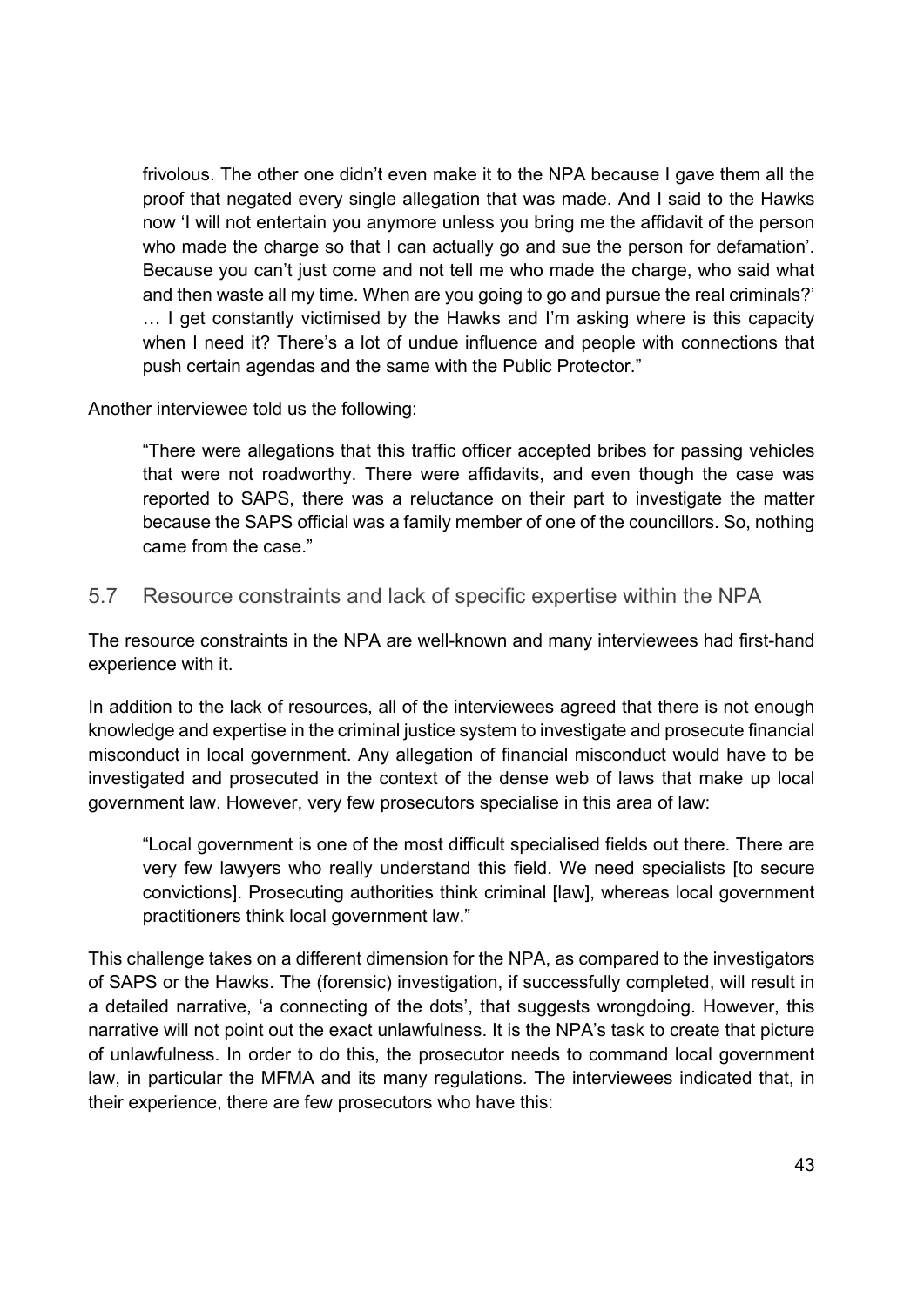> frivolous. The other one didn't even make it to the NPA because I gave them all the proof that negated every single allegation that was made. And I said to the Hawks now 'I will not entertain you anymore unless you bring me the affidavit of the person who made the charge so that I can actually go and sue the person for defamation'. Because you can't just come and not tell me who made the charge, who said what and then waste all my time. When are you going to go and pursue the real criminals?' … I get constantly victimised by the Hawks and I'm asking where is this capacity when I need it? There's a lot of undue influence and people with connections that push certain agendas and the same with the Public Protector."

Another interviewee told us the following:

> "There were allegations that this traffic officer accepted bribes for passing vehicles that were not roadworthy. There were affidavits, and even though the case was reported to SAPS, there was a reluctance on their part to investigate the matter because the SAPS official was a family member of one of the councillors. So, nothing came from the case."

## 5.7 Resource constraints and lack of specific expertise within the NPA

The resource constraints in the NPA are well-known and many interviewees had first-hand experience with it.

In addition to the lack of resources, all of the interviewees agreed that there is not enough knowledge and expertise in the criminal justice system to investigate and prosecute financial misconduct in local government. Any allegation of financial misconduct would have to be investigated and prosecuted in the context of the dense web of laws that make up local government law. However, very few prosecutors specialise in this area of law:

> "Local government is one of the most difficult specialised fields out there. There are very few lawyers who really understand this field. We need specialists [to secure convictions]. Prosecuting authorities think criminal [law], whereas local government practitioners think local government law."

This challenge takes on a different dimension for the NPA, as compared to the investigators of SAPS or the Hawks. The (forensic) investigation, if successfully completed, will result in a detailed narrative, 'a connecting of the dots', that suggests wrongdoing. However, this narrative will not point out the exact unlawfulness. It is the NPA's task to create that picture of unlawfulness. In order to do this, the prosecutor needs to command local government law, in particular the MFMA and its many regulations. The interviewees indicated that, in their experience, there are few prosecutors who have this: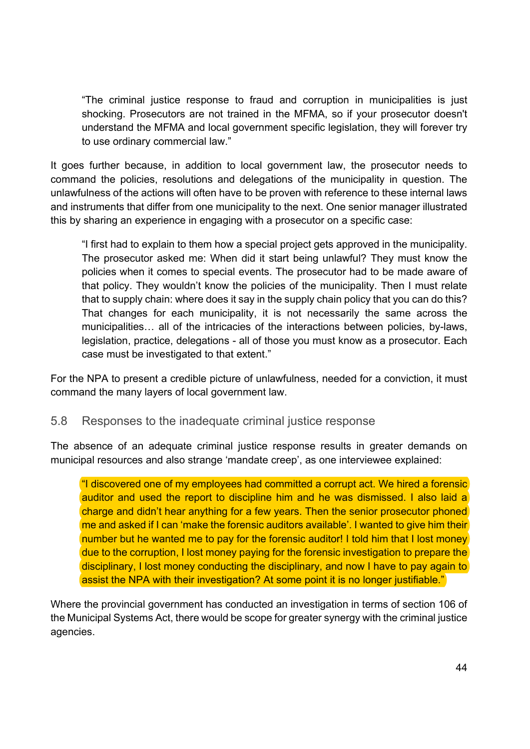> "The criminal justice response to fraud and corruption in municipalities is just shocking. Prosecutors are not trained in the MFMA, so if your prosecutor doesn't understand the MFMA and local government specific legislation, they will forever try to use ordinary commercial law."

It goes further because, in addition to local government law, the prosecutor needs to command the policies, resolutions and delegations of the municipality in question. The unlawfulness of the actions will often have to be proven with reference to these internal laws and instruments that differ from one municipality to the next. One senior manager illustrated this by sharing an experience in engaging with a prosecutor on a specific case:

> "I first had to explain to them how a special project gets approved in the municipality. The prosecutor asked me: When did it start being unlawful? They must know the policies when it comes to special events. The prosecutor had to be made aware of that policy. They wouldn't know the policies of the municipality. Then I must relate that to supply chain: where does it say in the supply chain policy that you can do this? That changes for each municipality, it is not necessarily the same across the municipalities… all of the intricacies of the interactions between policies, by-laws, legislation, practice, delegations - all of those you must know as a prosecutor. Each case must be investigated to that extent."

For the NPA to present a credible picture of unlawfulness, needed for a conviction, it must command the many layers of local government law.

## 5.8 Responses to the inadequate criminal justice response

The absence of an adequate criminal justice response results in greater demands on municipal resources and also strange 'mandate creep', as one interviewee explained:

> "I discovered one of my employees had committed a corrupt act. We hired a forensic auditor and used the report to discipline him and he was dismissed. I also laid a charge and didn't hear anything for a few years. Then the senior prosecutor phoned me and asked if I can 'make the forensic auditors available'. I wanted to give him their number but he wanted me to pay for the forensic auditor! I told him that I lost money due to the corruption, I lost money paying for the forensic investigation to prepare the disciplinary, I lost money conducting the disciplinary, and now I have to pay again to assist the NPA with their investigation? At some point it is no longer justifiable."

Where the provincial government has conducted an investigation in terms of section 106 of the Municipal Systems Act, there would be scope for greater synergy with the criminal justice agencies.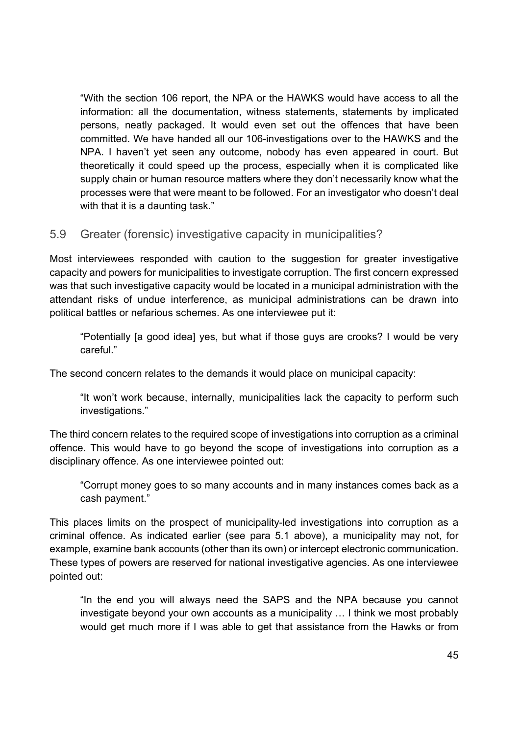> "With the section 106 report, the NPA or the HAWKS would have access to all the information: all the documentation, witness statements, statements by implicated persons, neatly packaged. It would even set out the offences that have been committed. We have handed all our 106-investigations over to the HAWKS and the NPA. I haven't yet seen any outcome, nobody has even appeared in court. But theoretically it could speed up the process, especially when it is complicated like supply chain or human resource matters where they don't necessarily know what the processes were that were meant to be followed. For an investigator who doesn't deal with that it is a daunting task."

## 5.9 Greater (forensic) investigative capacity in municipalities?

Most interviewees responded with caution to the suggestion for greater investigative capacity and powers for municipalities to investigate corruption. The first concern expressed was that such investigative capacity would be located in a municipal administration with the attendant risks of undue interference, as municipal administrations can be drawn into political battles or nefarious schemes. As one interviewee put it:

> "Potentially [a good idea] yes, but what if those guys are crooks? I would be very careful."

The second concern relates to the demands it would place on municipal capacity:

> "It won't work because, internally, municipalities lack the capacity to perform such investigations."

The third concern relates to the required scope of investigations into corruption as a criminal offence. This would have to go beyond the scope of investigations into corruption as a disciplinary offence. As one interviewee pointed out:

> "Corrupt money goes to so many accounts and in many instances comes back as a cash payment."

This places limits on the prospect of municipality-led investigations into corruption as a criminal offence. As indicated earlier (see para 5.1 above), a municipality may not, for example, examine bank accounts (other than its own) or intercept electronic communication. These types of powers are reserved for national investigative agencies. As one interviewee pointed out:

> "In the end you will always need the SAPS and the NPA because you cannot investigate beyond your own accounts as a municipality … I think we most probably would get much more if I was able to get that assistance from the Hawks or from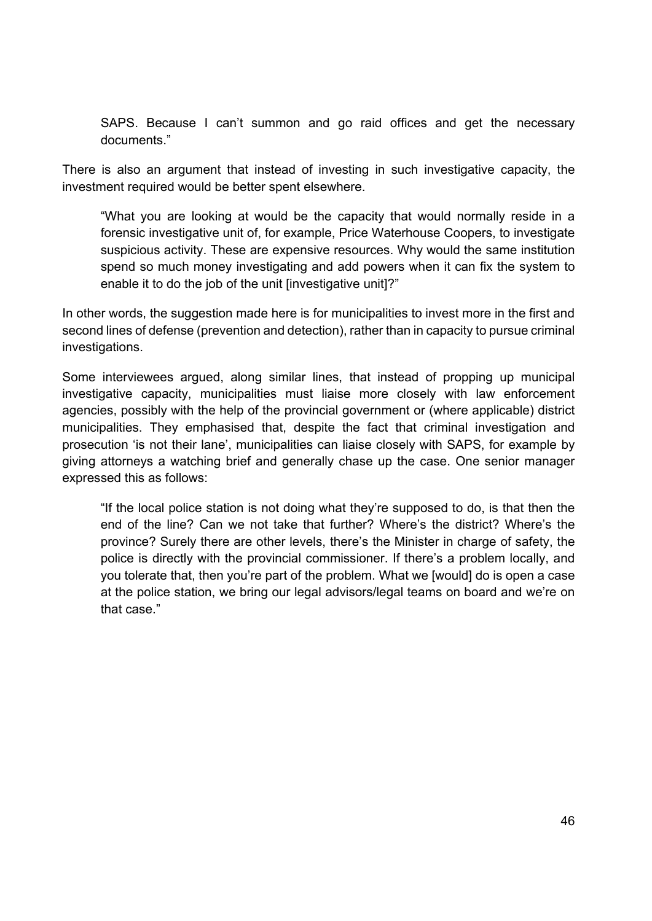> SAPS. Because I can't summon and go raid offices and get the necessary documents."

There is also an argument that instead of investing in such investigative capacity, the investment required would be better spent elsewhere.

> "What you are looking at would be the capacity that would normally reside in a forensic investigative unit of, for example, Price Waterhouse Coopers, to investigate suspicious activity. These are expensive resources. Why would the same institution spend so much money investigating and add powers when it can fix the system to enable it to do the job of the unit [investigative unit]?"

In other words, the suggestion made here is for municipalities to invest more in the first and second lines of defense (prevention and detection), rather than in capacity to pursue criminal investigations.

Some interviewees argued, along similar lines, that instead of propping up municipal investigative capacity, municipalities must liaise more closely with law enforcement agencies, possibly with the help of the provincial government or (where applicable) district municipalities. They emphasised that, despite the fact that criminal investigation and prosecution 'is not their lane', municipalities can liaise closely with SAPS, for example by giving attorneys a watching brief and generally chase up the case. One senior manager expressed this as follows:

> "If the local police station is not doing what they're supposed to do, is that then the end of the line? Can we not take that further? Where's the district? Where's the province? Surely there are other levels, there's the Minister in charge of safety, the police is directly with the provincial commissioner. If there's a problem locally, and you tolerate that, then you're part of the problem. What we [would] do is open a case at the police station, we bring our legal advisors/legal teams on board and we're on that case."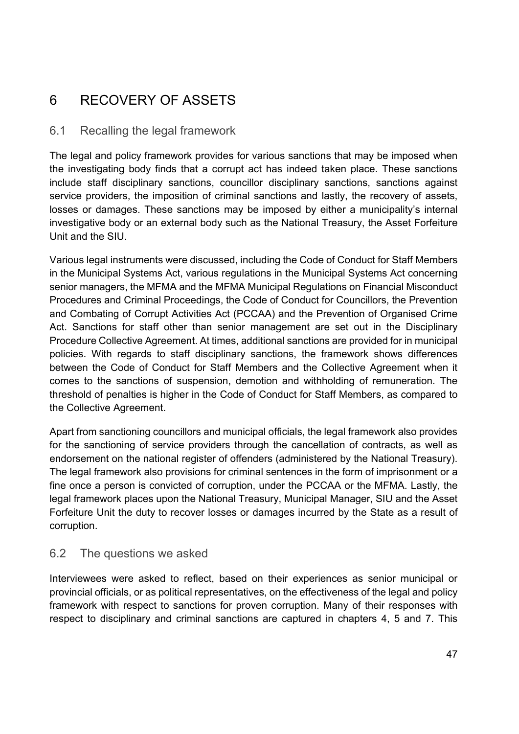# 6 RECOVERY OF ASSETS

## 6.1 Recalling the legal framework

The legal and policy framework provides for various sanctions that may be imposed when the investigating body finds that a corrupt act has indeed taken place. These sanctions include staff disciplinary sanctions, councillor disciplinary sanctions, sanctions against service providers, the imposition of criminal sanctions and lastly, the recovery of assets, losses or damages. These sanctions may be imposed by either a municipality's internal investigative body or an external body such as the National Treasury, the Asset Forfeiture Unit and the SIU.

Various legal instruments were discussed, including the Code of Conduct for Staff Members in the Municipal Systems Act, various regulations in the Municipal Systems Act concerning senior managers, the MFMA and the MFMA Municipal Regulations on Financial Misconduct Procedures and Criminal Proceedings, the Code of Conduct for Councillors, the Prevention and Combating of Corrupt Activities Act (PCCAA) and the Prevention of Organised Crime Act. Sanctions for staff other than senior management are set out in the Disciplinary Procedure Collective Agreement. At times, additional sanctions are provided for in municipal policies. With regards to staff disciplinary sanctions, the framework shows differences between the Code of Conduct for Staff Members and the Collective Agreement when it comes to the sanctions of suspension, demotion and withholding of remuneration. The threshold of penalties is higher in the Code of Conduct for Staff Members, as compared to the Collective Agreement.

Apart from sanctioning councillors and municipal officials, the legal framework also provides for the sanctioning of service providers through the cancellation of contracts, as well as endorsement on the national register of offenders (administered by the National Treasury). The legal framework also provisions for criminal sentences in the form of imprisonment or a fine once a person is convicted of corruption, under the PCCAA or the MFMA. Lastly, the legal framework places upon the National Treasury, Municipal Manager, SIU and the Asset Forfeiture Unit the duty to recover losses or damages incurred by the State as a result of corruption.

## 6.2 The questions we asked

Interviewees were asked to reflect, based on their experiences as senior municipal or provincial officials, or as political representatives, on the effectiveness of the legal and policy framework with respect to sanctions for proven corruption. Many of their responses with respect to disciplinary and criminal sanctions are captured in chapters 4, 5 and 7. This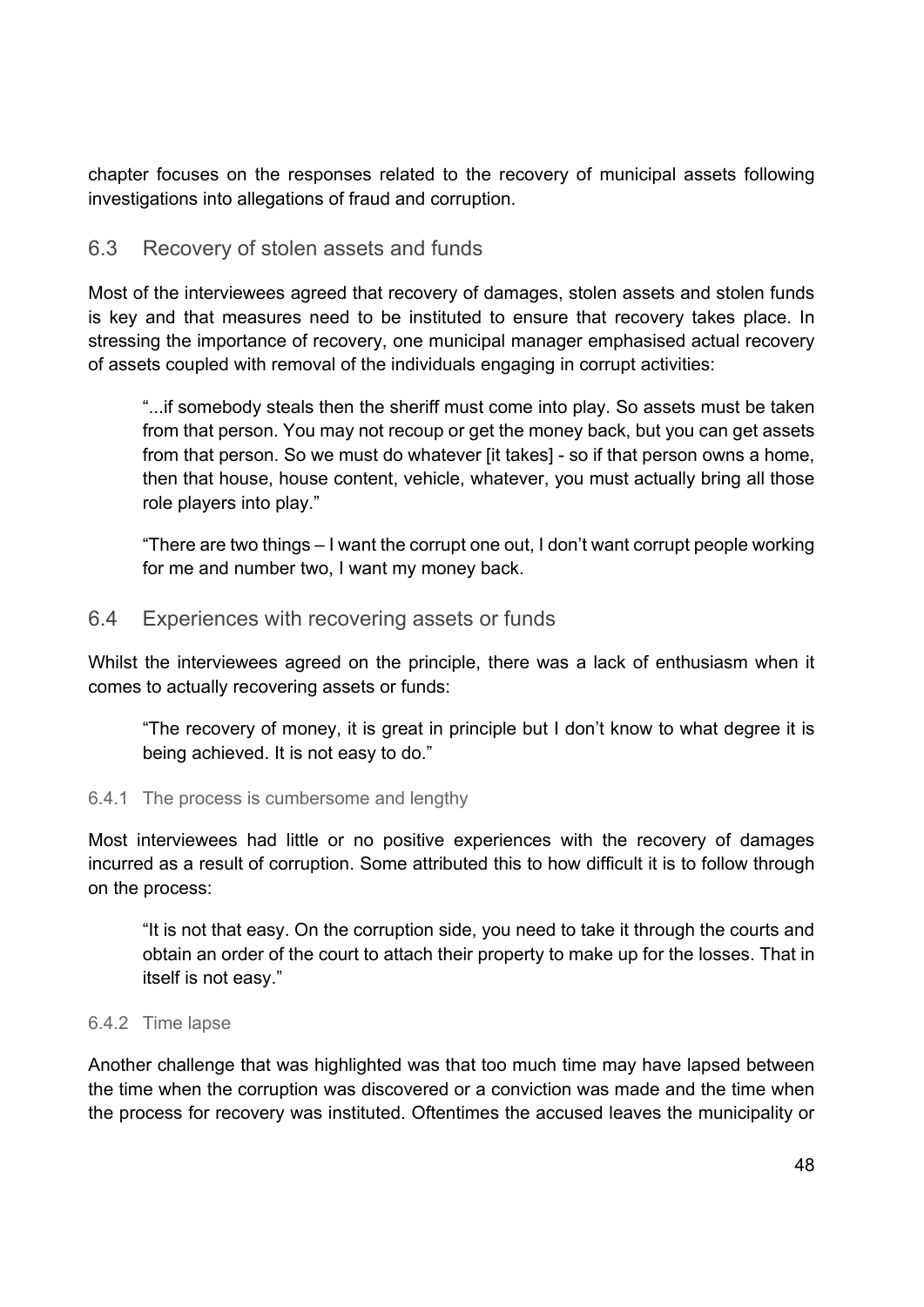chapter focuses on the responses related to the recovery of municipal assets following investigations into allegations of fraud and corruption.

## 6.3 Recovery of stolen assets and funds

Most of the interviewees agreed that recovery of damages, stolen assets and stolen funds is key and that measures need to be instituted to ensure that recovery takes place. In stressing the importance of recovery, one municipal manager emphasised actual recovery of assets coupled with removal of the individuals engaging in corrupt activities:

> "...if somebody steals then the sheriff must come into play. So assets must be taken from that person. You may not recoup or get the money back, but you can get assets from that person. So we must do whatever [it takes] - so if that person owns a home, then that house, house content, vehicle, whatever, you must actually bring all those role players into play."

> "There are two things – I want the corrupt one out, I don't want corrupt people working for me and number two, I want my money back.

## 6.4 Experiences with recovering assets or funds

Whilst the interviewees agreed on the principle, there was a lack of enthusiasm when it comes to actually recovering assets or funds:

> "The recovery of money, it is great in principle but I don't know to what degree it is being achieved. It is not easy to do."

### 6.4.1 The process is cumbersome and lengthy

Most interviewees had little or no positive experiences with the recovery of damages incurred as a result of corruption. Some attributed this to how difficult it is to follow through on the process:

> "It is not that easy. On the corruption side, you need to take it through the courts and obtain an order of the court to attach their property to make up for the losses. That in itself is not easy."

### 6.4.2 Time lapse

Another challenge that was highlighted was that too much time may have lapsed between the time when the corruption was discovered or a conviction was made and the time when the process for recovery was instituted. Oftentimes the accused leaves the municipality or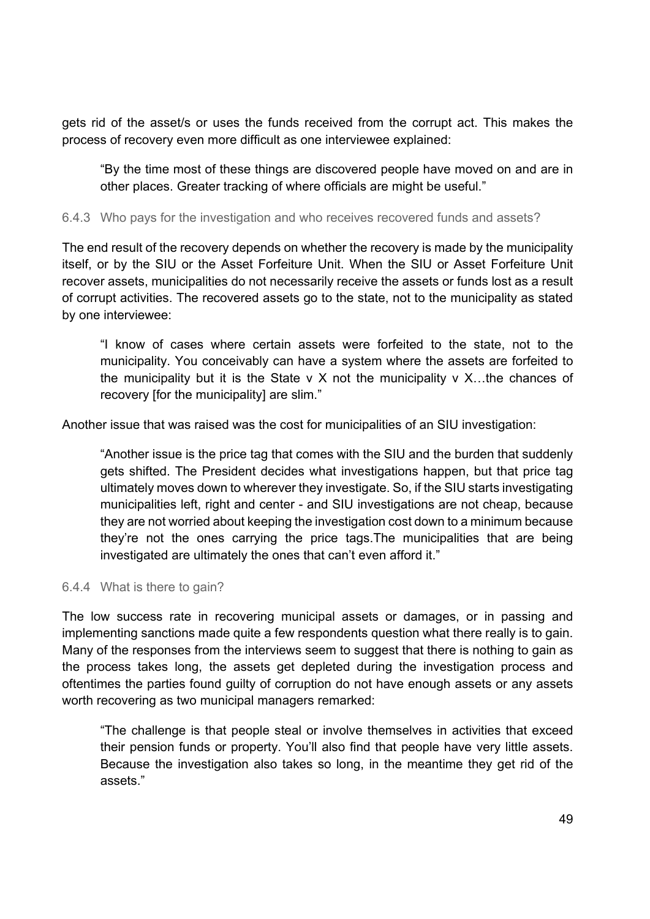gets rid of the asset/s or uses the funds received from the corrupt act. This makes the process of recovery even more difficult as one interviewee explained:

> "By the time most of these things are discovered people have moved on and are in other places. Greater tracking of where officials are might be useful."

### 6.4.3 Who pays for the investigation and who receives recovered funds and assets?

The end result of the recovery depends on whether the recovery is made by the municipality itself, or by the SIU or the Asset Forfeiture Unit. When the SIU or Asset Forfeiture Unit recover assets, municipalities do not necessarily receive the assets or funds lost as a result of corrupt activities. The recovered assets go to the state, not to the municipality as stated by one interviewee:

> "I know of cases where certain assets were forfeited to the state, not to the municipality. You conceivably can have a system where the assets are forfeited to the municipality but it is the State v X not the municipality v X…the chances of recovery [for the municipality] are slim."

Another issue that was raised was the cost for municipalities of an SIU investigation:

> "Another issue is the price tag that comes with the SIU and the burden that suddenly gets shifted. The President decides what investigations happen, but that price tag ultimately moves down to wherever they investigate. So, if the SIU starts investigating municipalities left, right and center - and SIU investigations are not cheap, because they are not worried about keeping the investigation cost down to a minimum because they're not the ones carrying the price tags.The municipalities that are being investigated are ultimately the ones that can't even afford it."

### 6.4.4 What is there to gain?

The low success rate in recovering municipal assets or damages, or in passing and implementing sanctions made quite a few respondents question what there really is to gain. Many of the responses from the interviews seem to suggest that there is nothing to gain as the process takes long, the assets get depleted during the investigation process and oftentimes the parties found guilty of corruption do not have enough assets or any assets worth recovering as two municipal managers remarked:

> "The challenge is that people steal or involve themselves in activities that exceed their pension funds or property. You'll also find that people have very little assets. Because the investigation also takes so long, in the meantime they get rid of the assets."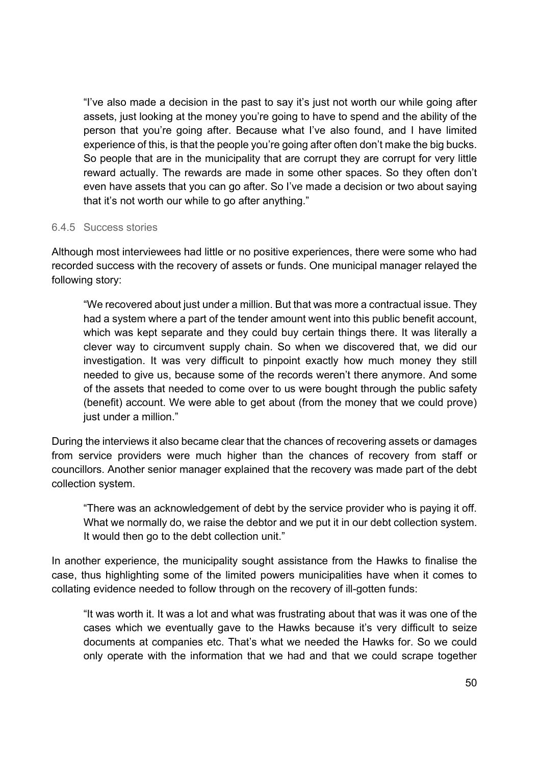"I've also made a decision in the past to say it's just not worth our while going after assets, just looking at the money you're going to have to spend and the ability of the person that you're going after. Because what I've also found, and I have limited experience of this, is that the people you're going after often don't make the big bucks. So people that are in the municipality that are corrupt they are corrupt for very little reward actually. The rewards are made in some other spaces. So they often don't even have assets that you can go after. So I've made a decision or two about saying that it's not worth our while to go after anything."

#### 6.4.5 Success stories

Although most interviewees had little or no positive experiences, there were some who had recorded success with the recovery of assets or funds. One municipal manager relayed the following story:

> "We recovered about just under a million. But that was more a contractual issue. They had a system where a part of the tender amount went into this public benefit account, which was kept separate and they could buy certain things there. It was literally a clever way to circumvent supply chain. So when we discovered that, we did our investigation. It was very difficult to pinpoint exactly how much money they still needed to give us, because some of the records weren't there anymore. And some of the assets that needed to come over to us were bought through the public safety (benefit) account. We were able to get about (from the money that we could prove) just under a million."

During the interviews it also became clear that the chances of recovering assets or damages from service providers were much higher than the chances of recovery from staff or councillors. Another senior manager explained that the recovery was made part of the debt collection system.

> "There was an acknowledgement of debt by the service provider who is paying it off. What we normally do, we raise the debtor and we put it in our debt collection system. It would then go to the debt collection unit."

In another experience, the municipality sought assistance from the Hawks to finalise the case, thus highlighting some of the limited powers municipalities have when it comes to collating evidence needed to follow through on the recovery of ill-gotten funds:

> "It was worth it. It was a lot and what was frustrating about that was it was one of the cases which we eventually gave to the Hawks because it's very difficult to seize documents at companies etc. That's what we needed the Hawks for. So we could only operate with the information that we had and that we could scrape together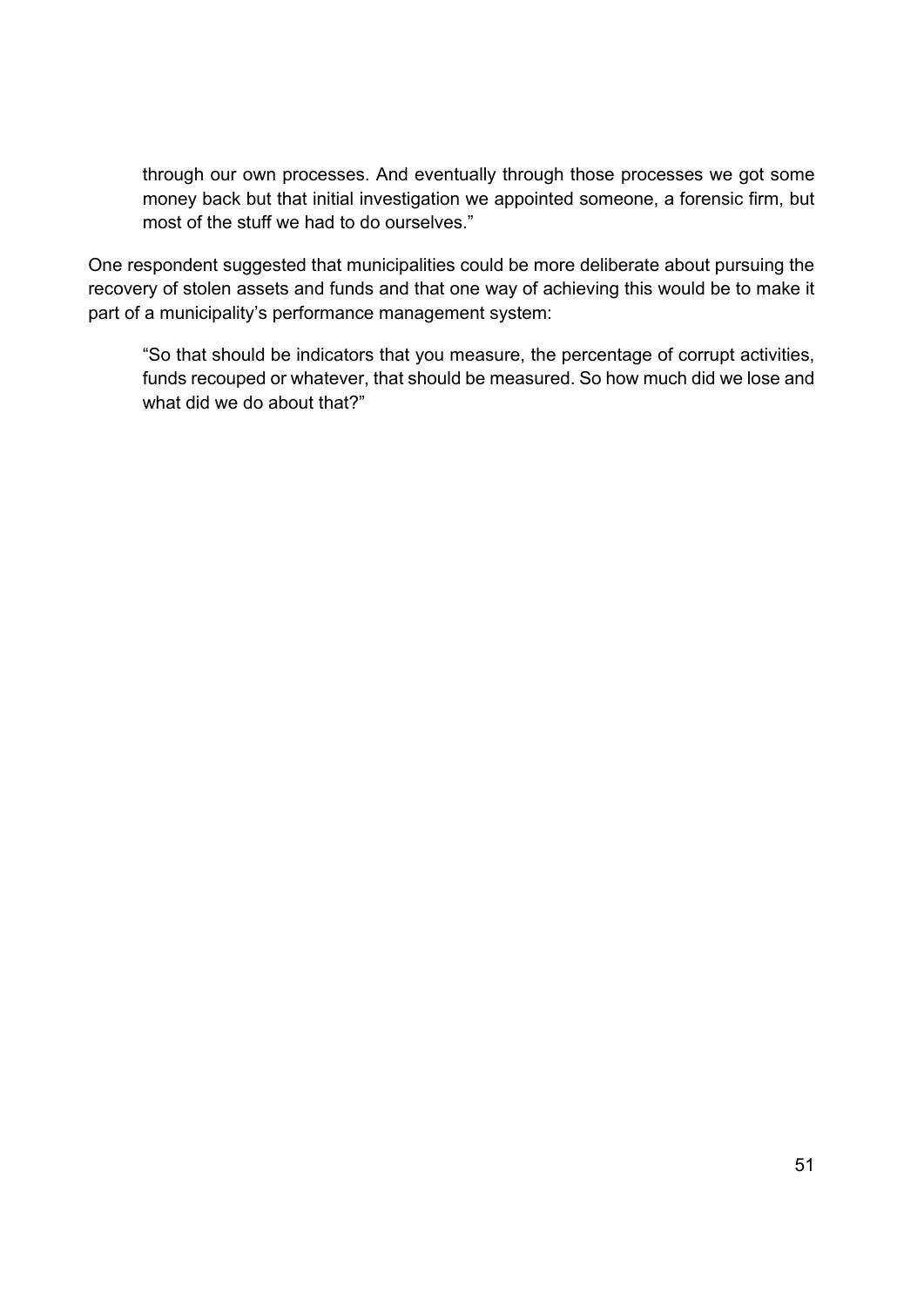> through our own processes. And eventually through those processes we got some money back but that initial investigation we appointed someone, a forensic firm, but most of the stuff we had to do ourselves."

One respondent suggested that municipalities could be more deliberate about pursuing the recovery of stolen assets and funds and that one way of achieving this would be to make it part of a municipality's performance management system:

> "So that should be indicators that you measure, the percentage of corrupt activities, funds recouped or whatever, that should be measured. So how much did we lose and what did we do about that?"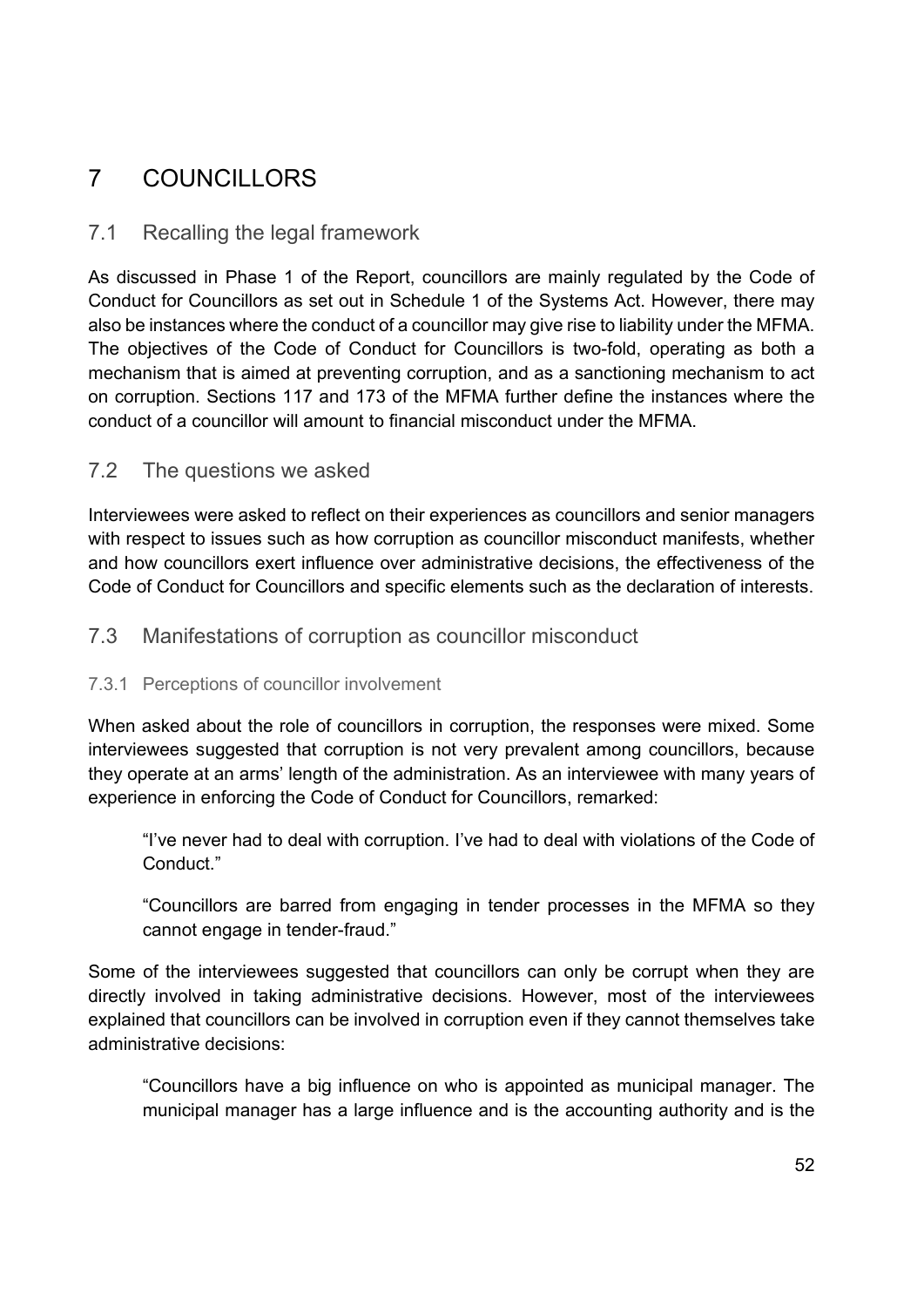# 7 COUNCILLORS

## 7.1 Recalling the legal framework

As discussed in Phase 1 of the Report, councillors are mainly regulated by the Code of Conduct for Councillors as set out in Schedule 1 of the Systems Act. However, there may also be instances where the conduct of a councillor may give rise to liability under the MFMA. The objectives of the Code of Conduct for Councillors is two-fold, operating as both a mechanism that is aimed at preventing corruption, and as a sanctioning mechanism to act on corruption. Sections 117 and 173 of the MFMA further define the instances where the conduct of a councillor will amount to financial misconduct under the MFMA.

## 7.2 The questions we asked

Interviewees were asked to reflect on their experiences as councillors and senior managers with respect to issues such as how corruption as councillor misconduct manifests, whether and how councillors exert influence over administrative decisions, the effectiveness of the Code of Conduct for Councillors and specific elements such as the declaration of interests.

## 7.3 Manifestations of corruption as councillor misconduct

### 7.3.1 Perceptions of councillor involvement

When asked about the role of councillors in corruption, the responses were mixed. Some interviewees suggested that corruption is not very prevalent among councillors, because they operate at an arms' length of the administration. As an interviewee with many years of experience in enforcing the Code of Conduct for Councillors, remarked:

> "I've never had to deal with corruption. I've had to deal with violations of the Code of Conduct."
>
> "Councillors are barred from engaging in tender processes in the MFMA so they cannot engage in tender-fraud."

Some of the interviewees suggested that councillors can only be corrupt when they are directly involved in taking administrative decisions. However, most of the interviewees explained that councillors can be involved in corruption even if they cannot themselves take administrative decisions:

> "Councillors have a big influence on who is appointed as municipal manager. The municipal manager has a large influence and is the accounting authority and is the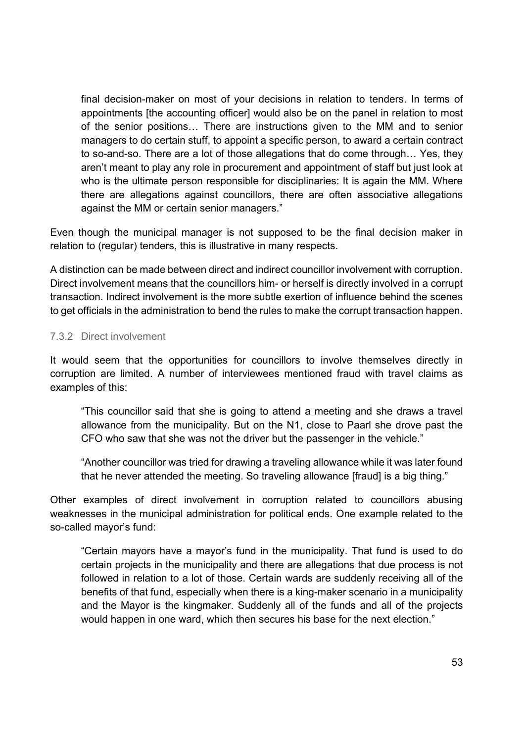> final decision-maker on most of your decisions in relation to tenders. In terms of appointments [the accounting officer] would also be on the panel in relation to most of the senior positions… There are instructions given to the MM and to senior managers to do certain stuff, to appoint a specific person, to award a certain contract to so-and-so. There are a lot of those allegations that do come through… Yes, they aren't meant to play any role in procurement and appointment of staff but just look at who is the ultimate person responsible for disciplinaries: It is again the MM. Where there are allegations against councillors, there are often associative allegations against the MM or certain senior managers."

Even though the municipal manager is not supposed to be the final decision maker in relation to (regular) tenders, this is illustrative in many respects.

A distinction can be made between direct and indirect councillor involvement with corruption. Direct involvement means that the councillors him- or herself is directly involved in a corrupt transaction. Indirect involvement is the more subtle exertion of influence behind the scenes to get officials in the administration to bend the rules to make the corrupt transaction happen.

### 7.3.2 Direct involvement

It would seem that the opportunities for councillors to involve themselves directly in corruption are limited. A number of interviewees mentioned fraud with travel claims as examples of this:

> "This councillor said that she is going to attend a meeting and she draws a travel allowance from the municipality. But on the N1, close to Paarl she drove past the CFO who saw that she was not the driver but the passenger in the vehicle."

> "Another councillor was tried for drawing a traveling allowance while it was later found that he never attended the meeting. So traveling allowance [fraud] is a big thing."

Other examples of direct involvement in corruption related to councillors abusing weaknesses in the municipal administration for political ends. One example related to the so-called mayor's fund:

> "Certain mayors have a mayor's fund in the municipality. That fund is used to do certain projects in the municipality and there are allegations that due process is not followed in relation to a lot of those. Certain wards are suddenly receiving all of the benefits of that fund, especially when there is a king-maker scenario in a municipality and the Mayor is the kingmaker. Suddenly all of the funds and all of the projects would happen in one ward, which then secures his base for the next election."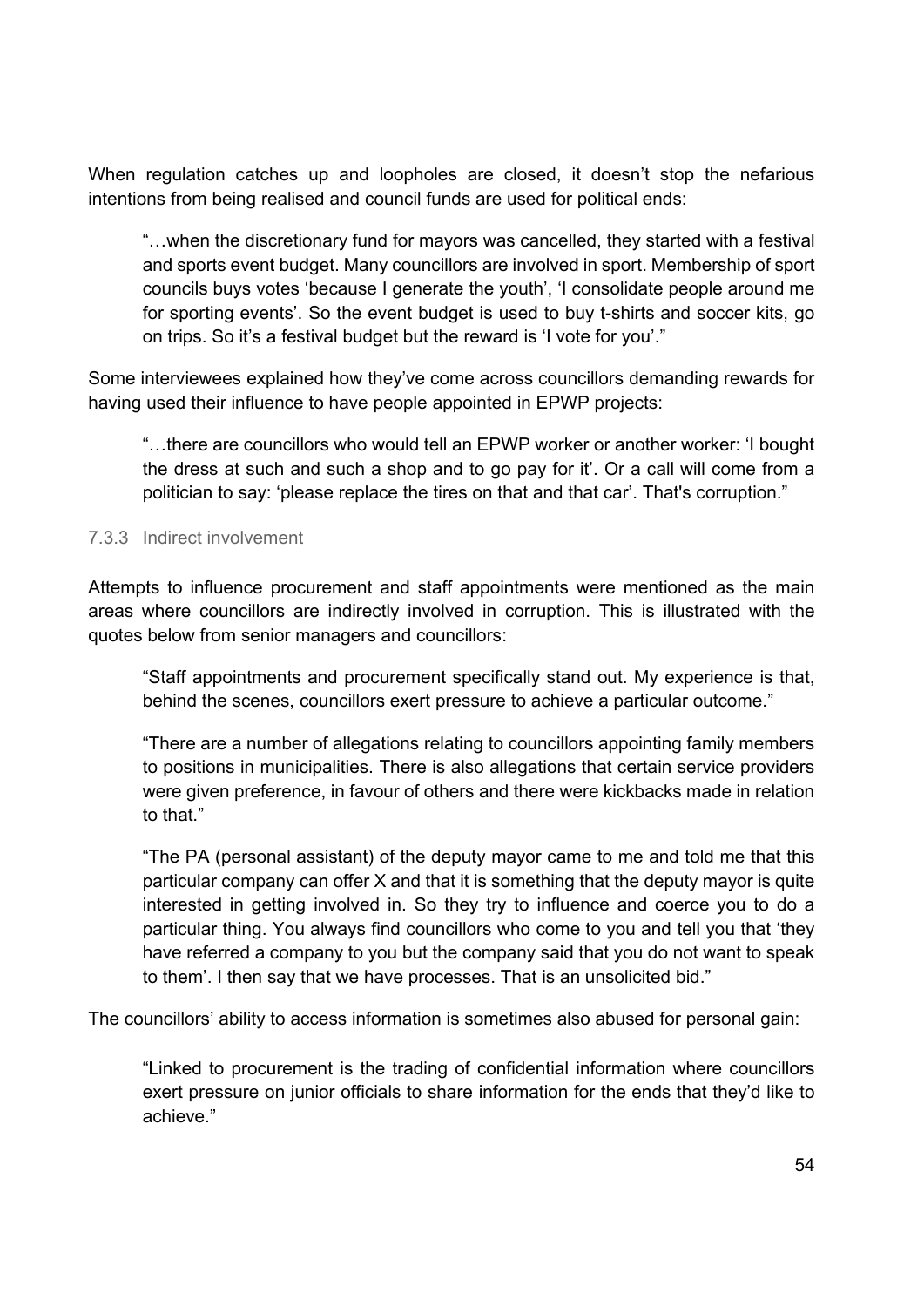When regulation catches up and loopholes are closed, it doesn't stop the nefarious intentions from being realised and council funds are used for political ends:

> "…when the discretionary fund for mayors was cancelled, they started with a festival and sports event budget. Many councillors are involved in sport. Membership of sport councils buys votes 'because I generate the youth', 'I consolidate people around me for sporting events'. So the event budget is used to buy t-shirts and soccer kits, go on trips. So it's a festival budget but the reward is 'I vote for you'."

Some interviewees explained how they've come across councillors demanding rewards for having used their influence to have people appointed in EPWP projects:

> "…there are councillors who would tell an EPWP worker or another worker: 'I bought the dress at such and such a shop and to go pay for it'. Or a call will come from a politician to say: 'please replace the tires on that and that car'. That's corruption."

### 7.3.3 Indirect involvement

Attempts to influence procurement and staff appointments were mentioned as the main areas where councillors are indirectly involved in corruption. This is illustrated with the quotes below from senior managers and councillors:

> "Staff appointments and procurement specifically stand out. My experience is that, behind the scenes, councillors exert pressure to achieve a particular outcome."

> "There are a number of allegations relating to councillors appointing family members to positions in municipalities. There is also allegations that certain service providers were given preference, in favour of others and there were kickbacks made in relation to that."

> "The PA (personal assistant) of the deputy mayor came to me and told me that this particular company can offer X and that it is something that the deputy mayor is quite interested in getting involved in. So they try to influence and coerce you to do a particular thing. You always find councillors who come to you and tell you that 'they have referred a company to you but the company said that you do not want to speak to them'. I then say that we have processes. That is an unsolicited bid."

The councillors' ability to access information is sometimes also abused for personal gain:

> "Linked to procurement is the trading of confidential information where councillors exert pressure on junior officials to share information for the ends that they'd like to achieve."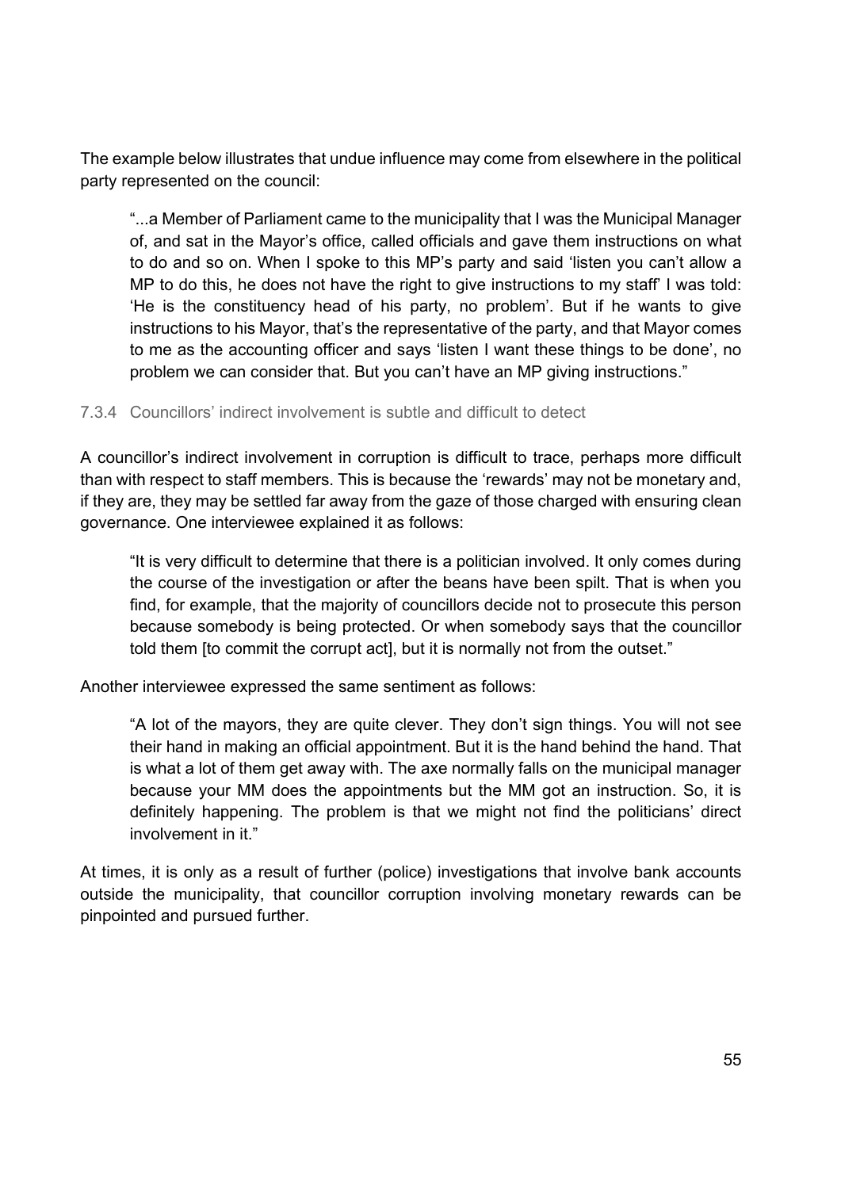The example below illustrates that undue influence may come from elsewhere in the political party represented on the council:

> "...a Member of Parliament came to the municipality that I was the Municipal Manager of, and sat in the Mayor's office, called officials and gave them instructions on what to do and so on. When I spoke to this MP's party and said 'listen you can't allow a MP to do this, he does not have the right to give instructions to my staff' I was told: 'He is the constituency head of his party, no problem'. But if he wants to give instructions to his Mayor, that's the representative of the party, and that Mayor comes to me as the accounting officer and says 'listen I want these things to be done', no problem we can consider that. But you can't have an MP giving instructions."

#### 7.3.4 Councillors' indirect involvement is subtle and difficult to detect

A councillor's indirect involvement in corruption is difficult to trace, perhaps more difficult than with respect to staff members. This is because the 'rewards' may not be monetary and, if they are, they may be settled far away from the gaze of those charged with ensuring clean governance. One interviewee explained it as follows:

> "It is very difficult to determine that there is a politician involved. It only comes during the course of the investigation or after the beans have been spilt. That is when you find, for example, that the majority of councillors decide not to prosecute this person because somebody is being protected. Or when somebody says that the councillor told them [to commit the corrupt act], but it is normally not from the outset."

Another interviewee expressed the same sentiment as follows:

> "A lot of the mayors, they are quite clever. They don't sign things. You will not see their hand in making an official appointment. But it is the hand behind the hand. That is what a lot of them get away with. The axe normally falls on the municipal manager because your MM does the appointments but the MM got an instruction. So, it is definitely happening. The problem is that we might not find the politicians' direct involvement in it."

At times, it is only as a result of further (police) investigations that involve bank accounts outside the municipality, that councillor corruption involving monetary rewards can be pinpointed and pursued further.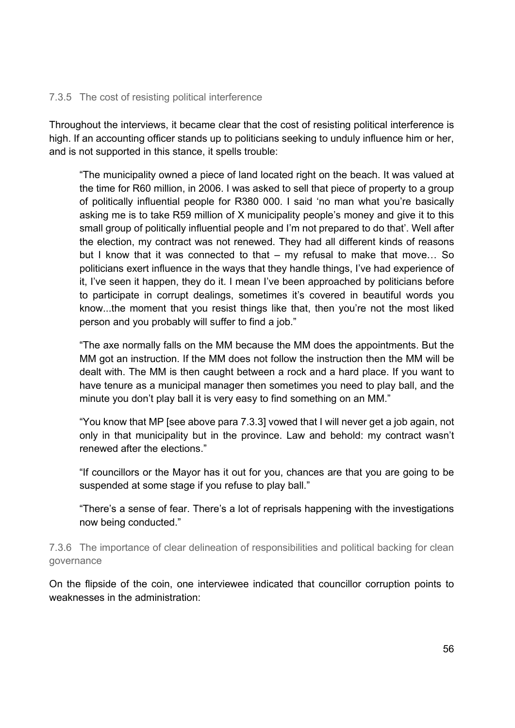#### 7.3.5 The cost of resisting political interference

Throughout the interviews, it became clear that the cost of resisting political interference is high. If an accounting officer stands up to politicians seeking to unduly influence him or her, and is not supported in this stance, it spells trouble:

> "The municipality owned a piece of land located right on the beach. It was valued at the time for R60 million, in 2006. I was asked to sell that piece of property to a group of politically influential people for R380 000. I said 'no man what you're basically asking me is to take R59 million of X municipality people's money and give it to this small group of politically influential people and I'm not prepared to do that'. Well after the election, my contract was not renewed. They had all different kinds of reasons but I know that it was connected to that – my refusal to make that move… So politicians exert influence in the ways that they handle things, I've had experience of it, I've seen it happen, they do it. I mean I've been approached by politicians before to participate in corrupt dealings, sometimes it's covered in beautiful words you know...the moment that you resist things like that, then you're not the most liked person and you probably will suffer to find a job."
>
> "The axe normally falls on the MM because the MM does the appointments. But the MM got an instruction. If the MM does not follow the instruction then the MM will be dealt with. The MM is then caught between a rock and a hard place. If you want to have tenure as a municipal manager then sometimes you need to play ball, and the minute you don't play ball it is very easy to find something on an MM."
>
> "You know that MP [see above para 7.3.3] vowed that I will never get a job again, not only in that municipality but in the province. Law and behold: my contract wasn't renewed after the elections."
>
> "If councillors or the Mayor has it out for you, chances are that you are going to be suspended at some stage if you refuse to play ball."
>
> "There's a sense of fear. There's a lot of reprisals happening with the investigations now being conducted."

#### 7.3.6 The importance of clear delineation of responsibilities and political backing for clean governance

On the flipside of the coin, one interviewee indicated that councillor corruption points to weaknesses in the administration: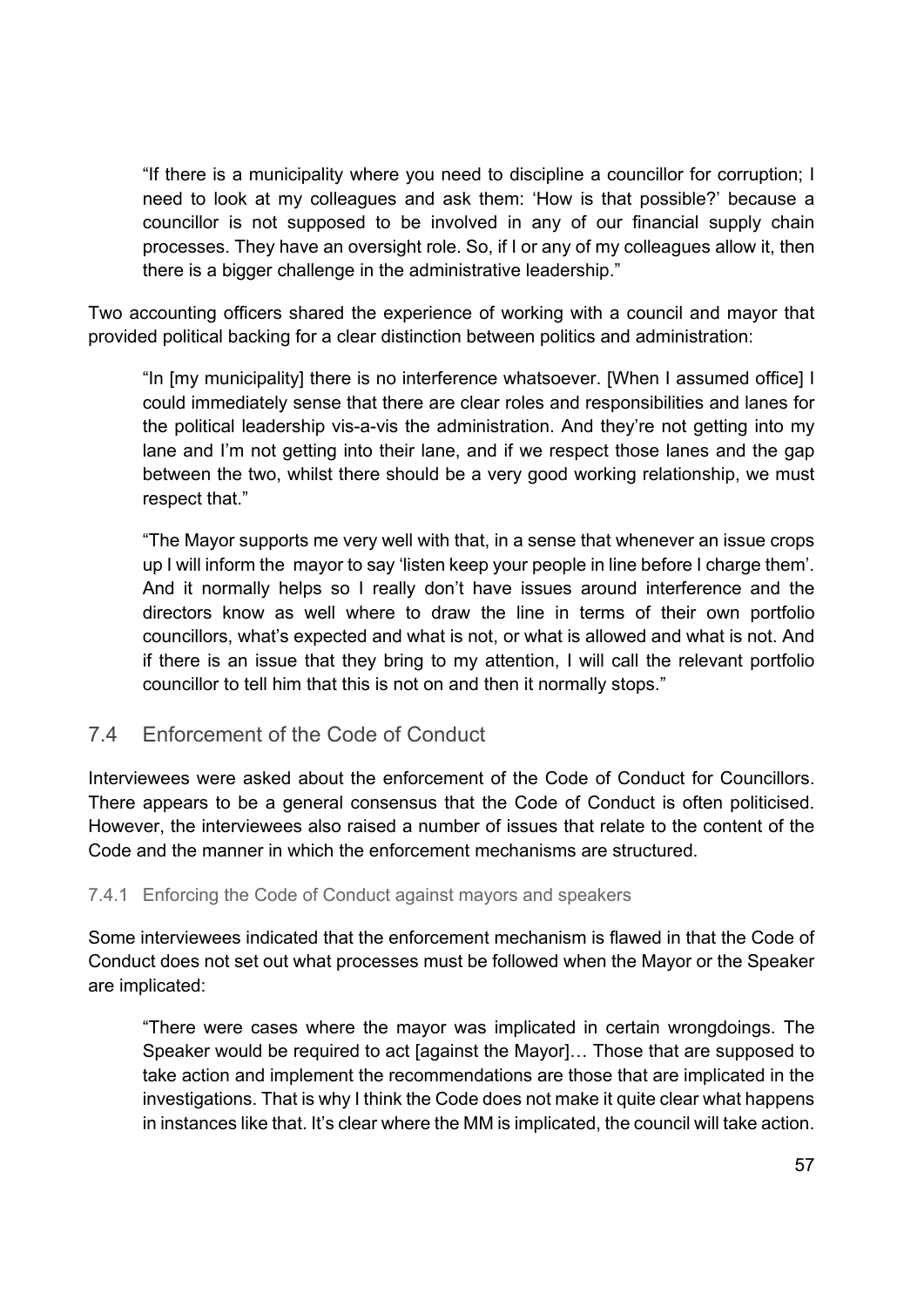> "If there is a municipality where you need to discipline a councillor for corruption; I need to look at my colleagues and ask them: 'How is that possible?' because a councillor is not supposed to be involved in any of our financial supply chain processes. They have an oversight role. So, if I or any of my colleagues allow it, then there is a bigger challenge in the administrative leadership."

Two accounting officers shared the experience of working with a council and mayor that provided political backing for a clear distinction between politics and administration:

> "In [my municipality] there is no interference whatsoever. [When I assumed office] I could immediately sense that there are clear roles and responsibilities and lanes for the political leadership vis-a-vis the administration. And they're not getting into my lane and I'm not getting into their lane, and if we respect those lanes and the gap between the two, whilst there should be a very good working relationship, we must respect that."
>
> "The Mayor supports me very well with that, in a sense that whenever an issue crops up I will inform the mayor to say 'listen keep your people in line before I charge them'. And it normally helps so I really don't have issues around interference and the directors know as well where to draw the line in terms of their own portfolio councillors, what's expected and what is not, or what is allowed and what is not. And if there is an issue that they bring to my attention, I will call the relevant portfolio councillor to tell him that this is not on and then it normally stops."

## 7.4 Enforcement of the Code of Conduct

Interviewees were asked about the enforcement of the Code of Conduct for Councillors. There appears to be a general consensus that the Code of Conduct is often politicised. However, the interviewees also raised a number of issues that relate to the content of the Code and the manner in which the enforcement mechanisms are structured.

### 7.4.1 Enforcing the Code of Conduct against mayors and speakers

Some interviewees indicated that the enforcement mechanism is flawed in that the Code of Conduct does not set out what processes must be followed when the Mayor or the Speaker are implicated:

> "There were cases where the mayor was implicated in certain wrongdoings. The Speaker would be required to act [against the Mayor]… Those that are supposed to take action and implement the recommendations are those that are implicated in the investigations. That is why I think the Code does not make it quite clear what happens in instances like that. It's clear where the MM is implicated, the council will take action.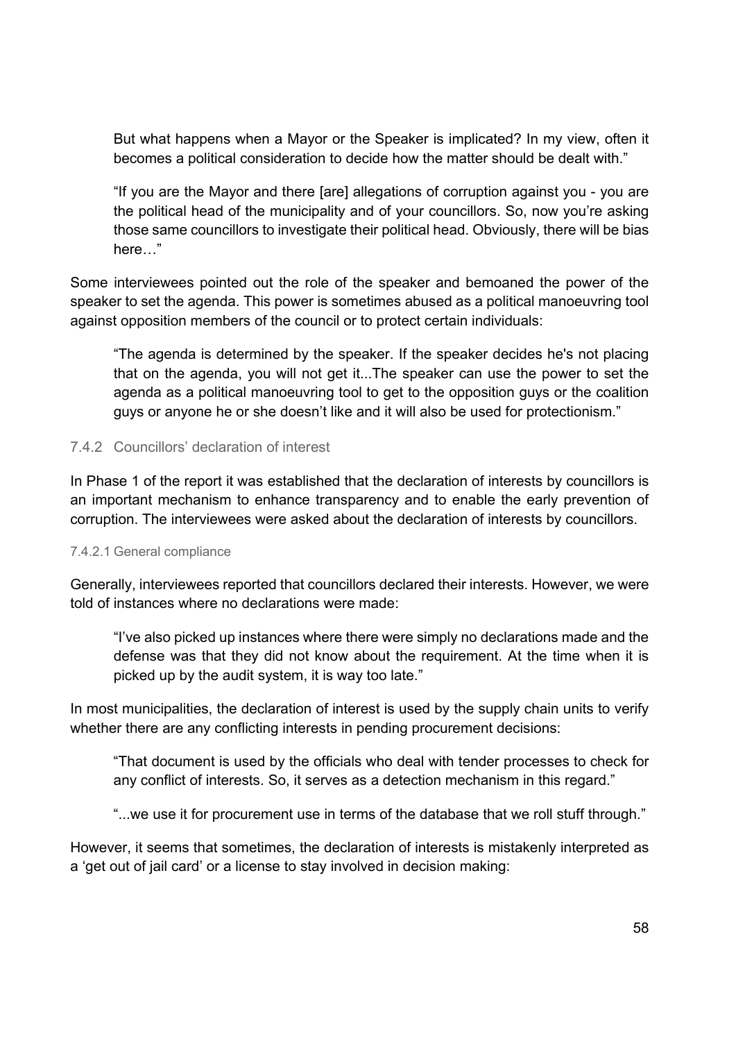But what happens when a Mayor or the Speaker is implicated? In my view, often it becomes a political consideration to decide how the matter should be dealt with."

> "If you are the Mayor and there [are] allegations of corruption against you - you are the political head of the municipality and of your councillors. So, now you're asking those same councillors to investigate their political head. Obviously, there will be bias here…"

Some interviewees pointed out the role of the speaker and bemoaned the power of the speaker to set the agenda. This power is sometimes abused as a political manoeuvring tool against opposition members of the council or to protect certain individuals:

> "The agenda is determined by the speaker. If the speaker decides he's not placing that on the agenda, you will not get it...The speaker can use the power to set the agenda as a political manoeuvring tool to get to the opposition guys or the coalition guys or anyone he or she doesn't like and it will also be used for protectionism."

### 7.4.2 Councillors' declaration of interest

In Phase 1 of the report it was established that the declaration of interests by councillors is an important mechanism to enhance transparency and to enable the early prevention of corruption. The interviewees were asked about the declaration of interests by councillors.

#### 7.4.2.1 General compliance

Generally, interviewees reported that councillors declared their interests. However, we were told of instances where no declarations were made:

> "I've also picked up instances where there were simply no declarations made and the defense was that they did not know about the requirement. At the time when it is picked up by the audit system, it is way too late."

In most municipalities, the declaration of interest is used by the supply chain units to verify whether there are any conflicting interests in pending procurement decisions:

> "That document is used by the officials who deal with tender processes to check for any conflict of interests. So, it serves as a detection mechanism in this regard."

> "...we use it for procurement use in terms of the database that we roll stuff through."

However, it seems that sometimes, the declaration of interests is mistakenly interpreted as a 'get out of jail card' or a license to stay involved in decision making: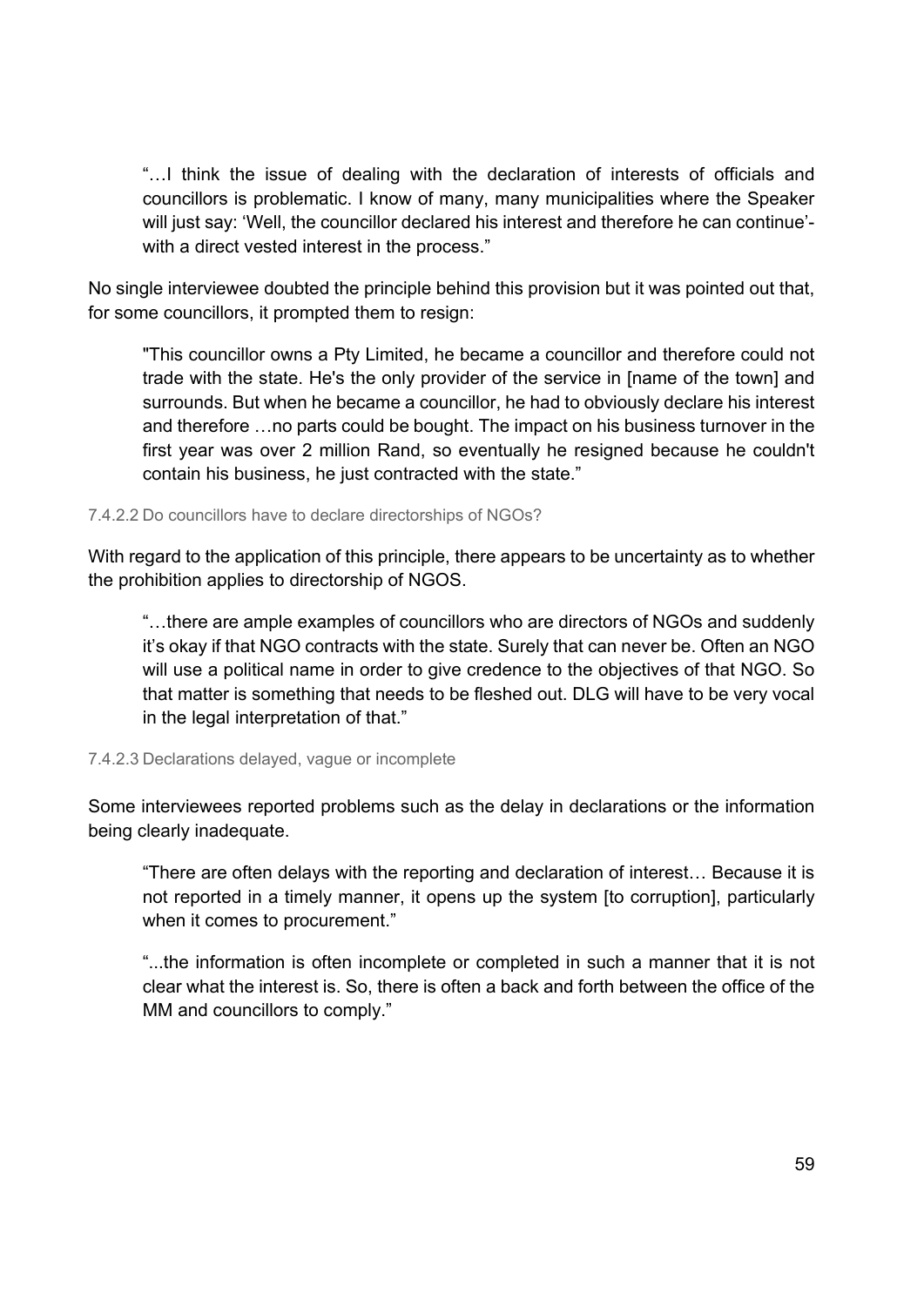> "…I think the issue of dealing with the declaration of interests of officials and councillors is problematic. I know of many, many municipalities where the Speaker will just say: 'Well, the councillor declared his interest and therefore he can continue'- with a direct vested interest in the process."

No single interviewee doubted the principle behind this provision but it was pointed out that, for some councillors, it prompted them to resign:

> "This councillor owns a Pty Limited, he became a councillor and therefore could not trade with the state. He's the only provider of the service in [name of the town] and surrounds. But when he became a councillor, he had to obviously declare his interest and therefore …no parts could be bought. The impact on his business turnover in the first year was over 2 million Rand, so eventually he resigned because he couldn't contain his business, he just contracted with the state."

#### 7.4.2.2 Do councillors have to declare directorships of NGOs?

With regard to the application of this principle, there appears to be uncertainty as to whether the prohibition applies to directorship of NGOS.

> "…there are ample examples of councillors who are directors of NGOs and suddenly it's okay if that NGO contracts with the state. Surely that can never be. Often an NGO will use a political name in order to give credence to the objectives of that NGO. So that matter is something that needs to be fleshed out. DLG will have to be very vocal in the legal interpretation of that."

#### 7.4.2.3 Declarations delayed, vague or incomplete

Some interviewees reported problems such as the delay in declarations or the information being clearly inadequate.

> "There are often delays with the reporting and declaration of interest… Because it is not reported in a timely manner, it opens up the system [to corruption], particularly when it comes to procurement."

> "...the information is often incomplete or completed in such a manner that it is not clear what the interest is. So, there is often a back and forth between the office of the MM and councillors to comply."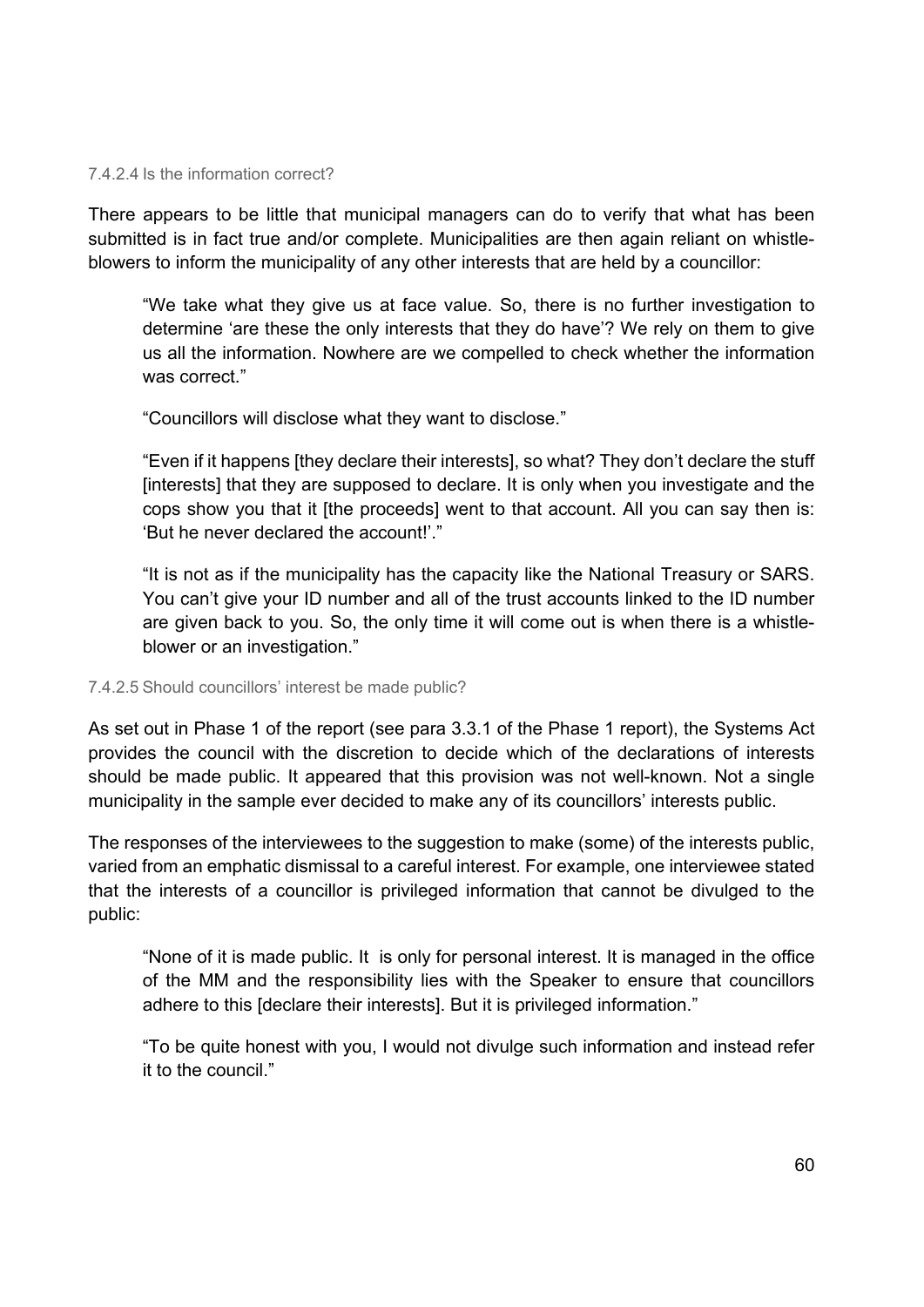#### 7.4.2.4 Is the information correct?

There appears to be little that municipal managers can do to verify that what has been submitted is in fact true and/or complete. Municipalities are then again reliant on whistle-blowers to inform the municipality of any other interests that are held by a councillor:

> "We take what they give us at face value. So, there is no further investigation to determine 'are these the only interests that they do have'? We rely on them to give us all the information. Nowhere are we compelled to check whether the information was correct."
>
> "Councillors will disclose what they want to disclose."
>
> "Even if it happens [they declare their interests], so what? They don't declare the stuff [interests] that they are supposed to declare. It is only when you investigate and the cops show you that it [the proceeds] went to that account. All you can say then is: 'But he never declared the account!'."
>
> "It is not as if the municipality has the capacity like the National Treasury or SARS. You can't give your ID number and all of the trust accounts linked to the ID number are given back to you. So, the only time it will come out is when there is a whistle-blower or an investigation."

#### 7.4.2.5 Should councillors' interest be made public?

As set out in Phase 1 of the report (see para 3.3.1 of the Phase 1 report), the Systems Act provides the council with the discretion to decide which of the declarations of interests should be made public. It appeared that this provision was not well-known. Not a single municipality in the sample ever decided to make any of its councillors' interests public.

The responses of the interviewees to the suggestion to make (some) of the interests public, varied from an emphatic dismissal to a careful interest. For example, one interviewee stated that the interests of a councillor is privileged information that cannot be divulged to the public:

> "None of it is made public. It is only for personal interest. It is managed in the office of the MM and the responsibility lies with the Speaker to ensure that councillors adhere to this [declare their interests]. But it is privileged information."
>
> "To be quite honest with you, I would not divulge such information and instead refer it to the council."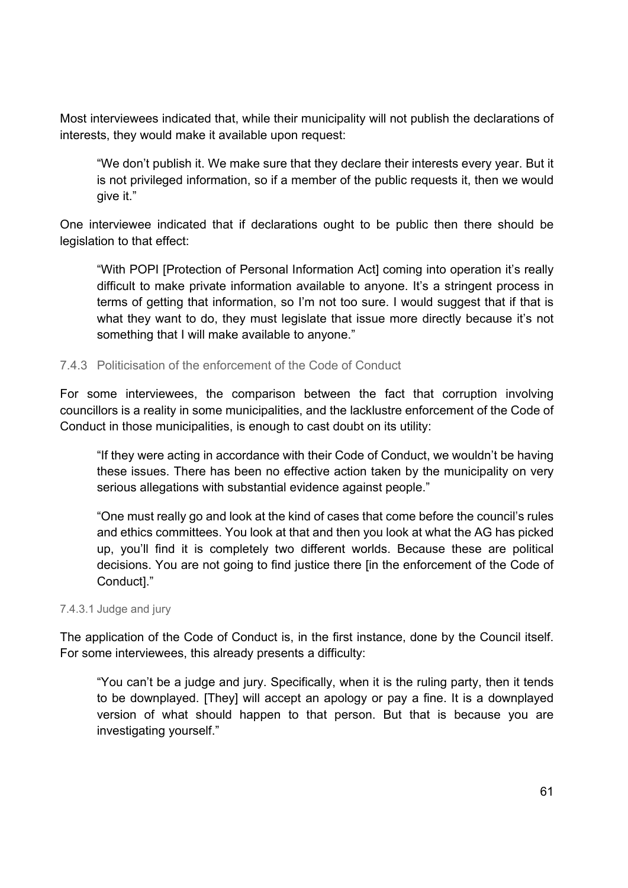Most interviewees indicated that, while their municipality will not publish the declarations of interests, they would make it available upon request:

> "We don't publish it. We make sure that they declare their interests every year. But it is not privileged information, so if a member of the public requests it, then we would give it."

One interviewee indicated that if declarations ought to be public then there should be legislation to that effect:

> "With POPI [Protection of Personal Information Act] coming into operation it's really difficult to make private information available to anyone. It's a stringent process in terms of getting that information, so I'm not too sure. I would suggest that if that is what they want to do, they must legislate that issue more directly because it's not something that I will make available to anyone."

### 7.4.3 Politicisation of the enforcement of the Code of Conduct

For some interviewees, the comparison between the fact that corruption involving councillors is a reality in some municipalities, and the lacklustre enforcement of the Code of Conduct in those municipalities, is enough to cast doubt on its utility:

> "If they were acting in accordance with their Code of Conduct, we wouldn't be having these issues. There has been no effective action taken by the municipality on very serious allegations with substantial evidence against people."

> "One must really go and look at the kind of cases that come before the council's rules and ethics committees. You look at that and then you look at what the AG has picked up, you'll find it is completely two different worlds. Because these are political decisions. You are not going to find justice there [in the enforcement of the Code of Conduct]."

#### 7.4.3.1 Judge and jury

The application of the Code of Conduct is, in the first instance, done by the Council itself. For some interviewees, this already presents a difficulty:

> "You can't be a judge and jury. Specifically, when it is the ruling party, then it tends to be downplayed. [They] will accept an apology or pay a fine. It is a downplayed version of what should happen to that person. But that is because you are investigating yourself."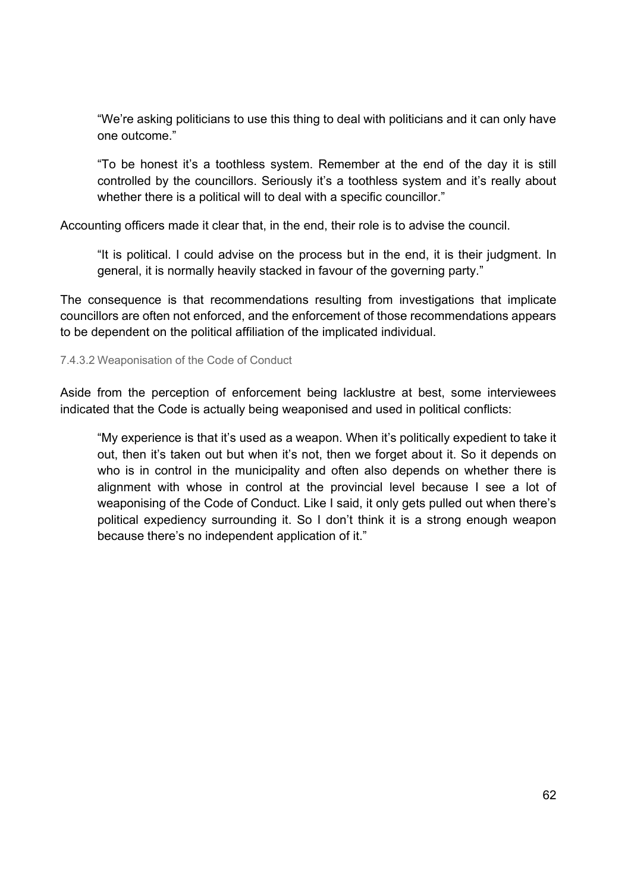> "We're asking politicians to use this thing to deal with politicians and it can only have one outcome."

> "To be honest it's a toothless system. Remember at the end of the day it is still controlled by the councillors. Seriously it's a toothless system and it's really about whether there is a political will to deal with a specific councillor."

Accounting officers made it clear that, in the end, their role is to advise the council.

> "It is political. I could advise on the process but in the end, it is their judgment. In general, it is normally heavily stacked in favour of the governing party."

The consequence is that recommendations resulting from investigations that implicate councillors are often not enforced, and the enforcement of those recommendations appears to be dependent on the political affiliation of the implicated individual.

#### 7.4.3.2 Weaponisation of the Code of Conduct

Aside from the perception of enforcement being lacklustre at best, some interviewees indicated that the Code is actually being weaponised and used in political conflicts:

> "My experience is that it's used as a weapon. When it's politically expedient to take it out, then it's taken out but when it's not, then we forget about it. So it depends on who is in control in the municipality and often also depends on whether there is alignment with whose in control at the provincial level because I see a lot of weaponising of the Code of Conduct. Like I said, it only gets pulled out when there's political expediency surrounding it. So I don't think it is a strong enough weapon because there's no independent application of it."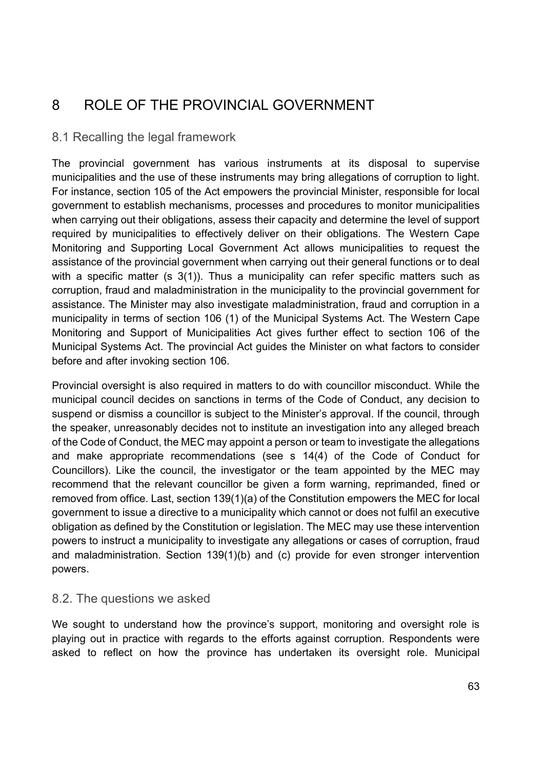# 8 ROLE OF THE PROVINCIAL GOVERNMENT

## 8.1 Recalling the legal framework

The provincial government has various instruments at its disposal to supervise municipalities and the use of these instruments may bring allegations of corruption to light. For instance, section 105 of the Act empowers the provincial Minister, responsible for local government to establish mechanisms, processes and procedures to monitor municipalities when carrying out their obligations, assess their capacity and determine the level of support required by municipalities to effectively deliver on their obligations. The Western Cape Monitoring and Supporting Local Government Act allows municipalities to request the assistance of the provincial government when carrying out their general functions or to deal with a specific matter (s 3(1)). Thus a municipality can refer specific matters such as corruption, fraud and maladministration in the municipality to the provincial government for assistance. The Minister may also investigate maladministration, fraud and corruption in a municipality in terms of section 106 (1) of the Municipal Systems Act. The Western Cape Monitoring and Support of Municipalities Act gives further effect to section 106 of the Municipal Systems Act. The provincial Act guides the Minister on what factors to consider before and after invoking section 106.

Provincial oversight is also required in matters to do with councillor misconduct. While the municipal council decides on sanctions in terms of the Code of Conduct, any decision to suspend or dismiss a councillor is subject to the Minister's approval. If the council, through the speaker, unreasonably decides not to institute an investigation into any alleged breach of the Code of Conduct, the MEC may appoint a person or team to investigate the allegations and make appropriate recommendations (see s 14(4) of the Code of Conduct for Councillors). Like the council, the investigator or the team appointed by the MEC may recommend that the relevant councillor be given a form warning, reprimanded, fined or removed from office. Last, section 139(1)(a) of the Constitution empowers the MEC for local government to issue a directive to a municipality which cannot or does not fulfil an executive obligation as defined by the Constitution or legislation. The MEC may use these intervention powers to instruct a municipality to investigate any allegations or cases of corruption, fraud and maladministration. Section 139(1)(b) and (c) provide for even stronger intervention powers.

## 8.2. The questions we asked

We sought to understand how the province's support, monitoring and oversight role is playing out in practice with regards to the efforts against corruption. Respondents were asked to reflect on how the province has undertaken its oversight role. Municipal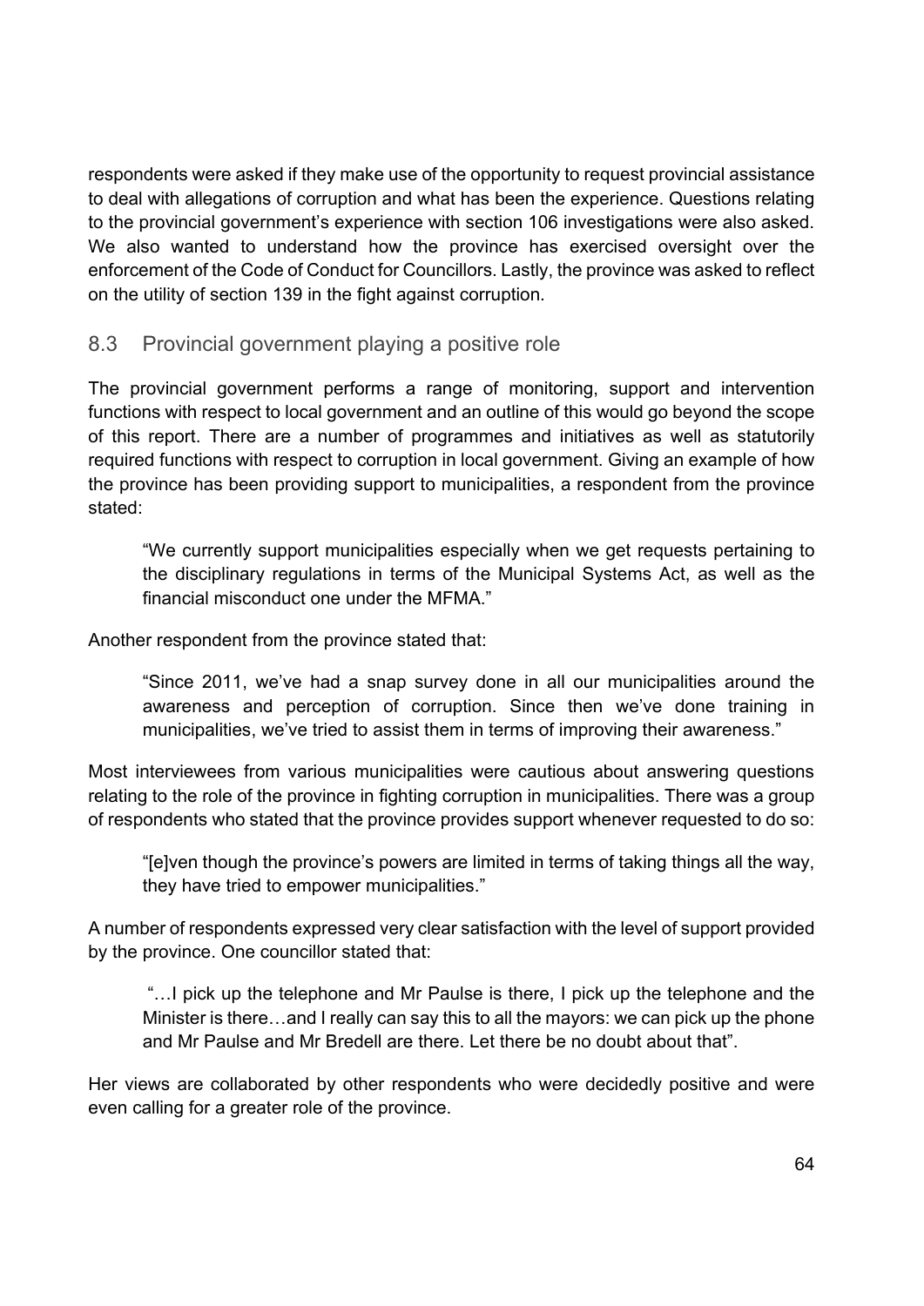respondents were asked if they make use of the opportunity to request provincial assistance to deal with allegations of corruption and what has been the experience. Questions relating to the provincial government's experience with section 106 investigations were also asked. We also wanted to understand how the province has exercised oversight over the enforcement of the Code of Conduct for Councillors. Lastly, the province was asked to reflect on the utility of section 139 in the fight against corruption.

## 8.3 Provincial government playing a positive role

The provincial government performs a range of monitoring, support and intervention functions with respect to local government and an outline of this would go beyond the scope of this report. There are a number of programmes and initiatives as well as statutorily required functions with respect to corruption in local government. Giving an example of how the province has been providing support to municipalities, a respondent from the province stated:

> "We currently support municipalities especially when we get requests pertaining to the disciplinary regulations in terms of the Municipal Systems Act, as well as the financial misconduct one under the MFMA."

Another respondent from the province stated that:

> "Since 2011, we've had a snap survey done in all our municipalities around the awareness and perception of corruption. Since then we've done training in municipalities, we've tried to assist them in terms of improving their awareness."

Most interviewees from various municipalities were cautious about answering questions relating to the role of the province in fighting corruption in municipalities. There was a group of respondents who stated that the province provides support whenever requested to do so:

> "[e]ven though the province's powers are limited in terms of taking things all the way, they have tried to empower municipalities."

A number of respondents expressed very clear satisfaction with the level of support provided by the province. One councillor stated that:

> "…I pick up the telephone and Mr Paulse is there, I pick up the telephone and the Minister is there…and I really can say this to all the mayors: we can pick up the phone and Mr Paulse and Mr Bredell are there. Let there be no doubt about that".

Her views are collaborated by other respondents who were decidedly positive and were even calling for a greater role of the province.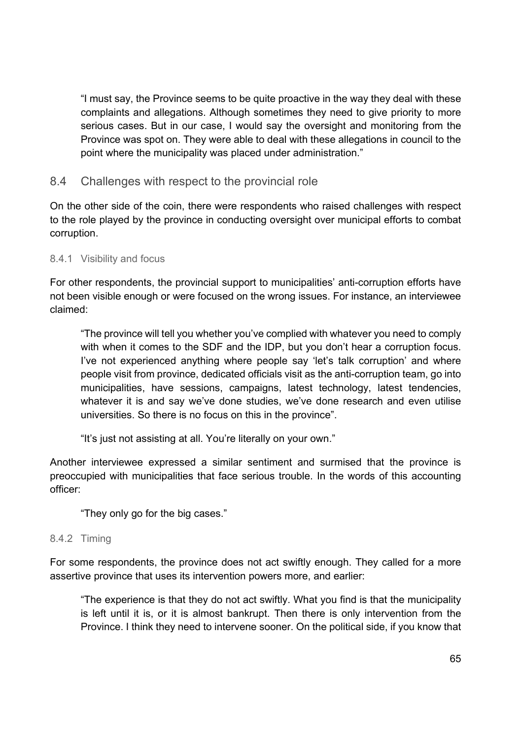> "I must say, the Province seems to be quite proactive in the way they deal with these complaints and allegations. Although sometimes they need to give priority to more serious cases. But in our case, I would say the oversight and monitoring from the Province was spot on. They were able to deal with these allegations in council to the point where the municipality was placed under administration."

## 8.4 Challenges with respect to the provincial role

On the other side of the coin, there were respondents who raised challenges with respect to the role played by the province in conducting oversight over municipal efforts to combat corruption.

### 8.4.1 Visibility and focus

For other respondents, the provincial support to municipalities' anti-corruption efforts have not been visible enough or were focused on the wrong issues. For instance, an interviewee claimed:

> "The province will tell you whether you've complied with whatever you need to comply with when it comes to the SDF and the IDP, but you don't hear a corruption focus. I've not experienced anything where people say 'let's talk corruption' and where people visit from province, dedicated officials visit as the anti-corruption team, go into municipalities, have sessions, campaigns, latest technology, latest tendencies, whatever it is and say we've done studies, we've done research and even utilise universities. So there is no focus on this in the province".
>
> "It's just not assisting at all. You're literally on your own."

Another interviewee expressed a similar sentiment and surmised that the province is preoccupied with municipalities that face serious trouble. In the words of this accounting officer:

> "They only go for the big cases."

### 8.4.2 Timing

For some respondents, the province does not act swiftly enough. They called for a more assertive province that uses its intervention powers more, and earlier:

> "The experience is that they do not act swiftly. What you find is that the municipality is left until it is, or it is almost bankrupt. Then there is only intervention from the Province. I think they need to intervene sooner. On the political side, if you know that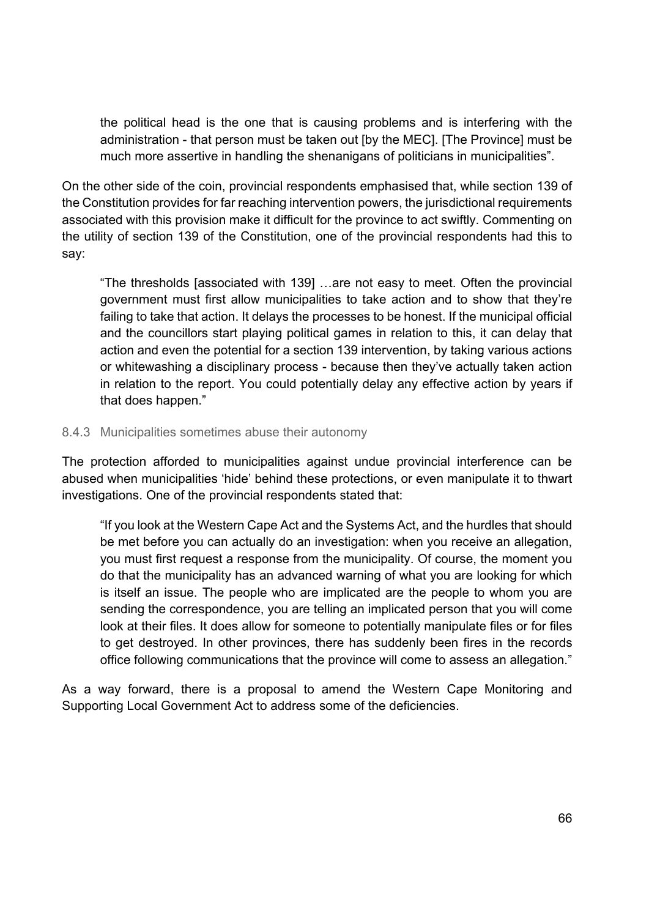> the political head is the one that is causing problems and is interfering with the administration - that person must be taken out [by the MEC]. [The Province] must be much more assertive in handling the shenanigans of politicians in municipalities".

On the other side of the coin, provincial respondents emphasised that, while section 139 of the Constitution provides for far reaching intervention powers, the jurisdictional requirements associated with this provision make it difficult for the province to act swiftly. Commenting on the utility of section 139 of the Constitution, one of the provincial respondents had this to say:

> "The thresholds [associated with 139] …are not easy to meet. Often the provincial government must first allow municipalities to take action and to show that they're failing to take that action. It delays the processes to be honest. If the municipal official and the councillors start playing political games in relation to this, it can delay that action and even the potential for a section 139 intervention, by taking various actions or whitewashing a disciplinary process - because then they've actually taken action in relation to the report. You could potentially delay any effective action by years if that does happen."

#### 8.4.3 Municipalities sometimes abuse their autonomy

The protection afforded to municipalities against undue provincial interference can be abused when municipalities 'hide' behind these protections, or even manipulate it to thwart investigations. One of the provincial respondents stated that:

> "If you look at the Western Cape Act and the Systems Act, and the hurdles that should be met before you can actually do an investigation: when you receive an allegation, you must first request a response from the municipality. Of course, the moment you do that the municipality has an advanced warning of what you are looking for which is itself an issue. The people who are implicated are the people to whom you are sending the correspondence, you are telling an implicated person that you will come look at their files. It does allow for someone to potentially manipulate files or for files to get destroyed. In other provinces, there has suddenly been fires in the records office following communications that the province will come to assess an allegation."

As a way forward, there is a proposal to amend the Western Cape Monitoring and Supporting Local Government Act to address some of the deficiencies.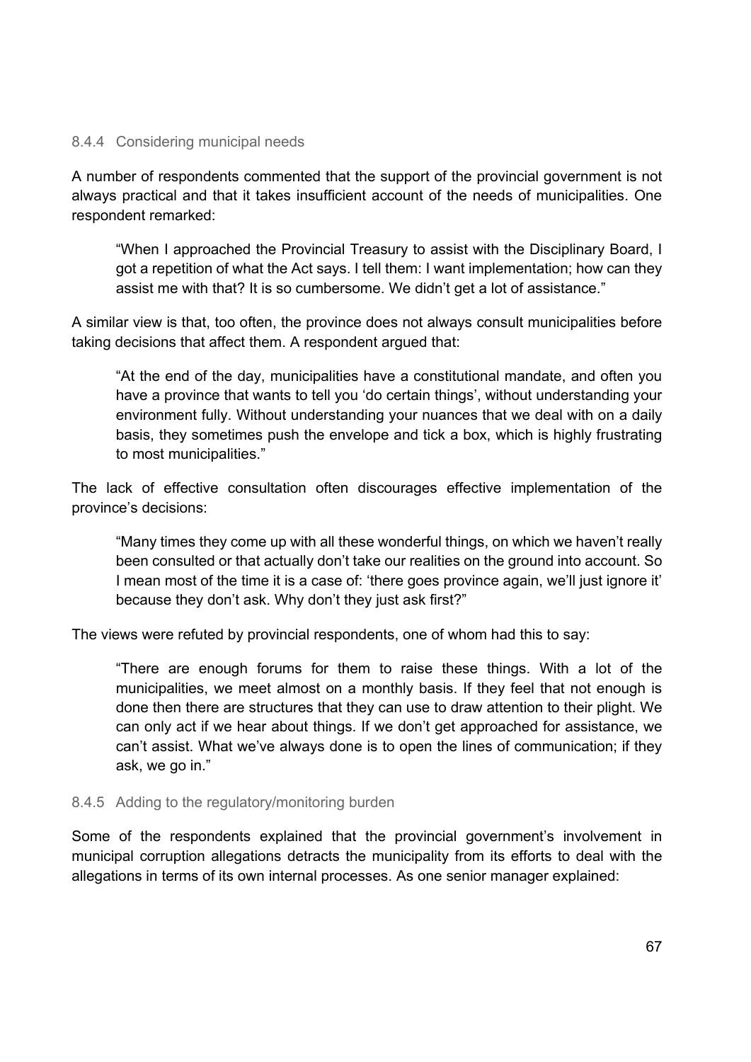#### 8.4.4 Considering municipal needs

A number of respondents commented that the support of the provincial government is not always practical and that it takes insufficient account of the needs of municipalities. One respondent remarked:

> "When I approached the Provincial Treasury to assist with the Disciplinary Board, I got a repetition of what the Act says. I tell them: I want implementation; how can they assist me with that? It is so cumbersome. We didn't get a lot of assistance."

A similar view is that, too often, the province does not always consult municipalities before taking decisions that affect them. A respondent argued that:

> "At the end of the day, municipalities have a constitutional mandate, and often you have a province that wants to tell you 'do certain things', without understanding your environment fully. Without understanding your nuances that we deal with on a daily basis, they sometimes push the envelope and tick a box, which is highly frustrating to most municipalities."

The lack of effective consultation often discourages effective implementation of the province's decisions:

> "Many times they come up with all these wonderful things, on which we haven't really been consulted or that actually don't take our realities on the ground into account. So I mean most of the time it is a case of: 'there goes province again, we'll just ignore it' because they don't ask. Why don't they just ask first?"

The views were refuted by provincial respondents, one of whom had this to say:

> "There are enough forums for them to raise these things. With a lot of the municipalities, we meet almost on a monthly basis. If they feel that not enough is done then there are structures that they can use to draw attention to their plight. We can only act if we hear about things. If we don't get approached for assistance, we can't assist. What we've always done is to open the lines of communication; if they ask, we go in."

#### 8.4.5 Adding to the regulatory/monitoring burden

Some of the respondents explained that the provincial government's involvement in municipal corruption allegations detracts the municipality from its efforts to deal with the allegations in terms of its own internal processes. As one senior manager explained: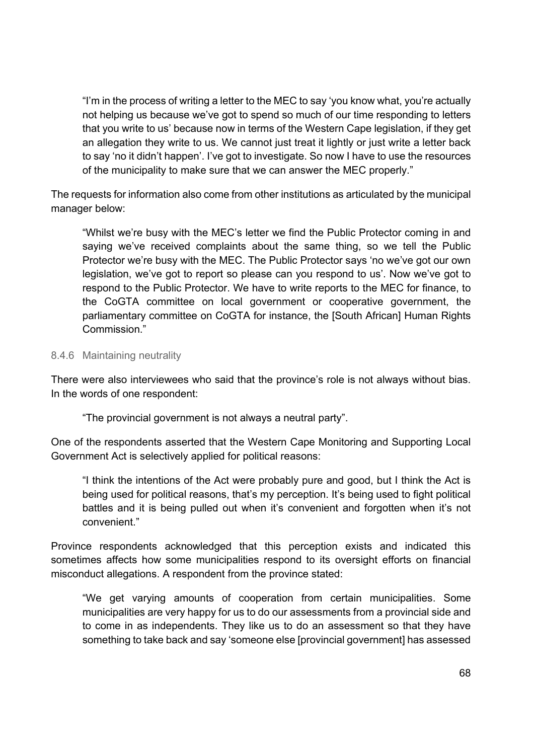> "I'm in the process of writing a letter to the MEC to say 'you know what, you're actually not helping us because we've got to spend so much of our time responding to letters that you write to us' because now in terms of the Western Cape legislation, if they get an allegation they write to us. We cannot just treat it lightly or just write a letter back to say 'no it didn't happen'. I've got to investigate. So now I have to use the resources of the municipality to make sure that we can answer the MEC properly."

The requests for information also come from other institutions as articulated by the municipal manager below:

> "Whilst we're busy with the MEC's letter we find the Public Protector coming in and saying we've received complaints about the same thing, so we tell the Public Protector we're busy with the MEC. The Public Protector says 'no we've got our own legislation, we've got to report so please can you respond to us'. Now we've got to respond to the Public Protector. We have to write reports to the MEC for finance, to the CoGTA committee on local government or cooperative government, the parliamentary committee on CoGTA for instance, the [South African] Human Rights Commission."

#### 8.4.6 Maintaining neutrality

There were also interviewees who said that the province's role is not always without bias. In the words of one respondent:

> "The provincial government is not always a neutral party".

One of the respondents asserted that the Western Cape Monitoring and Supporting Local Government Act is selectively applied for political reasons:

> "I think the intentions of the Act were probably pure and good, but I think the Act is being used for political reasons, that's my perception. It's being used to fight political battles and it is being pulled out when it's convenient and forgotten when it's not convenient."

Province respondents acknowledged that this perception exists and indicated this sometimes affects how some municipalities respond to its oversight efforts on financial misconduct allegations. A respondent from the province stated:

> "We get varying amounts of cooperation from certain municipalities. Some municipalities are very happy for us to do our assessments from a provincial side and to come in as independents. They like us to do an assessment so that they have something to take back and say 'someone else [provincial government] has assessed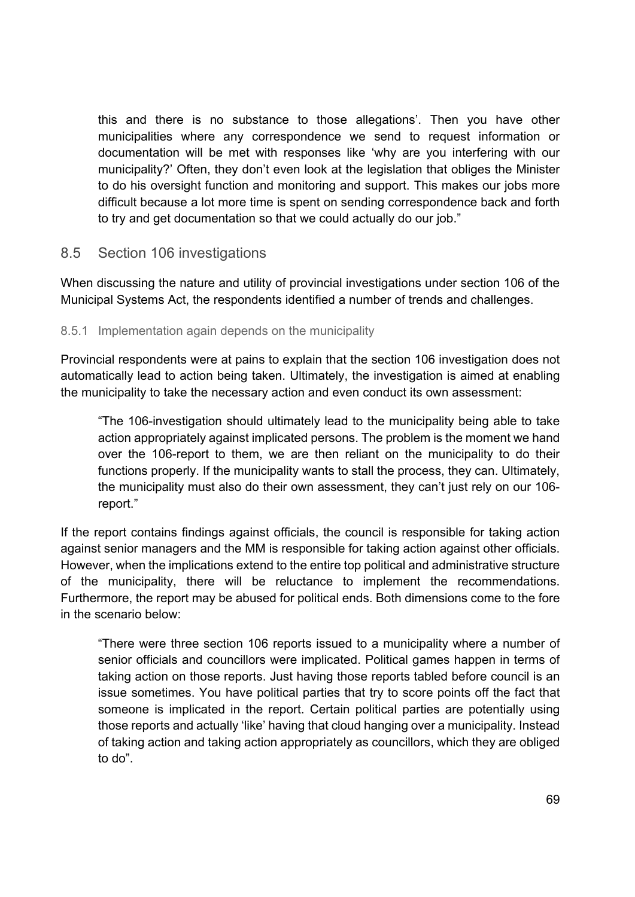> this and there is no substance to those allegations'. Then you have other municipalities where any correspondence we send to request information or documentation will be met with responses like 'why are you interfering with our municipality?' Often, they don't even look at the legislation that obliges the Minister to do his oversight function and monitoring and support. This makes our jobs more difficult because a lot more time is spent on sending correspondence back and forth to try and get documentation so that we could actually do our job."

## 8.5 Section 106 investigations

When discussing the nature and utility of provincial investigations under section 106 of the Municipal Systems Act, the respondents identified a number of trends and challenges.

### 8.5.1 Implementation again depends on the municipality

Provincial respondents were at pains to explain that the section 106 investigation does not automatically lead to action being taken. Ultimately, the investigation is aimed at enabling the municipality to take the necessary action and even conduct its own assessment:

> "The 106-investigation should ultimately lead to the municipality being able to take action appropriately against implicated persons. The problem is the moment we hand over the 106-report to them, we are then reliant on the municipality to do their functions properly. If the municipality wants to stall the process, they can. Ultimately, the municipality must also do their own assessment, they can't just rely on our 106-report."

If the report contains findings against officials, the council is responsible for taking action against senior managers and the MM is responsible for taking action against other officials. However, when the implications extend to the entire top political and administrative structure of the municipality, there will be reluctance to implement the recommendations. Furthermore, the report may be abused for political ends. Both dimensions come to the fore in the scenario below:

> "There were three section 106 reports issued to a municipality where a number of senior officials and councillors were implicated. Political games happen in terms of taking action on those reports. Just having those reports tabled before council is an issue sometimes. You have political parties that try to score points off the fact that someone is implicated in the report. Certain political parties are potentially using those reports and actually 'like' having that cloud hanging over a municipality. Instead of taking action and taking action appropriately as councillors, which they are obliged to do".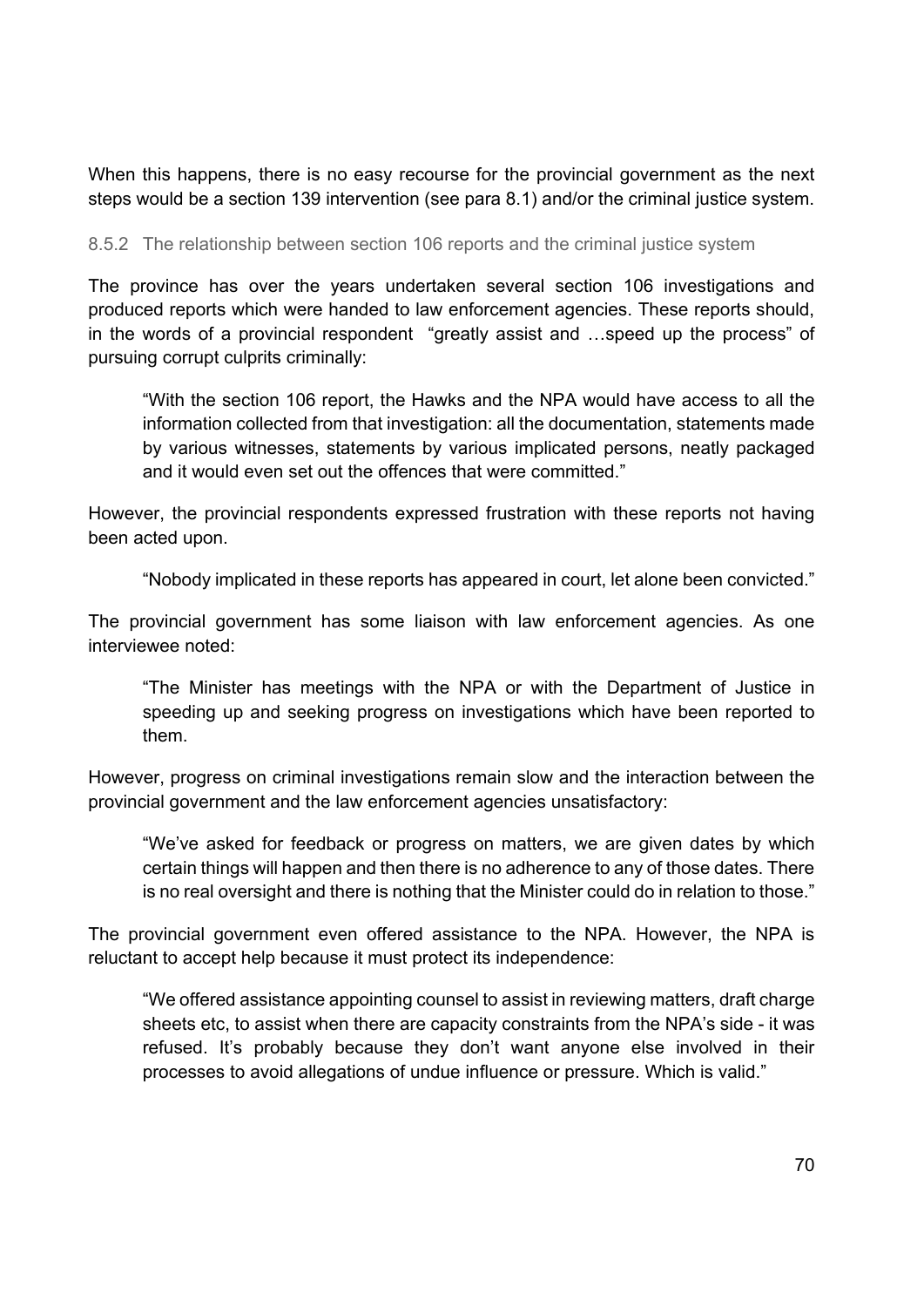When this happens, there is no easy recourse for the provincial government as the next steps would be a section 139 intervention (see para 8.1) and/or the criminal justice system.

#### 8.5.2 The relationship between section 106 reports and the criminal justice system

The province has over the years undertaken several section 106 investigations and produced reports which were handed to law enforcement agencies. These reports should, in the words of a provincial respondent "greatly assist and …speed up the process" of pursuing corrupt culprits criminally:

> "With the section 106 report, the Hawks and the NPA would have access to all the information collected from that investigation: all the documentation, statements made by various witnesses, statements by various implicated persons, neatly packaged and it would even set out the offences that were committed."

However, the provincial respondents expressed frustration with these reports not having been acted upon.

> "Nobody implicated in these reports has appeared in court, let alone been convicted."

The provincial government has some liaison with law enforcement agencies. As one interviewee noted:

> "The Minister has meetings with the NPA or with the Department of Justice in speeding up and seeking progress on investigations which have been reported to them.

However, progress on criminal investigations remain slow and the interaction between the provincial government and the law enforcement agencies unsatisfactory:

> "We've asked for feedback or progress on matters, we are given dates by which certain things will happen and then there is no adherence to any of those dates. There is no real oversight and there is nothing that the Minister could do in relation to those."

The provincial government even offered assistance to the NPA. However, the NPA is reluctant to accept help because it must protect its independence:

> "We offered assistance appointing counsel to assist in reviewing matters, draft charge sheets etc, to assist when there are capacity constraints from the NPA's side - it was refused. It's probably because they don't want anyone else involved in their processes to avoid allegations of undue influence or pressure. Which is valid."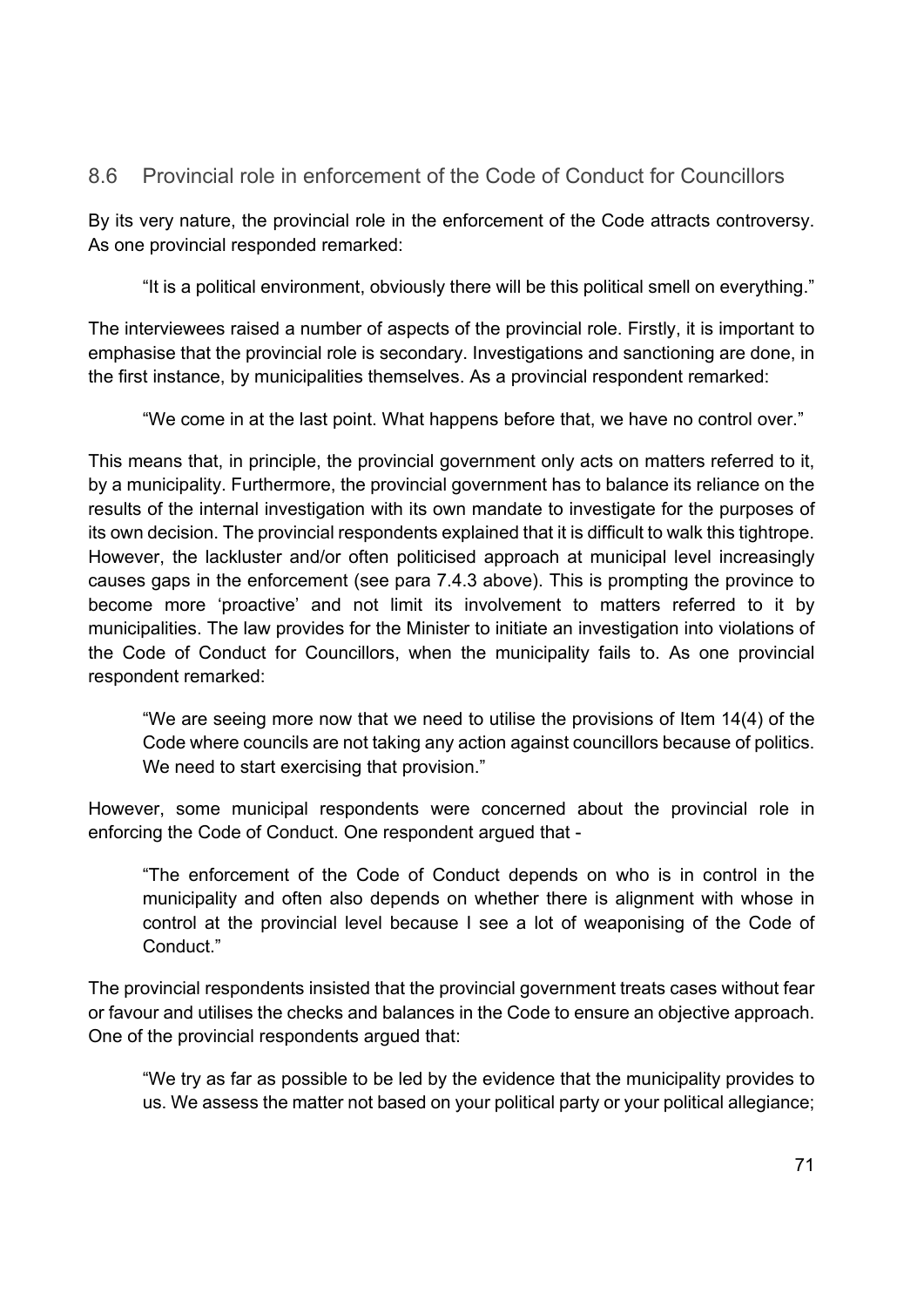## 8.6 Provincial role in enforcement of the Code of Conduct for Councillors

By its very nature, the provincial role in the enforcement of the Code attracts controversy. As one provincial responded remarked:

> "It is a political environment, obviously there will be this political smell on everything."

The interviewees raised a number of aspects of the provincial role. Firstly, it is important to emphasise that the provincial role is secondary. Investigations and sanctioning are done, in the first instance, by municipalities themselves. As a provincial respondent remarked:

> "We come in at the last point. What happens before that, we have no control over."

This means that, in principle, the provincial government only acts on matters referred to it, by a municipality. Furthermore, the provincial government has to balance its reliance on the results of the internal investigation with its own mandate to investigate for the purposes of its own decision. The provincial respondents explained that it is difficult to walk this tightrope. However, the lackluster and/or often politicised approach at municipal level increasingly causes gaps in the enforcement (see para 7.4.3 above). This is prompting the province to become more 'proactive' and not limit its involvement to matters referred to it by municipalities. The law provides for the Minister to initiate an investigation into violations of the Code of Conduct for Councillors, when the municipality fails to. As one provincial respondent remarked:

> "We are seeing more now that we need to utilise the provisions of Item 14(4) of the Code where councils are not taking any action against councillors because of politics. We need to start exercising that provision."

However, some municipal respondents were concerned about the provincial role in enforcing the Code of Conduct. One respondent argued that -

> "The enforcement of the Code of Conduct depends on who is in control in the municipality and often also depends on whether there is alignment with whose in control at the provincial level because I see a lot of weaponising of the Code of Conduct."

The provincial respondents insisted that the provincial government treats cases without fear or favour and utilises the checks and balances in the Code to ensure an objective approach. One of the provincial respondents argued that:

> "We try as far as possible to be led by the evidence that the municipality provides to us. We assess the matter not based on your political party or your political allegiance;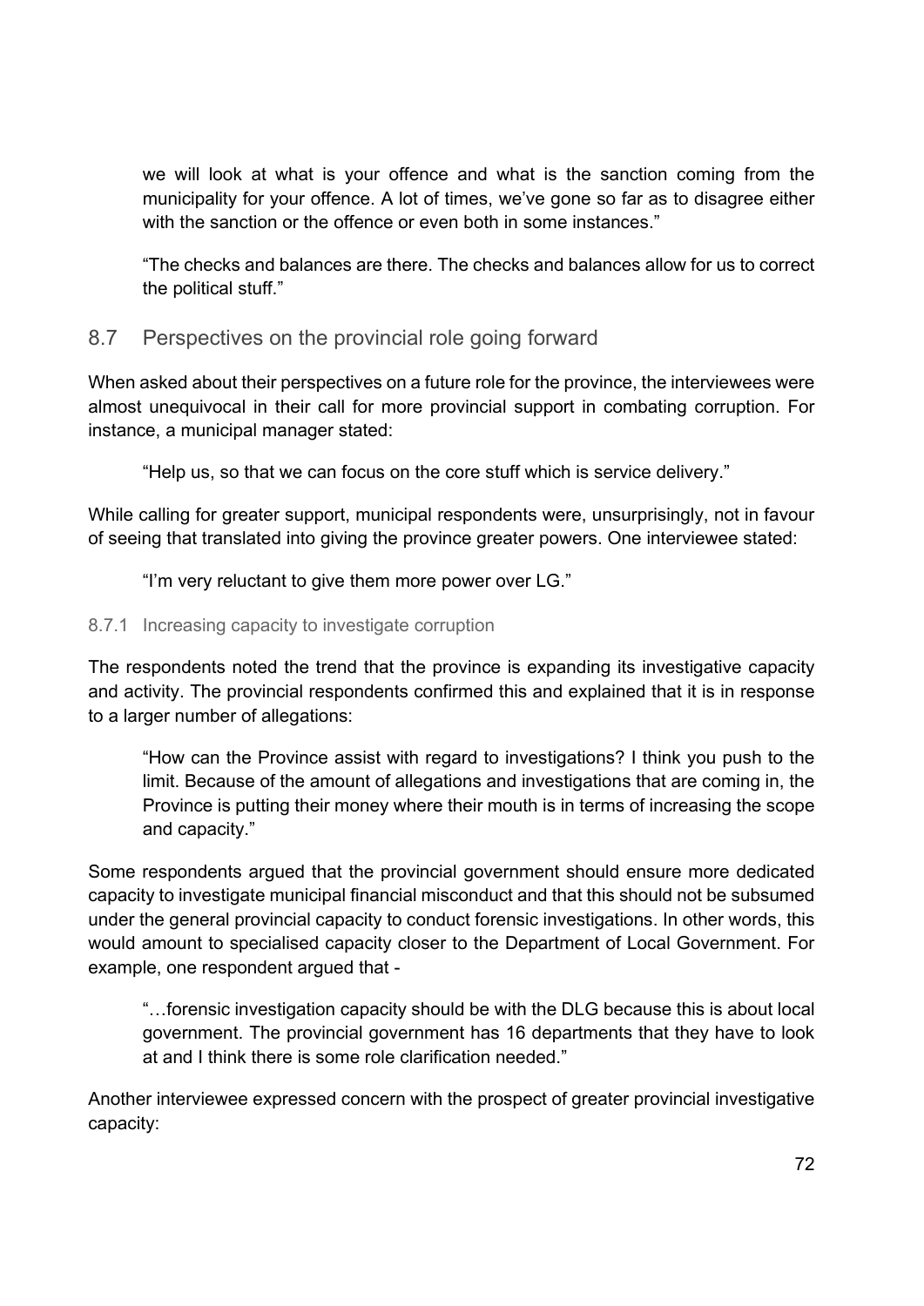> we will look at what is your offence and what is the sanction coming from the municipality for your offence. A lot of times, we've gone so far as to disagree either with the sanction or the offence or even both in some instances."

> "The checks and balances are there. The checks and balances allow for us to correct the political stuff."

## 8.7 Perspectives on the provincial role going forward

When asked about their perspectives on a future role for the province, the interviewees were almost unequivocal in their call for more provincial support in combating corruption. For instance, a municipal manager stated:

> "Help us, so that we can focus on the core stuff which is service delivery."

While calling for greater support, municipal respondents were, unsurprisingly, not in favour of seeing that translated into giving the province greater powers. One interviewee stated:

> "I'm very reluctant to give them more power over LG."

### 8.7.1 Increasing capacity to investigate corruption

The respondents noted the trend that the province is expanding its investigative capacity and activity. The provincial respondents confirmed this and explained that it is in response to a larger number of allegations:

> "How can the Province assist with regard to investigations? I think you push to the limit. Because of the amount of allegations and investigations that are coming in, the Province is putting their money where their mouth is in terms of increasing the scope and capacity."

Some respondents argued that the provincial government should ensure more dedicated capacity to investigate municipal financial misconduct and that this should not be subsumed under the general provincial capacity to conduct forensic investigations. In other words, this would amount to specialised capacity closer to the Department of Local Government. For example, one respondent argued that -

> "…forensic investigation capacity should be with the DLG because this is about local government. The provincial government has 16 departments that they have to look at and I think there is some role clarification needed."

Another interviewee expressed concern with the prospect of greater provincial investigative capacity: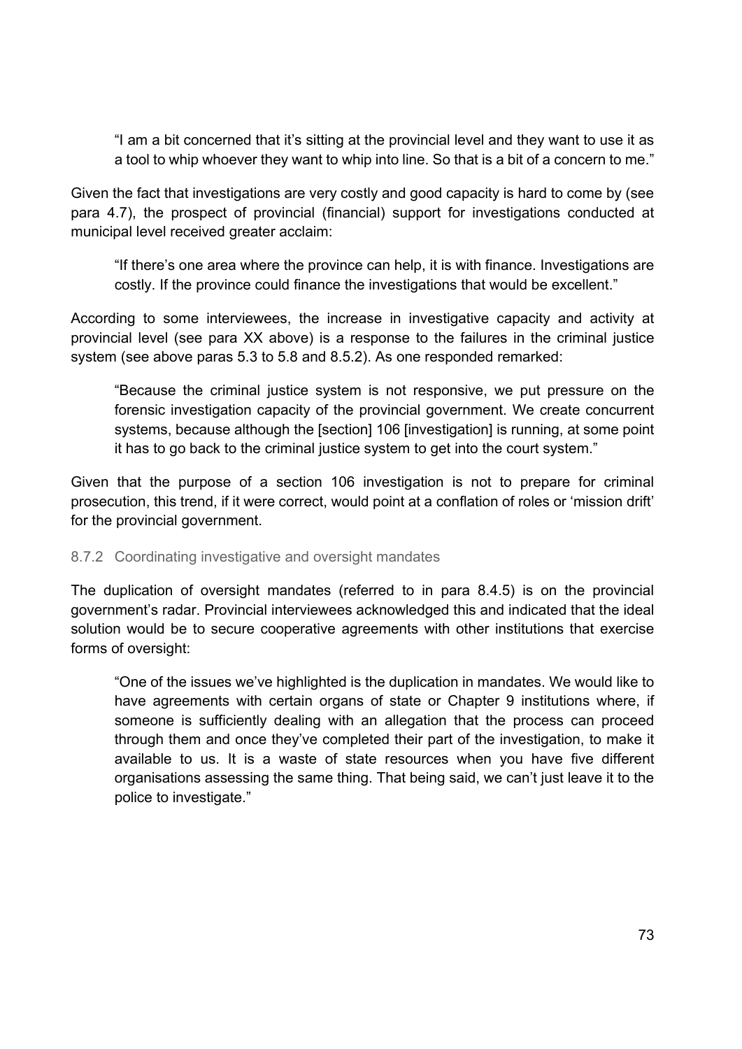> "I am a bit concerned that it's sitting at the provincial level and they want to use it as a tool to whip whoever they want to whip into line. So that is a bit of a concern to me."

Given the fact that investigations are very costly and good capacity is hard to come by (see para 4.7), the prospect of provincial (financial) support for investigations conducted at municipal level received greater acclaim:

> "If there's one area where the province can help, it is with finance. Investigations are costly. If the province could finance the investigations that would be excellent."

According to some interviewees, the increase in investigative capacity and activity at provincial level (see para XX above) is a response to the failures in the criminal justice system (see above paras 5.3 to 5.8 and 8.5.2). As one responded remarked:

> "Because the criminal justice system is not responsive, we put pressure on the forensic investigation capacity of the provincial government. We create concurrent systems, because although the [section] 106 [investigation] is running, at some point it has to go back to the criminal justice system to get into the court system."

Given that the purpose of a section 106 investigation is not to prepare for criminal prosecution, this trend, if it were correct, would point at a conflation of roles or 'mission drift' for the provincial government.

### 8.7.2 Coordinating investigative and oversight mandates

The duplication of oversight mandates (referred to in para 8.4.5) is on the provincial government's radar. Provincial interviewees acknowledged this and indicated that the ideal solution would be to secure cooperative agreements with other institutions that exercise forms of oversight:

> "One of the issues we've highlighted is the duplication in mandates. We would like to have agreements with certain organs of state or Chapter 9 institutions where, if someone is sufficiently dealing with an allegation that the process can proceed through them and once they've completed their part of the investigation, to make it available to us. It is a waste of state resources when you have five different organisations assessing the same thing. That being said, we can't just leave it to the police to investigate."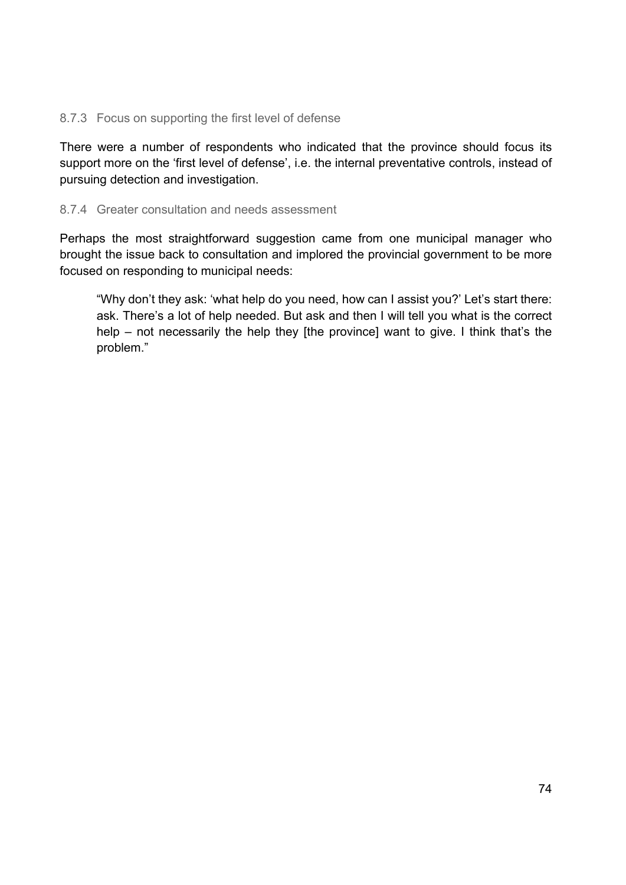### 8.7.3 Focus on supporting the first level of defense

There were a number of respondents who indicated that the province should focus its support more on the 'first level of defense', i.e. the internal preventative controls, instead of pursuing detection and investigation.

### 8.7.4 Greater consultation and needs assessment

Perhaps the most straightforward suggestion came from one municipal manager who brought the issue back to consultation and implored the provincial government to be more focused on responding to municipal needs:

> "Why don't they ask: 'what help do you need, how can I assist you?' Let's start there: ask. There's a lot of help needed. But ask and then I will tell you what is the correct help – not necessarily the help they [the province] want to give. I think that's the problem."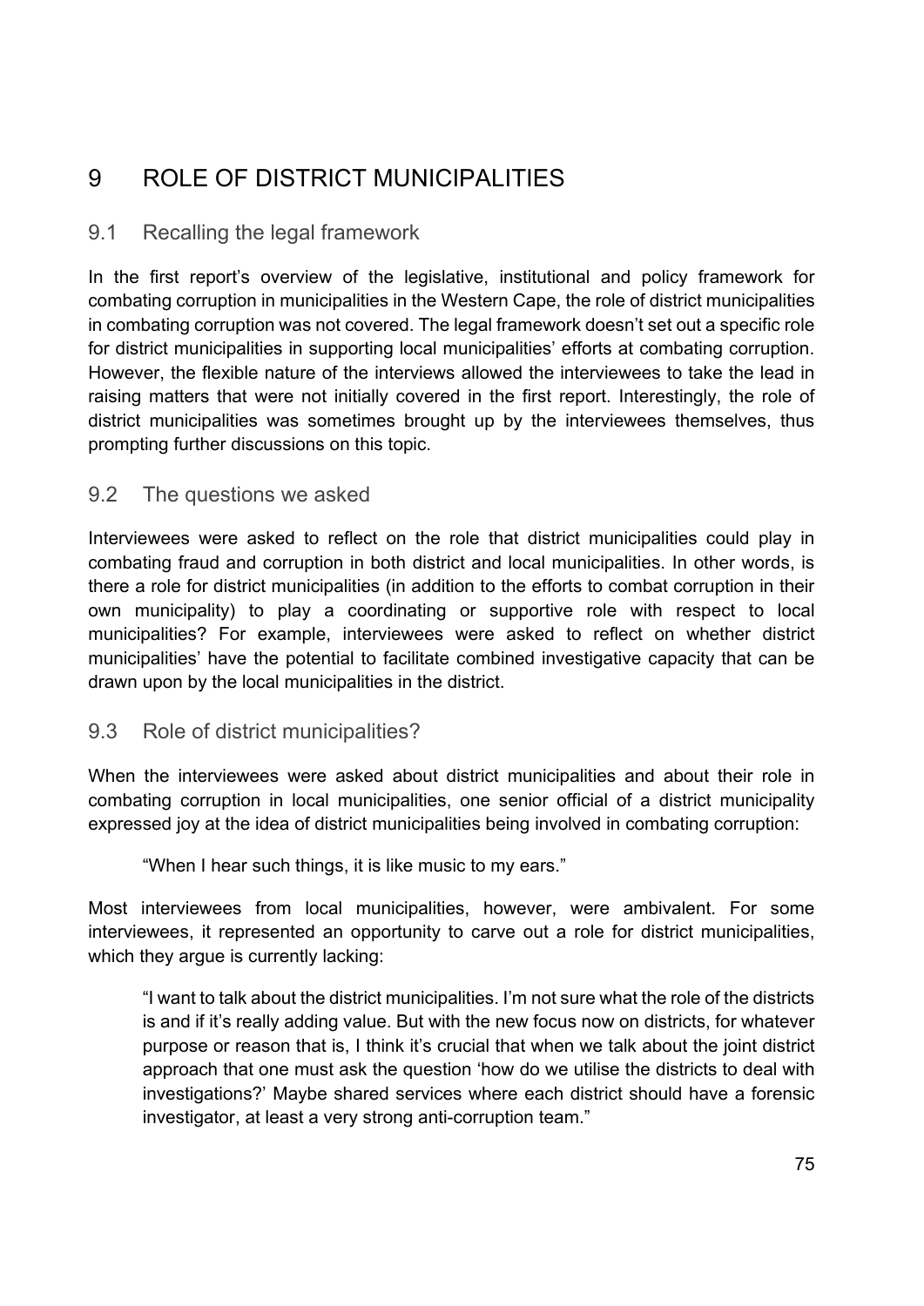# 9 ROLE OF DISTRICT MUNICIPALITIES

## 9.1 Recalling the legal framework

In the first report's overview of the legislative, institutional and policy framework for combating corruption in municipalities in the Western Cape, the role of district municipalities in combating corruption was not covered. The legal framework doesn't set out a specific role for district municipalities in supporting local municipalities' efforts at combating corruption. However, the flexible nature of the interviews allowed the interviewees to take the lead in raising matters that were not initially covered in the first report. Interestingly, the role of district municipalities was sometimes brought up by the interviewees themselves, thus prompting further discussions on this topic.

## 9.2 The questions we asked

Interviewees were asked to reflect on the role that district municipalities could play in combating fraud and corruption in both district and local municipalities. In other words, is there a role for district municipalities (in addition to the efforts to combat corruption in their own municipality) to play a coordinating or supportive role with respect to local municipalities? For example, interviewees were asked to reflect on whether district municipalities' have the potential to facilitate combined investigative capacity that can be drawn upon by the local municipalities in the district.

## 9.3 Role of district municipalities?

When the interviewees were asked about district municipalities and about their role in combating corruption in local municipalities, one senior official of a district municipality expressed joy at the idea of district municipalities being involved in combating corruption:

> "When I hear such things, it is like music to my ears."

Most interviewees from local municipalities, however, were ambivalent. For some interviewees, it represented an opportunity to carve out a role for district municipalities, which they argue is currently lacking:

> "I want to talk about the district municipalities. I'm not sure what the role of the districts is and if it's really adding value. But with the new focus now on districts, for whatever purpose or reason that is, I think it's crucial that when we talk about the joint district approach that one must ask the question 'how do we utilise the districts to deal with investigations?' Maybe shared services where each district should have a forensic investigator, at least a very strong anti-corruption team."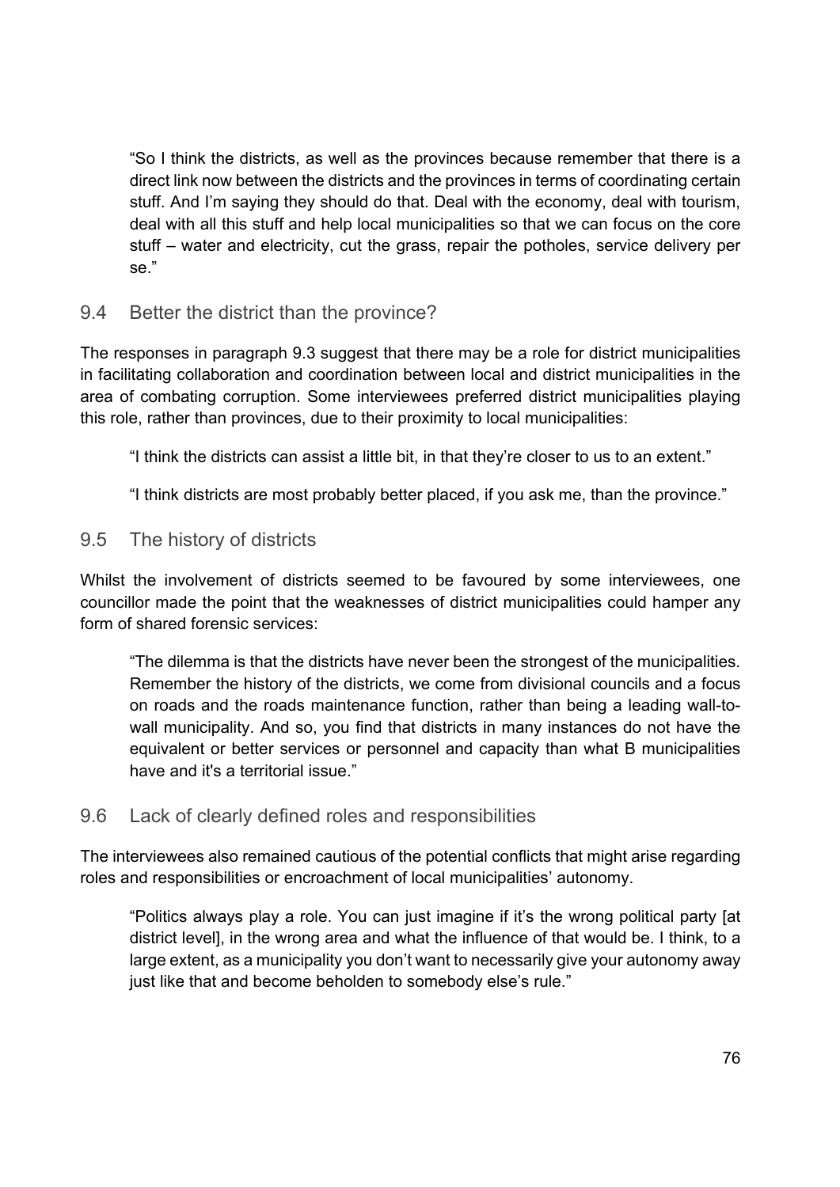> "So I think the districts, as well as the provinces because remember that there is a direct link now between the districts and the provinces in terms of coordinating certain stuff. And I'm saying they should do that. Deal with the economy, deal with tourism, deal with all this stuff and help local municipalities so that we can focus on the core stuff – water and electricity, cut the grass, repair the potholes, service delivery per se."

## 9.4 Better the district than the province?

The responses in paragraph 9.3 suggest that there may be a role for district municipalities in facilitating collaboration and coordination between local and district municipalities in the area of combating corruption. Some interviewees preferred district municipalities playing this role, rather than provinces, due to their proximity to local municipalities:

> "I think the districts can assist a little bit, in that they're closer to us to an extent."
>
> "I think districts are most probably better placed, if you ask me, than the province."

## 9.5 The history of districts

Whilst the involvement of districts seemed to be favoured by some interviewees, one councillor made the point that the weaknesses of district municipalities could hamper any form of shared forensic services:

> "The dilemma is that the districts have never been the strongest of the municipalities. Remember the history of the districts, we come from divisional councils and a focus on roads and the roads maintenance function, rather than being a leading wall-to-wall municipality. And so, you find that districts in many instances do not have the equivalent or better services or personnel and capacity than what B municipalities have and it's a territorial issue."

## 9.6 Lack of clearly defined roles and responsibilities

The interviewees also remained cautious of the potential conflicts that might arise regarding roles and responsibilities or encroachment of local municipalities' autonomy.

> "Politics always play a role. You can just imagine if it's the wrong political party [at district level], in the wrong area and what the influence of that would be. I think, to a large extent, as a municipality you don't want to necessarily give your autonomy away just like that and become beholden to somebody else's rule."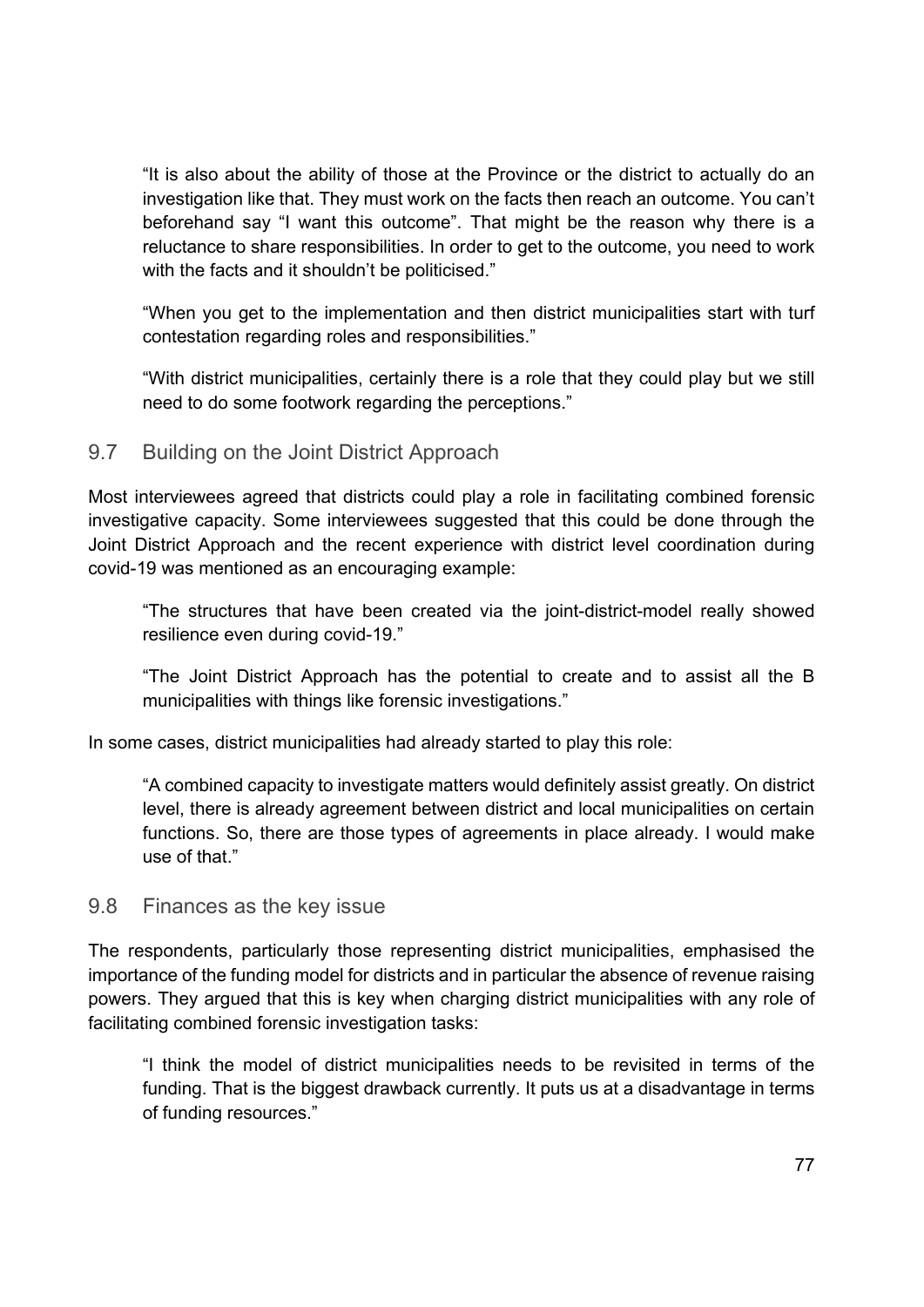> “It is also about the ability of those at the Province or the district to actually do an investigation like that. They must work on the facts then reach an outcome. You can’t beforehand say “I want this outcome”. That might be the reason why there is a reluctance to share responsibilities. In order to get to the outcome, you need to work with the facts and it shouldn’t be politicised.”

> “When you get to the implementation and then district municipalities start with turf contestation regarding roles and responsibilities.”

> “With district municipalities, certainly there is a role that they could play but we still need to do some footwork regarding the perceptions.”

## 9.7 Building on the Joint District Approach

Most interviewees agreed that districts could play a role in facilitating combined forensic investigative capacity. Some interviewees suggested that this could be done through the Joint District Approach and the recent experience with district level coordination during covid-19 was mentioned as an encouraging example:

> “The structures that have been created via the joint-district-model really showed resilience even during covid-19.”

> “The Joint District Approach has the potential to create and to assist all the B municipalities with things like forensic investigations.”

In some cases, district municipalities had already started to play this role:

> “A combined capacity to investigate matters would definitely assist greatly. On district level, there is already agreement between district and local municipalities on certain functions. So, there are those types of agreements in place already. I would make use of that.”

## 9.8 Finances as the key issue

The respondents, particularly those representing district municipalities, emphasised the importance of the funding model for districts and in particular the absence of revenue raising powers. They argued that this is key when charging district municipalities with any role of facilitating combined forensic investigation tasks:

> “I think the model of district municipalities needs to be revisited in terms of the funding. That is the biggest drawback currently. It puts us at a disadvantage in terms of funding resources.”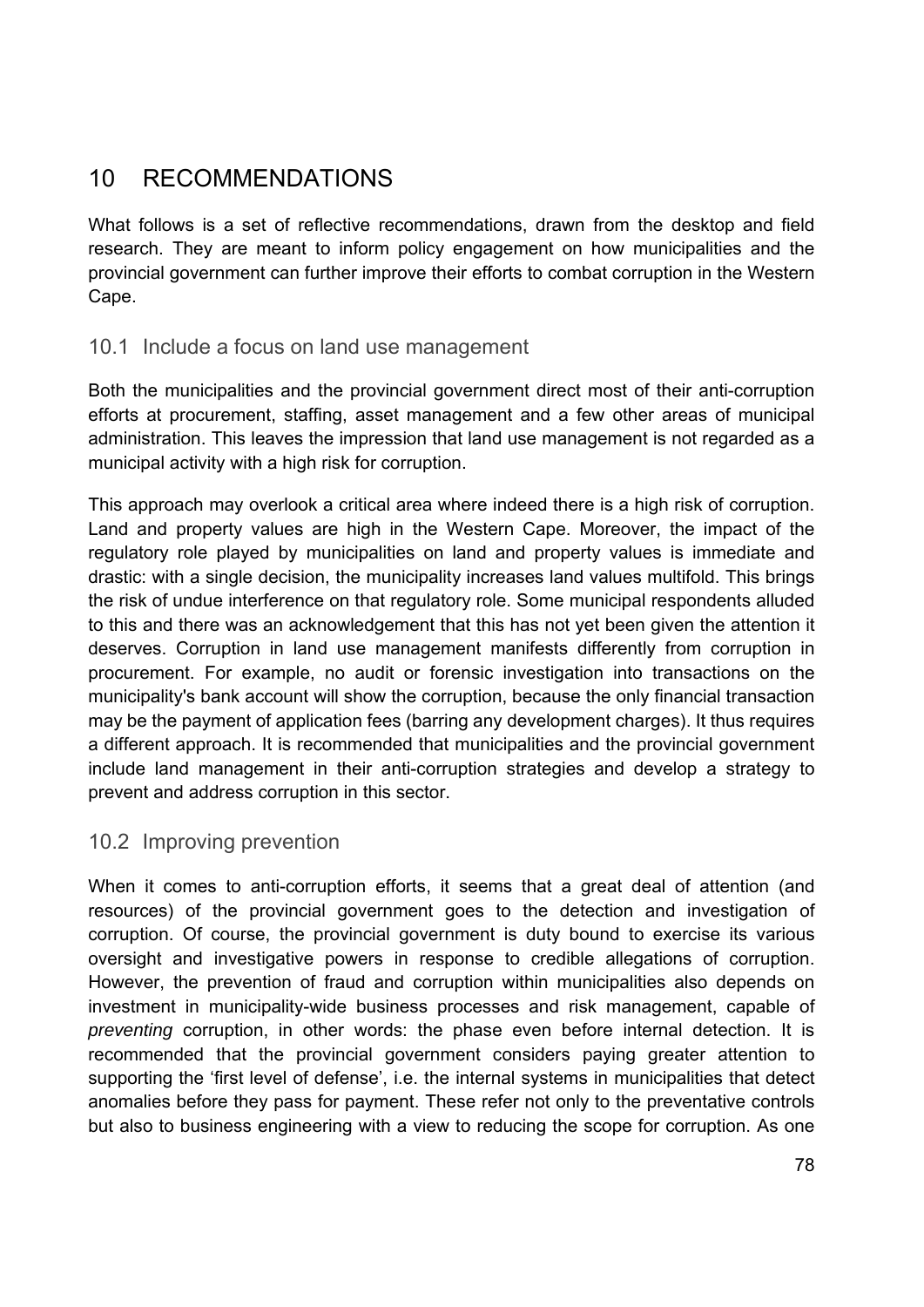# 10 RECOMMENDATIONS

What follows is a set of reflective recommendations, drawn from the desktop and field research. They are meant to inform policy engagement on how municipalities and the provincial government can further improve their efforts to combat corruption in the Western Cape.

## 10.1 Include a focus on land use management

Both the municipalities and the provincial government direct most of their anti-corruption efforts at procurement, staffing, asset management and a few other areas of municipal administration. This leaves the impression that land use management is not regarded as a municipal activity with a high risk for corruption.

This approach may overlook a critical area where indeed there is a high risk of corruption. Land and property values are high in the Western Cape. Moreover, the impact of the regulatory role played by municipalities on land and property values is immediate and drastic: with a single decision, the municipality increases land values multifold. This brings the risk of undue interference on that regulatory role. Some municipal respondents alluded to this and there was an acknowledgement that this has not yet been given the attention it deserves. Corruption in land use management manifests differently from corruption in procurement. For example, no audit or forensic investigation into transactions on the municipality's bank account will show the corruption, because the only financial transaction may be the payment of application fees (barring any development charges). It thus requires a different approach. It is recommended that municipalities and the provincial government include land management in their anti-corruption strategies and develop a strategy to prevent and address corruption in this sector.

## 10.2 Improving prevention

When it comes to anti-corruption efforts, it seems that a great deal of attention (and resources) of the provincial government goes to the detection and investigation of corruption. Of course, the provincial government is duty bound to exercise its various oversight and investigative powers in response to credible allegations of corruption. However, the prevention of fraud and corruption within municipalities also depends on investment in municipality-wide business processes and risk management, capable of *preventing* corruption, in other words: the phase even before internal detection. It is recommended that the provincial government considers paying greater attention to supporting the 'first level of defense', i.e. the internal systems in municipalities that detect anomalies before they pass for payment. These refer not only to the preventative controls but also to business engineering with a view to reducing the scope for corruption. As one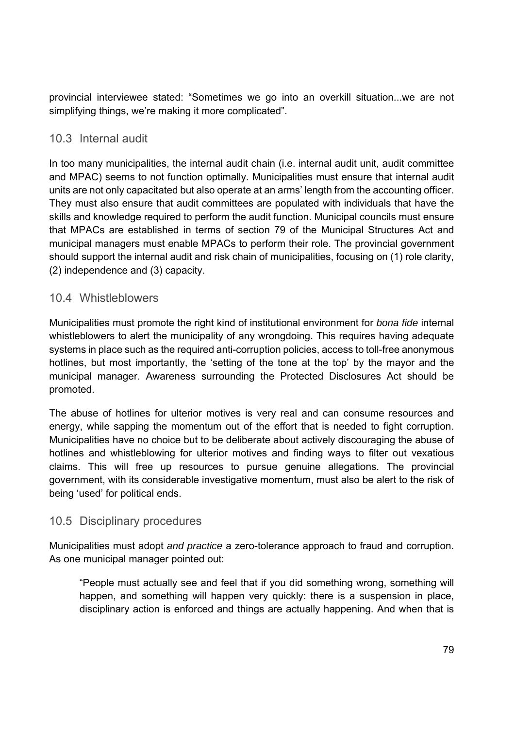provincial interviewee stated: “Sometimes we go into an overkill situation...we are not simplifying things, we’re making it more complicated”.

## 10.3 Internal audit

In too many municipalities, the internal audit chain (i.e. internal audit unit, audit committee and MPAC) seems to not function optimally. Municipalities must ensure that internal audit units are not only capacitated but also operate at an arms’ length from the accounting officer. They must also ensure that audit committees are populated with individuals that have the skills and knowledge required to perform the audit function. Municipal councils must ensure that MPACs are established in terms of section 79 of the Municipal Structures Act and municipal managers must enable MPACs to perform their role. The provincial government should support the internal audit and risk chain of municipalities, focusing on (1) role clarity, (2) independence and (3) capacity.

## 10.4 Whistleblowers

Municipalities must promote the right kind of institutional environment for *bona fide* internal whistleblowers to alert the municipality of any wrongdoing. This requires having adequate systems in place such as the required anti-corruption policies, access to toll-free anonymous hotlines, but most importantly, the ‘setting of the tone at the top’ by the mayor and the municipal manager. Awareness surrounding the Protected Disclosures Act should be promoted.

The abuse of hotlines for ulterior motives is very real and can consume resources and energy, while sapping the momentum out of the effort that is needed to fight corruption. Municipalities have no choice but to be deliberate about actively discouraging the abuse of hotlines and whistleblowing for ulterior motives and finding ways to filter out vexatious claims. This will free up resources to pursue genuine allegations. The provincial government, with its considerable investigative momentum, must also be alert to the risk of being ‘used’ for political ends.

## 10.5 Disciplinary procedures

Municipalities must adopt *and practice* a zero-tolerance approach to fraud and corruption. As one municipal manager pointed out:

> “People must actually see and feel that if you did something wrong, something will happen, and something will happen very quickly: there is a suspension in place, disciplinary action is enforced and things are actually happening. And when that is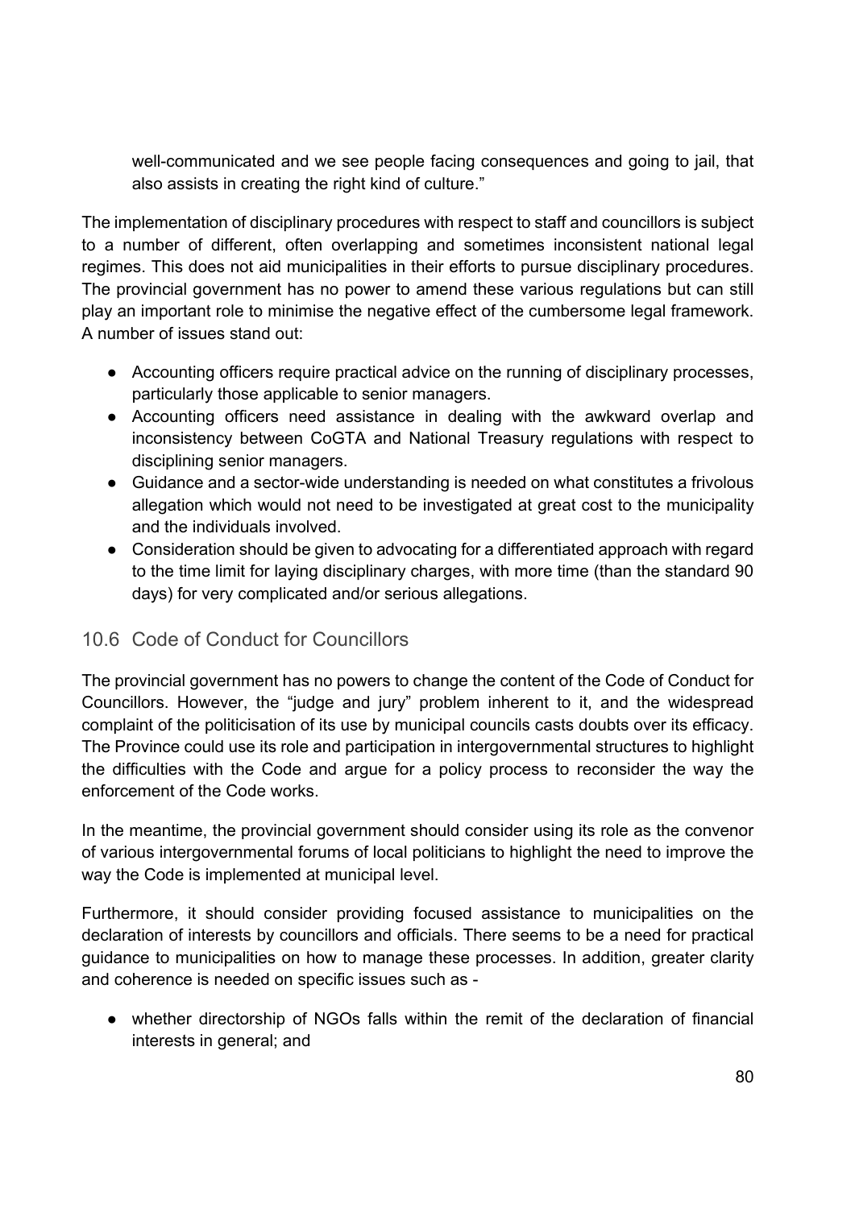well-communicated and we see people facing consequences and going to jail, that also assists in creating the right kind of culture."

The implementation of disciplinary procedures with respect to staff and councillors is subject to a number of different, often overlapping and sometimes inconsistent national legal regimes. This does not aid municipalities in their efforts to pursue disciplinary procedures. The provincial government has no power to amend these various regulations but can still play an important role to minimise the negative effect of the cumbersome legal framework. A number of issues stand out:

- Accounting officers require practical advice on the running of disciplinary processes, particularly those applicable to senior managers.
- Accounting officers need assistance in dealing with the awkward overlap and inconsistency between CoGTA and National Treasury regulations with respect to disciplining senior managers.
- Guidance and a sector-wide understanding is needed on what constitutes a frivolous allegation which would not need to be investigated at great cost to the municipality and the individuals involved.
- Consideration should be given to advocating for a differentiated approach with regard to the time limit for laying disciplinary charges, with more time (than the standard 90 days) for very complicated and/or serious allegations.

## 10.6 Code of Conduct for Councillors

The provincial government has no powers to change the content of the Code of Conduct for Councillors. However, the "judge and jury" problem inherent to it, and the widespread complaint of the politicisation of its use by municipal councils casts doubts over its efficacy. The Province could use its role and participation in intergovernmental structures to highlight the difficulties with the Code and argue for a policy process to reconsider the way the enforcement of the Code works.

In the meantime, the provincial government should consider using its role as the convenor of various intergovernmental forums of local politicians to highlight the need to improve the way the Code is implemented at municipal level.

Furthermore, it should consider providing focused assistance to municipalities on the declaration of interests by councillors and officials. There seems to be a need for practical guidance to municipalities on how to manage these processes. In addition, greater clarity and coherence is needed on specific issues such as -

- whether directorship of NGOs falls within the remit of the declaration of financial interests in general; and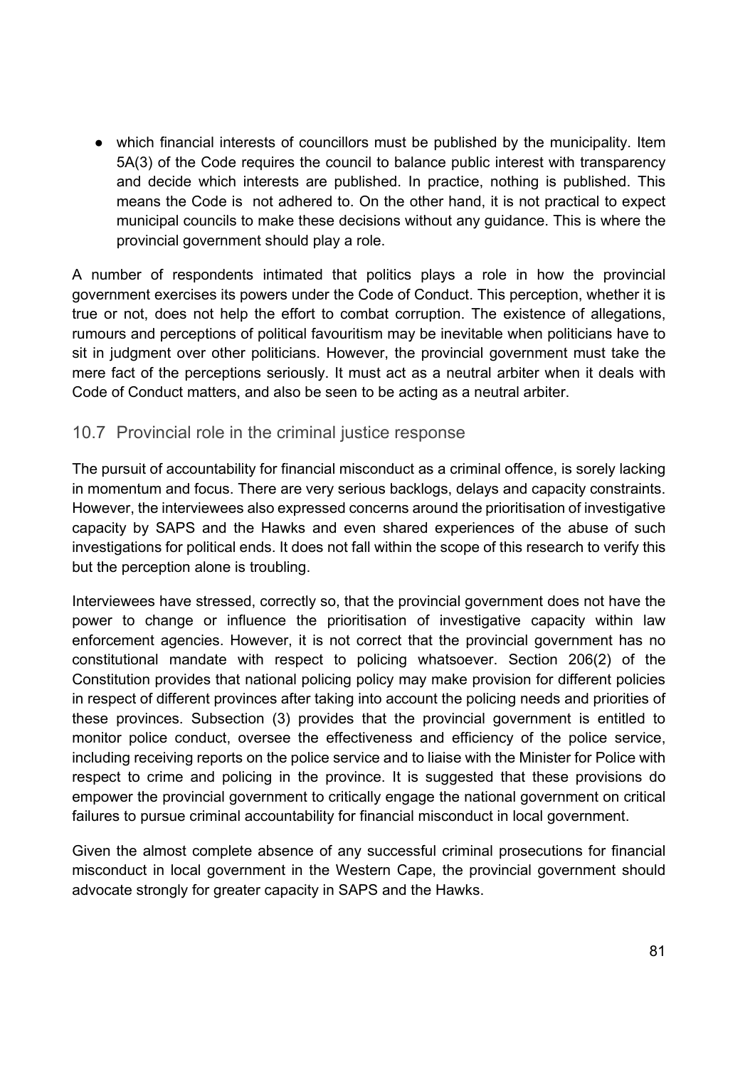- which financial interests of councillors must be published by the municipality. Item 5A(3) of the Code requires the council to balance public interest with transparency and decide which interests are published. In practice, nothing is published. This means the Code is not adhered to. On the other hand, it is not practical to expect municipal councils to make these decisions without any guidance. This is where the provincial government should play a role.

A number of respondents intimated that politics plays a role in how the provincial government exercises its powers under the Code of Conduct. This perception, whether it is true or not, does not help the effort to combat corruption. The existence of allegations, rumours and perceptions of political favouritism may be inevitable when politicians have to sit in judgment over other politicians. However, the provincial government must take the mere fact of the perceptions seriously. It must act as a neutral arbiter when it deals with Code of Conduct matters, and also be seen to be acting as a neutral arbiter.

## 10.7 Provincial role in the criminal justice response

The pursuit of accountability for financial misconduct as a criminal offence, is sorely lacking in momentum and focus. There are very serious backlogs, delays and capacity constraints. However, the interviewees also expressed concerns around the prioritisation of investigative capacity by SAPS and the Hawks and even shared experiences of the abuse of such investigations for political ends. It does not fall within the scope of this research to verify this but the perception alone is troubling.

Interviewees have stressed, correctly so, that the provincial government does not have the power to change or influence the prioritisation of investigative capacity within law enforcement agencies. However, it is not correct that the provincial government has no constitutional mandate with respect to policing whatsoever. Section 206(2) of the Constitution provides that national policing policy may make provision for different policies in respect of different provinces after taking into account the policing needs and priorities of these provinces. Subsection (3) provides that the provincial government is entitled to monitor police conduct, oversee the effectiveness and efficiency of the police service, including receiving reports on the police service and to liaise with the Minister for Police with respect to crime and policing in the province. It is suggested that these provisions do empower the provincial government to critically engage the national government on critical failures to pursue criminal accountability for financial misconduct in local government.

Given the almost complete absence of any successful criminal prosecutions for financial misconduct in local government in the Western Cape, the provincial government should advocate strongly for greater capacity in SAPS and the Hawks.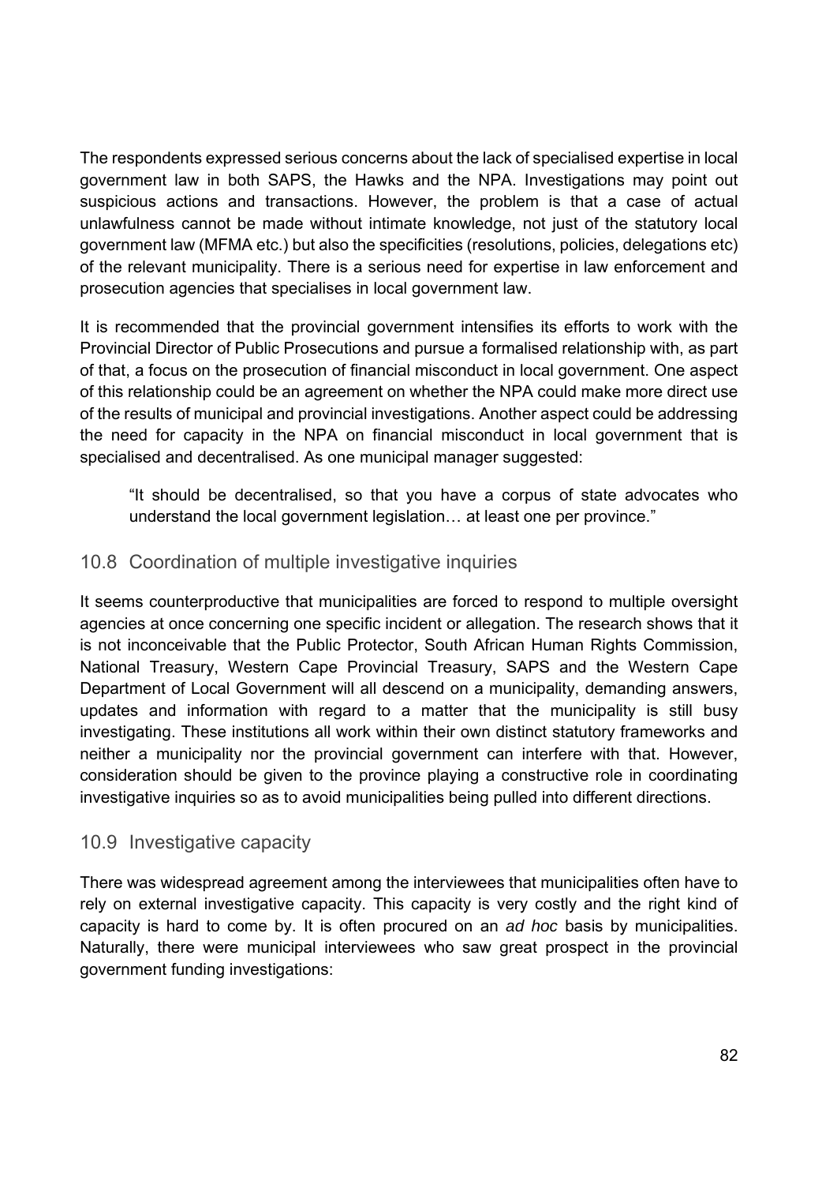The respondents expressed serious concerns about the lack of specialised expertise in local government law in both SAPS, the Hawks and the NPA. Investigations may point out suspicious actions and transactions. However, the problem is that a case of actual unlawfulness cannot be made without intimate knowledge, not just of the statutory local government law (MFMA etc.) but also the specificities (resolutions, policies, delegations etc) of the relevant municipality. There is a serious need for expertise in law enforcement and prosecution agencies that specialises in local government law.

It is recommended that the provincial government intensifies its efforts to work with the Provincial Director of Public Prosecutions and pursue a formalised relationship with, as part of that, a focus on the prosecution of financial misconduct in local government. One aspect of this relationship could be an agreement on whether the NPA could make more direct use of the results of municipal and provincial investigations. Another aspect could be addressing the need for capacity in the NPA on financial misconduct in local government that is specialised and decentralised. As one municipal manager suggested:

> "It should be decentralised, so that you have a corpus of state advocates who understand the local government legislation… at least one per province."

## 10.8 Coordination of multiple investigative inquiries

It seems counterproductive that municipalities are forced to respond to multiple oversight agencies at once concerning one specific incident or allegation. The research shows that it is not inconceivable that the Public Protector, South African Human Rights Commission, National Treasury, Western Cape Provincial Treasury, SAPS and the Western Cape Department of Local Government will all descend on a municipality, demanding answers, updates and information with regard to a matter that the municipality is still busy investigating. These institutions all work within their own distinct statutory frameworks and neither a municipality nor the provincial government can interfere with that. However, consideration should be given to the province playing a constructive role in coordinating investigative inquiries so as to avoid municipalities being pulled into different directions.

## 10.9 Investigative capacity

There was widespread agreement among the interviewees that municipalities often have to rely on external investigative capacity. This capacity is very costly and the right kind of capacity is hard to come by. It is often procured on an *ad hoc* basis by municipalities. Naturally, there were municipal interviewees who saw great prospect in the provincial government funding investigations: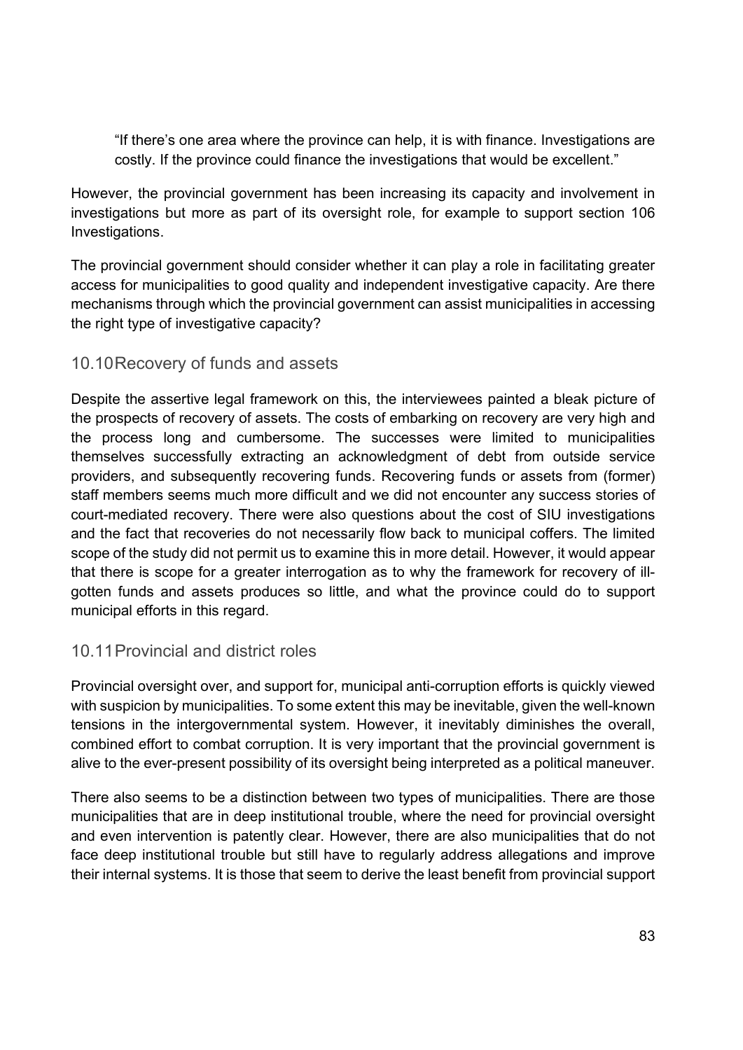> "If there's one area where the province can help, it is with finance. Investigations are costly. If the province could finance the investigations that would be excellent."

However, the provincial government has been increasing its capacity and involvement in investigations but more as part of its oversight role, for example to support section 106 Investigations.

The provincial government should consider whether it can play a role in facilitating greater access for municipalities to good quality and independent investigative capacity. Are there mechanisms through which the provincial government can assist municipalities in accessing the right type of investigative capacity?

## 10.10 Recovery of funds and assets

Despite the assertive legal framework on this, the interviewees painted a bleak picture of the prospects of recovery of assets. The costs of embarking on recovery are very high and the process long and cumbersome. The successes were limited to municipalities themselves successfully extracting an acknowledgment of debt from outside service providers, and subsequently recovering funds. Recovering funds or assets from (former) staff members seems much more difficult and we did not encounter any success stories of court-mediated recovery. There were also questions about the cost of SIU investigations and the fact that recoveries do not necessarily flow back to municipal coffers. The limited scope of the study did not permit us to examine this in more detail. However, it would appear that there is scope for a greater interrogation as to why the framework for recovery of ill-gotten funds and assets produces so little, and what the province could do to support municipal efforts in this regard.

## 10.11 Provincial and district roles

Provincial oversight over, and support for, municipal anti-corruption efforts is quickly viewed with suspicion by municipalities. To some extent this may be inevitable, given the well-known tensions in the intergovernmental system. However, it inevitably diminishes the overall, combined effort to combat corruption. It is very important that the provincial government is alive to the ever-present possibility of its oversight being interpreted as a political maneuver.

There also seems to be a distinction between two types of municipalities. There are those municipalities that are in deep institutional trouble, where the need for provincial oversight and even intervention is patently clear. However, there are also municipalities that do not face deep institutional trouble but still have to regularly address allegations and improve their internal systems. It is those that seem to derive the least benefit from provincial support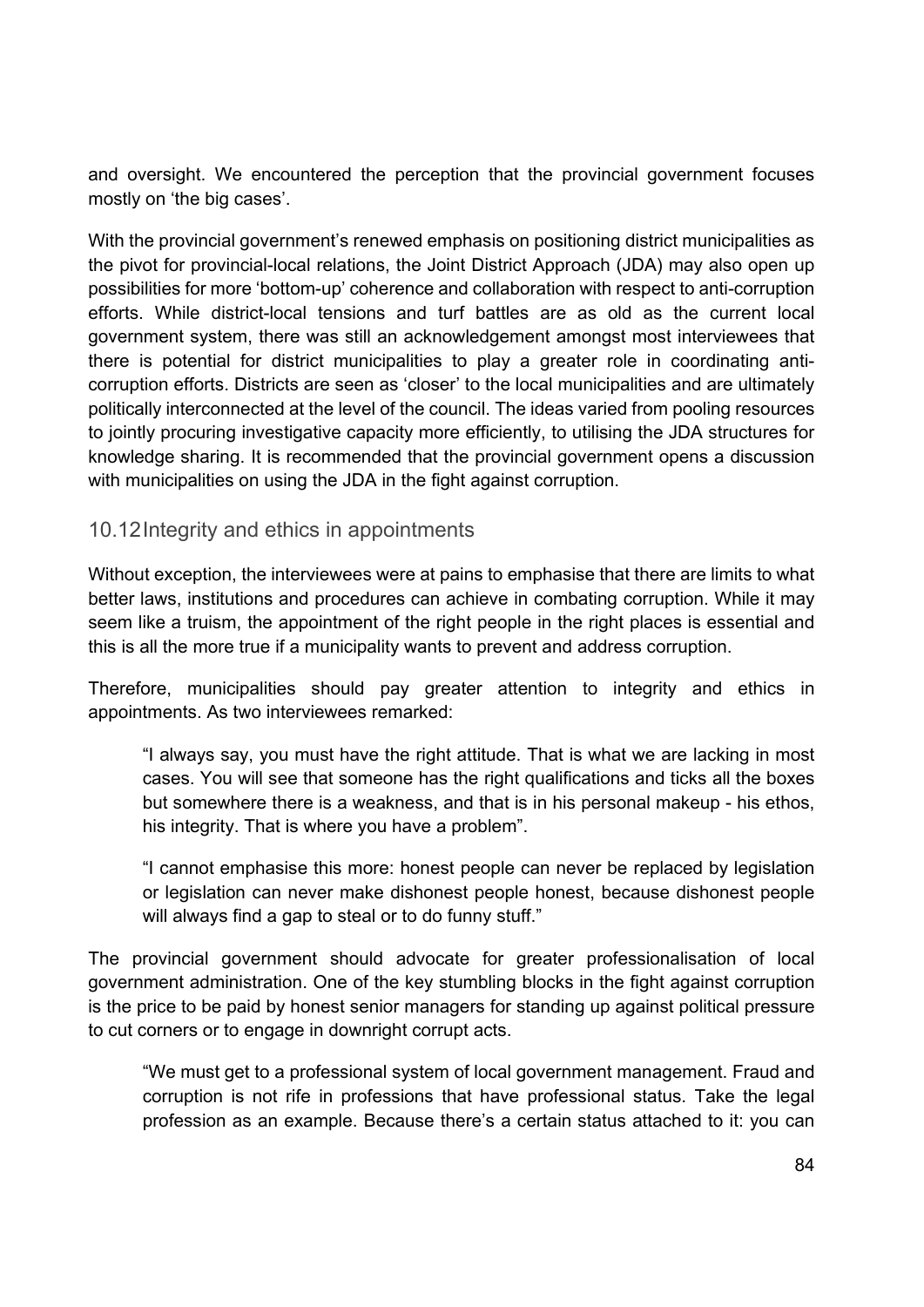and oversight. We encountered the perception that the provincial government focuses mostly on 'the big cases'.

With the provincial government's renewed emphasis on positioning district municipalities as the pivot for provincial-local relations, the Joint District Approach (JDA) may also open up possibilities for more 'bottom-up' coherence and collaboration with respect to anti-corruption efforts. While district-local tensions and turf battles are as old as the current local government system, there was still an acknowledgement amongst most interviewees that there is potential for district municipalities to play a greater role in coordinating anti-corruption efforts. Districts are seen as 'closer' to the local municipalities and are ultimately politically interconnected at the level of the council. The ideas varied from pooling resources to jointly procuring investigative capacity more efficiently, to utilising the JDA structures for knowledge sharing. It is recommended that the provincial government opens a discussion with municipalities on using the JDA in the fight against corruption.

## 10.12 Integrity and ethics in appointments

Without exception, the interviewees were at pains to emphasise that there are limits to what better laws, institutions and procedures can achieve in combating corruption. While it may seem like a truism, the appointment of the right people in the right places is essential and this is all the more true if a municipality wants to prevent and address corruption.

Therefore, municipalities should pay greater attention to integrity and ethics in appointments. As two interviewees remarked:

> "I always say, you must have the right attitude. That is what we are lacking in most cases. You will see that someone has the right qualifications and ticks all the boxes but somewhere there is a weakness, and that is in his personal makeup - his ethos, his integrity. That is where you have a problem".

> "I cannot emphasise this more: honest people can never be replaced by legislation or legislation can never make dishonest people honest, because dishonest people will always find a gap to steal or to do funny stuff."

The provincial government should advocate for greater professionalisation of local government administration. One of the key stumbling blocks in the fight against corruption is the price to be paid by honest senior managers for standing up against political pressure to cut corners or to engage in downright corrupt acts.

> "We must get to a professional system of local government management. Fraud and corruption is not rife in professions that have professional status. Take the legal profession as an example. Because there's a certain status attached to it: you can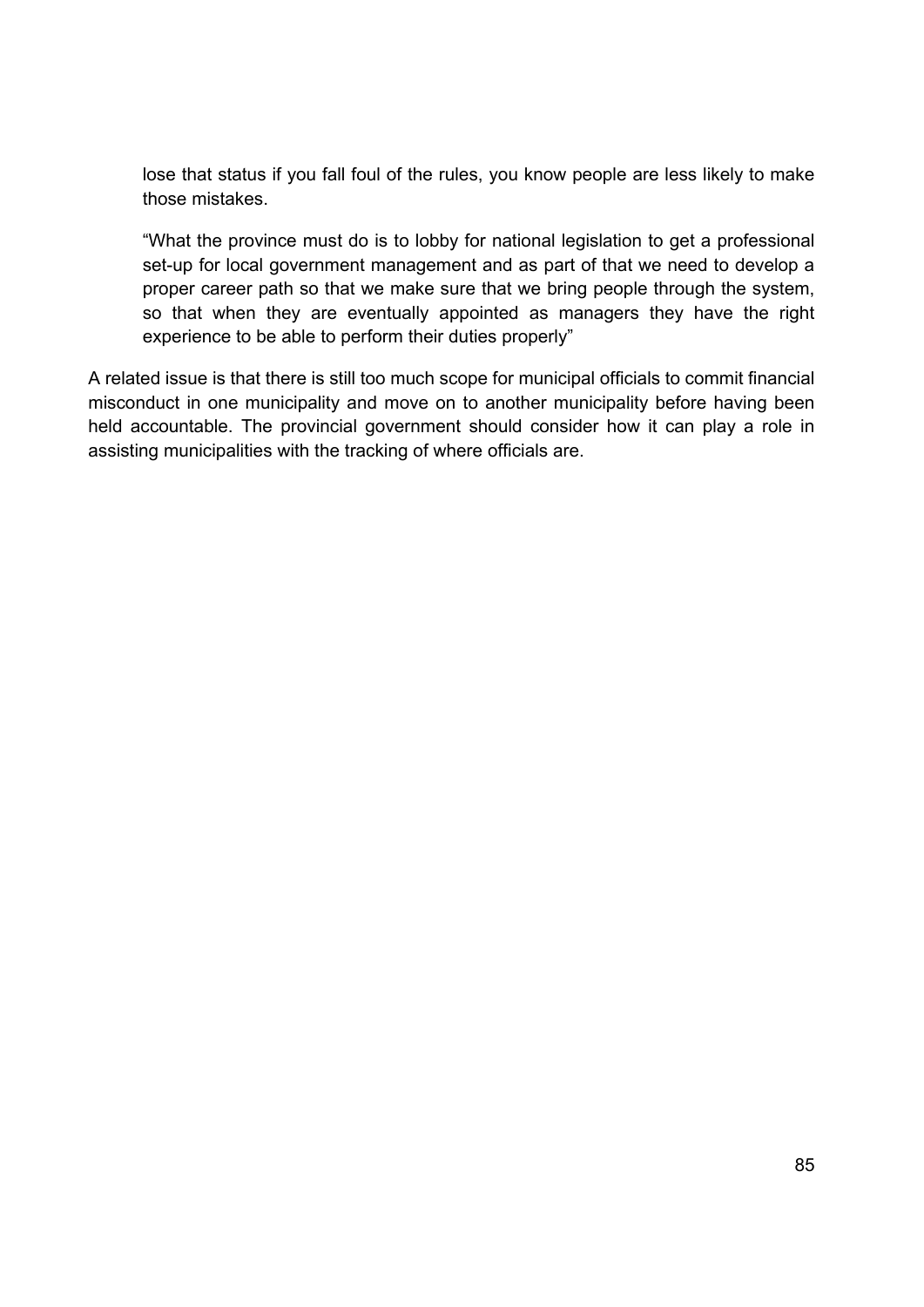> lose that status if you fall foul of the rules, you know people are less likely to make those mistakes.
>
> "What the province must do is to lobby for national legislation to get a professional set-up for local government management and as part of that we need to develop a proper career path so that we make sure that we bring people through the system, so that when they are eventually appointed as managers they have the right experience to be able to perform their duties properly"

A related issue is that there is still too much scope for municipal officials to commit financial misconduct in one municipality and move on to another municipality before having been held accountable. The provincial government should consider how it can play a role in assisting municipalities with the tracking of where officials are.